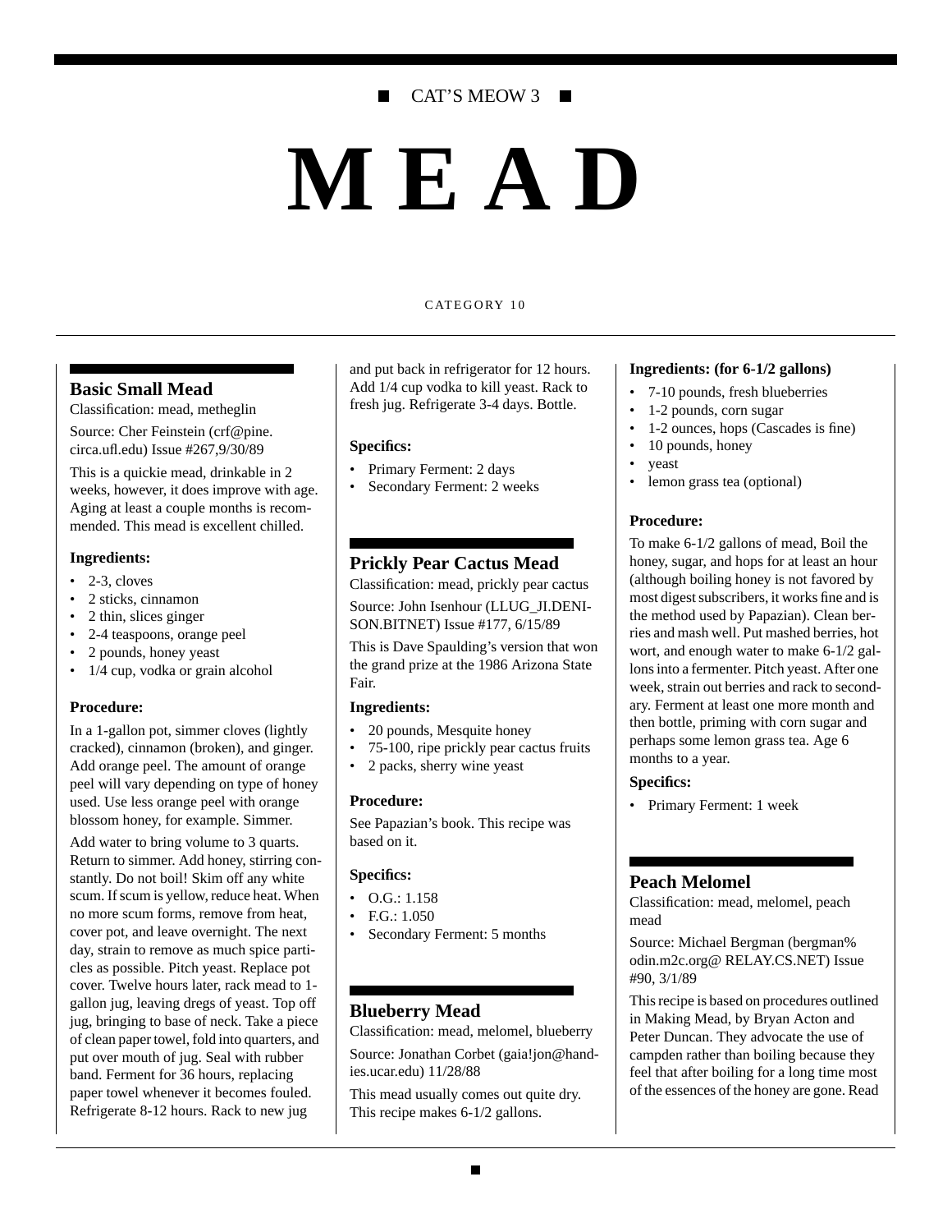CAT'S MEOW 3

# MEAD

CATEGORY 10

## Basic Small Mead

Classification: mead, metheglin

Source: Cher Feinstein (crf@pine.circa.ufl.edu) Issue #267,9/30/89

This is a quickie mead, drinkable in 2 weeks, however, it does improve with age. Aging at least a couple months is recommended. This mead is excellent chilled.

### Ingredients:

- 2-3, cloves
- 2 sticks, cinnamon
- 2 thin, slices ginger
- 2-4 teaspoons, orange peel
- 2 pounds, honey yeast
- 1/4 cup, vodka or grain alcohol

### Procedure:

In a 1-gallon pot, simmer cloves (lightly cracked), cinnamon (broken), and ginger. Add orange peel. The amount of orange peel will vary depending on type of honey used. Use less orange peel with orange blossom honey, for example. Simmer.

Add water to bring volume to 3 quarts. Return to simmer. Add honey, stirring constantly. Do not boil! Skim off any white scum. If scum is yellow, reduce heat. When no more scum forms, remove from heat, cover pot, and leave overnight. The next day, strain to remove as much spice particles as possible. Pitch yeast. Replace pot cover. Twelve hours later, rack mead to 1-gallon jug, leaving dregs of yeast. Top off jug, bringing to base of neck. Take a piece of clean paper towel, fold into quarters, and put over mouth of jug. Seal with rubber band. Ferment for 36 hours, replacing paper towel whenever it becomes fouled. Refrigerate 8-12 hours. Rack to new jug and put back in refrigerator for 12 hours. Add 1/4 cup vodka to kill yeast. Rack to fresh jug. Refrigerate 3-4 days. Bottle.

### Specifics:

- Primary Ferment: 2 days
- Secondary Ferment: 2 weeks

## Prickly Pear Cactus Mead

Classification: mead, prickly pear cactus

Source: John Isenhour (LLUG_JI.DENISON.BITNET) Issue #177, 6/15/89

This is Dave Spaulding's version that won the grand prize at the 1986 Arizona State Fair.

### Ingredients:

- 20 pounds, Mesquite honey
- 75-100, ripe prickly pear cactus fruits
- 2 packs, sherry wine yeast

### Procedure:

See Papazian's book. This recipe was based on it.

### Specifics:

- O.G.: 1.158
- F.G.: 1.050
- Secondary Ferment: 5 months

## Blueberry Mead

Classification: mead, melomel, blueberry

Source: Jonathan Corbet (gaia!jon@handies.ucar.edu) 11/28/88

This mead usually comes out quite dry. This recipe makes 6-1/2 gallons.

### Ingredients: (for 6-1/2 gallons)

- 7-10 pounds, fresh blueberries
- 1-2 pounds, corn sugar
- 1-2 ounces, hops (Cascades is fine)
- 10 pounds, honey
- yeast
- lemon grass tea (optional)

### Procedure:

To make 6-1/2 gallons of mead, Boil the honey, sugar, and hops for at least an hour (although boiling honey is not favored by most digest subscribers, it works fine and is the method used by Papazian). Clean berries and mash well. Put mashed berries, hot wort, and enough water to make 6-1/2 gallons into a fermenter. Pitch yeast. After one week, strain out berries and rack to secondary. Ferment at least one more month and then bottle, priming with corn sugar and perhaps some lemon grass tea. Age 6 months to a year.

### Specifics:

- Primary Ferment: 1 week

## Peach Melomel

Classification: mead, melomel, peach mead

Source: Michael Bergman (bergman%odin.m2c.org@ RELAY.CS.NET) Issue #90, 3/1/89

This recipe is based on procedures outlined in Making Mead, by Bryan Acton and Peter Duncan. They advocate the use of campden rather than boiling because they feel that after boiling for a long time most of the essences of the honey are gone. Read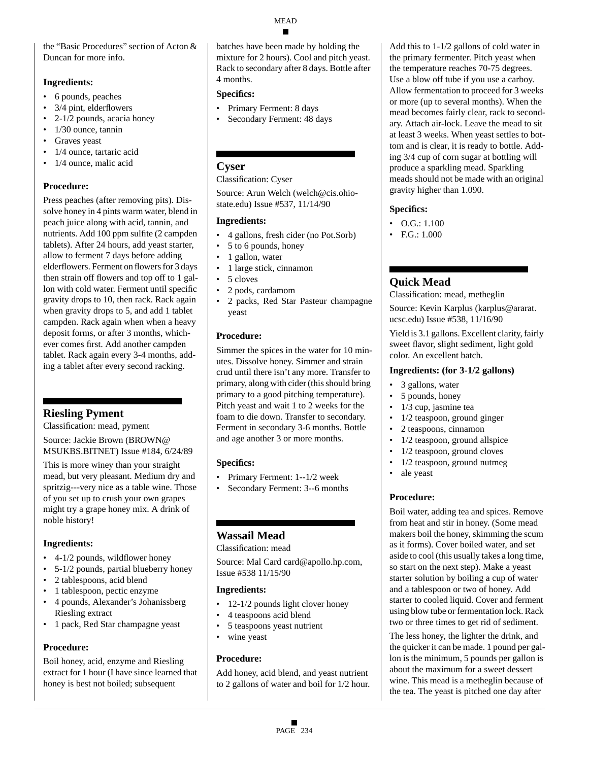the "Basic Procedures" section of Acton & Duncan for more info.

### Ingredients:

- 6 pounds, peaches
- 3/4 pint, elderflowers
- 2-1/2 pounds, acacia honey
- 1/30 ounce, tannin
- Graves yeast
- 1/4 ounce, tartaric acid
- 1/4 ounce, malic acid

### Procedure:

Press peaches (after removing pits). Dissolve honey in 4 pints warm water, blend in peach juice along with acid, tannin, and nutrients. Add 100 ppm sulfite (2 campden tablets). After 24 hours, add yeast starter, allow to ferment 7 days before adding elderflowers. Ferment on flowers for 3 days then strain off flowers and top off to 1 gallon with cold water. Ferment until specific gravity drops to 10, then rack. Rack again when gravity drops to 5, and add 1 tablet campden. Rack again when when a heavy deposit forms, or after 3 months, whichever comes first. Add another campden tablet. Rack again every 3-4 months, adding a tablet after every second racking.

## Riesling Pyment

Classification: mead, pyment

Source: Jackie Brown (BROWN@MSUKBS.BITNET) Issue #184, 6/24/89

This is more winey than your straight mead, but very pleasant. Medium dry and spritzig---very nice as a table wine. Those of you set up to crush your own grapes might try a grape honey mix. A drink of noble history!

### Ingredients:

- 4-1/2 pounds, wildflower honey
- 5-1/2 pounds, partial blueberry honey
- 2 tablespoons, acid blend
- 1 tablespoon, pectic enzyme
- 4 pounds, Alexander's Johanissberg Riesling extract
- 1 pack, Red Star champagne yeast

### Procedure:

Boil honey, acid, enzyme and Riesling extract for 1 hour (I have since learned that honey is best not boiled; subsequent batches have been made by holding the mixture for 2 hours). Cool and pitch yeast. Rack to secondary after 8 days. Bottle after 4 months.

### Specifics:

- Primary Ferment: 8 days
- Secondary Ferment: 48 days

## Cyser

Classification: Cyser

Source: Arun Welch (welch@cis.ohio-state.edu) Issue #537, 11/14/90

### Ingredients:

- 4 gallons, fresh cider (no Pot.Sorb)
- 5 to 6 pounds, honey
- 1 gallon, water
- 1 large stick, cinnamon
- 5 cloves
- 2 pods, cardamom
- 2 packs, Red Star Pasteur champagne yeast

### Procedure:

Simmer the spices in the water for 10 minutes. Dissolve honey. Simmer and strain crud until there isn't any more. Transfer to primary, along with cider (this should bring primary to a good pitching temperature). Pitch yeast and wait 1 to 2 weeks for the foam to die down. Transfer to secondary. Ferment in secondary 3-6 months. Bottle and age another 3 or more months.

### Specifics:

- Primary Ferment: 1--1/2 week
- Secondary Ferment: 3--6 months

## Wassail Mead

Classification: mead

Source: Mal Card card@apollo.hp.com, Issue #538 11/15/90

### Ingredients:

- 12-1/2 pounds light clover honey
- 4 teaspoons acid blend
- 5 teaspoons yeast nutrient
- wine yeast

### Procedure:

Add honey, acid blend, and yeast nutrient to 2 gallons of water and boil for 1/2 hour. Add this to 1-1/2 gallons of cold water in the primary fermenter. Pitch yeast when the temperature reaches 70-75 degrees. Use a blow off tube if you use a carboy. Allow fermentation to proceed for 3 weeks or more (up to several months). When the mead becomes fairly clear, rack to secondary. Attach air-lock. Leave the mead to sit at least 3 weeks. When yeast settles to bottom and is clear, it is ready to bottle. Adding 3/4 cup of corn sugar at bottling will produce a sparkling mead. Sparkling meads should not be made with an original gravity higher than 1.090.

### Specifics:

- O.G.: 1.100
- F.G.: 1.000

## Quick Mead

Classification: mead, metheglin

Source: Kevin Karplus (karplus@ararat.ucsc.edu) Issue #538, 11/16/90

Yield is 3.1 gallons. Excellent clarity, fairly sweet flavor, slight sediment, light gold color. An excellent batch.

### Ingredients: (for 3-1/2 gallons)

- 3 gallons, water
- 5 pounds, honey
- 1/3 cup, jasmine tea
- 1/2 teaspoon, ground ginger
- 2 teaspoons, cinnamon
- 1/2 teaspoon, ground allspice
- 1/2 teaspoon, ground cloves
- 1/2 teaspoon, ground nutmeg
- ale yeast

### Procedure:

Boil water, adding tea and spices. Remove from heat and stir in honey. (Some mead makers boil the honey, skimming the scum as it forms). Cover boiled water, and set aside to cool (this usually takes a long time, so start on the next step). Make a yeast starter solution by boiling a cup of water and a tablespoon or two of honey. Add starter to cooled liquid. Cover and ferment using blow tube or fermentation lock. Rack two or three times to get rid of sediment.

The less honey, the lighter the drink, and the quicker it can be made. 1 pound per gallon is the minimum, 5 pounds per gallon is about the maximum for a sweet dessert wine. This mead is a metheglin because of the tea. The yeast is pitched one day after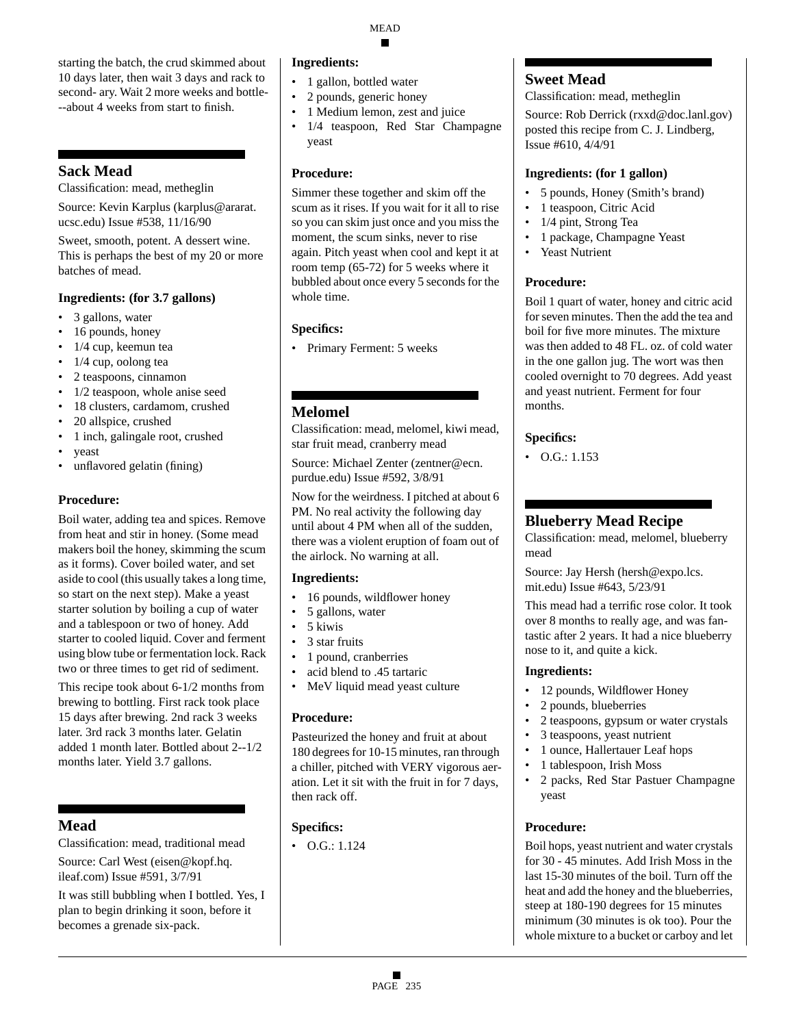starting the batch, the crud skimmed about 10 days later, then wait 3 days and rack to second- ary. Wait 2 more weeks and bottle---about 4 weeks from start to finish.

## Sack Mead

Classification: mead, metheglin

Source: Kevin Karplus (karplus@ararat.ucsc.edu) Issue #538, 11/16/90

Sweet, smooth, potent. A dessert wine. This is perhaps the best of my 20 or more batches of mead.

### Ingredients: (for 3.7 gallons)

- 3 gallons, water
- 16 pounds, honey
- 1/4 cup, keemun tea
- 1/4 cup, oolong tea
- 2 teaspoons, cinnamon
- 1/2 teaspoon, whole anise seed
- 18 clusters, cardamom, crushed
- 20 allspice, crushed
- 1 inch, galingale root, crushed
- yeast
- unflavored gelatin (fining)

### Procedure:

Boil water, adding tea and spices. Remove from heat and stir in honey. (Some mead makers boil the honey, skimming the scum as it forms). Cover boiled water, and set aside to cool (this usually takes a long time, so start on the next step). Make a yeast starter solution by boiling a cup of water and a tablespoon or two of honey. Add starter to cooled liquid. Cover and ferment using blow tube or fermentation lock. Rack two or three times to get rid of sediment.

This recipe took about 6-1/2 months from brewing to bottling. First rack took place 15 days after brewing. 2nd rack 3 weeks later. 3rd rack 3 months later. Gelatin added 1 month later. Bottled about 2--1/2 months later. Yield 3.7 gallons.

## Mead

Classification: mead, traditional mead

Source: Carl West (eisen@kopf.hq.ileaf.com) Issue #591, 3/7/91

It was still bubbling when I bottled. Yes, I plan to begin drinking it soon, before it becomes a grenade six-pack.

### Ingredients:

- 1 gallon, bottled water
- 2 pounds, generic honey
- 1 Medium lemon, zest and juice
- 1/4 teaspoon, Red Star Champagne yeast

### Procedure:

Simmer these together and skim off the scum as it rises. If you wait for it all to rise so you can skim just once and you miss the moment, the scum sinks, never to rise again. Pitch yeast when cool and kept it at room temp (65-72) for 5 weeks where it bubbled about once every 5 seconds for the whole time.

### Specifics:

- Primary Ferment: 5 weeks

## Melomel

Classification: mead, melomel, kiwi mead, star fruit mead, cranberry mead

Source: Michael Zenter (zentner@ecn.purdue.edu) Issue #592, 3/8/91

Now for the weirdness. I pitched at about 6 PM. No real activity the following day until about 4 PM when all of the sudden, there was a violent eruption of foam out of the airlock. No warning at all.

### Ingredients:

- 16 pounds, wildflower honey
- 5 gallons, water
- 5 kiwis
- 3 star fruits
- 1 pound, cranberries
- acid blend to .45 tartaric
- MeV liquid mead yeast culture

### Procedure:

Pasteurized the honey and fruit at about 180 degrees for 10-15 minutes, ran through a chiller, pitched with VERY vigorous aeration. Let it sit with the fruit in for 7 days, then rack off.

### Specifics:

- O.G.: 1.124

## Sweet Mead

Classification: mead, metheglin

Source: Rob Derrick (rxxd@doc.lanl.gov) posted this recipe from C. J. Lindberg, Issue #610, 4/4/91

### Ingredients: (for 1 gallon)

- 5 pounds, Honey (Smith's brand)
- 1 teaspoon, Citric Acid
- 1/4 pint, Strong Tea
- 1 package, Champagne Yeast
- Yeast Nutrient

### Procedure:

Boil 1 quart of water, honey and citric acid for seven minutes. Then the add the tea and boil for five more minutes. The mixture was then added to 48 FL. oz. of cold water in the one gallon jug. The wort was then cooled overnight to 70 degrees. Add yeast and yeast nutrient. Ferment for four months.

### Specifics:

- O.G.: 1.153

## Blueberry Mead Recipe

Classification: mead, melomel, blueberry mead

Source: Jay Hersh (hersh@expo.lcs.mit.edu) Issue #643, 5/23/91

This mead had a terrific rose color. It took over 8 months to really age, and was fantastic after 2 years. It had a nice blueberry nose to it, and quite a kick.

### Ingredients:

- 12 pounds, Wildflower Honey
- 2 pounds, blueberries
- 2 teaspoons, gypsum or water crystals
- 3 teaspoons, yeast nutrient
- 1 ounce, Hallertauer Leaf hops
- 1 tablespoon, Irish Moss
- 2 packs, Red Star Pastuer Champagne yeast

### Procedure:

Boil hops, yeast nutrient and water crystals for 30 - 45 minutes. Add Irish Moss in the last 15-30 minutes of the boil. Turn off the heat and add the honey and the blueberries, steep at 180-190 degrees for 15 minutes minimum (30 minutes is ok too). Pour the whole mixture to a bucket or carboy and let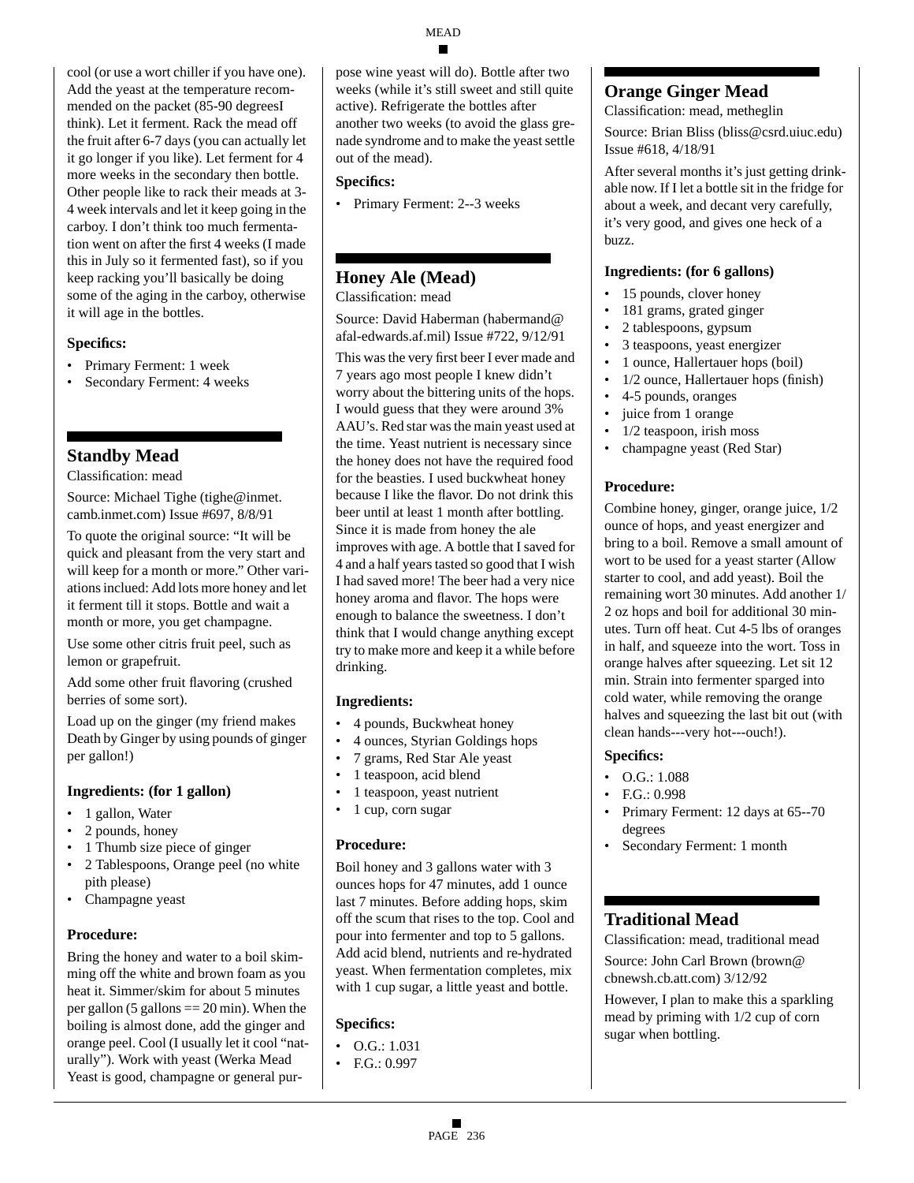cool (or use a wort chiller if you have one). Add the yeast at the temperature recommended on the packet (85-90 degreesI think). Let it ferment. Rack the mead off the fruit after 6-7 days (you can actually let it go longer if you like). Let ferment for 4 more weeks in the secondary then bottle. Other people like to rack their meads at 3-4 week intervals and let it keep going in the carboy. I don't think too much fermentation went on after the first 4 weeks (I made this in July so it fermented fast), so if you keep racking you'll basically be doing some of the aging in the carboy, otherwise it will age in the bottles.

### Specifics:

- Primary Ferment: 1 week
- Secondary Ferment: 4 weeks

## Standby Mead

Classification: mead

Source: Michael Tighe (tighe@inmet.camb.inmet.com) Issue #697, 8/8/91

To quote the original source: "It will be quick and pleasant from the very start and will keep for a month or more." Other variations inclued: Add lots more honey and let it ferment till it stops. Bottle and wait a month or more, you get champagne.

Use some other citris fruit peel, such as lemon or grapefruit.

Add some other fruit flavoring (crushed berries of some sort).

Load up on the ginger (my friend makes Death by Ginger by using pounds of ginger per gallon!)

### Ingredients: (for 1 gallon)

- 1 gallon, Water
- 2 pounds, honey
- 1 Thumb size piece of ginger
- 2 Tablespoons, Orange peel (no white pith please)
- Champagne yeast

### Procedure:

Bring the honey and water to a boil skimming off the white and brown foam as you heat it. Simmer/skim for about 5 minutes per gallon (5 gallons == 20 min). When the boiling is almost done, add the ginger and orange peel. Cool (I usually let it cool "naturally"). Work with yeast (Werka Mead Yeast is good, champagne or general purpose wine yeast will do). Bottle after two weeks (while it's still sweet and still quite active). Refrigerate the bottles after another two weeks (to avoid the glass grenade syndrome and to make the yeast settle out of the mead).

### Specifics:

- Primary Ferment: 2--3 weeks

## Honey Ale (Mead)

Classification: mead

Source: David Haberman (habermand@afal-edwards.af.mil) Issue #722, 9/12/91

This was the very first beer I ever made and 7 years ago most people I knew didn't worry about the bittering units of the hops. I would guess that they were around 3% AAU's. Red star was the main yeast used at the time. Yeast nutrient is necessary since the honey does not have the required food for the beasties. I used buckwheat honey because I like the flavor. Do not drink this beer until at least 1 month after bottling. Since it is made from honey the ale improves with age. A bottle that I saved for 4 and a half years tasted so good that I wish I had saved more! The beer had a very nice honey aroma and flavor. The hops were enough to balance the sweetness. I don't think that I would change anything except try to make more and keep it a while before drinking.

### Ingredients:

- 4 pounds, Buckwheat honey
- 4 ounces, Styrian Goldings hops
- 7 grams, Red Star Ale yeast
- 1 teaspoon, acid blend
- 1 teaspoon, yeast nutrient
- 1 cup, corn sugar

### Procedure:

Boil honey and 3 gallons water with 3 ounces hops for 47 minutes, add 1 ounce last 7 minutes. Before adding hops, skim off the scum that rises to the top. Cool and pour into fermenter and top to 5 gallons. Add acid blend, nutrients and re-hydrated yeast. When fermentation completes, mix with 1 cup sugar, a little yeast and bottle.

### Specifics:

- O.G.: 1.031
- F.G.: 0.997

## Orange Ginger Mead

Classification: mead, metheglin

Source: Brian Bliss (bliss@csrd.uiuc.edu) Issue #618, 4/18/91

After several months it's just getting drinkable now. If I let a bottle sit in the fridge for about a week, and decant very carefully, it's very good, and gives one heck of a buzz.

### Ingredients: (for 6 gallons)

- 15 pounds, clover honey
- 181 grams, grated ginger
- 2 tablespoons, gypsum
- 3 teaspoons, yeast energizer
- 1 ounce, Hallertauer hops (boil)
- 1/2 ounce, Hallertauer hops (finish)
- 4-5 pounds, oranges
- juice from 1 orange
- 1/2 teaspoon, irish moss
- champagne yeast (Red Star)

### Procedure:

Combine honey, ginger, orange juice, 1/2 ounce of hops, and yeast energizer and bring to a boil. Remove a small amount of wort to be used for a yeast starter (Allow starter to cool, and add yeast). Boil the remaining wort 30 minutes. Add another 1/2 oz hops and boil for additional 30 minutes. Turn off heat. Cut 4-5 lbs of oranges in half, and squeeze into the wort. Toss in orange halves after squeezing. Let sit 12 min. Strain into fermenter sparged into cold water, while removing the orange halves and squeezing the last bit out (with clean hands---very hot---ouch!).

### Specifics:

- O.G.: 1.088
- F.G.: 0.998
- Primary Ferment: 12 days at 65--70 degrees
- Secondary Ferment: 1 month

## Traditional Mead

Classification: mead, traditional mead

Source: John Carl Brown (brown@cbnewsh.cb.att.com) 3/12/92

However, I plan to make this a sparkling mead by priming with 1/2 cup of corn sugar when bottling.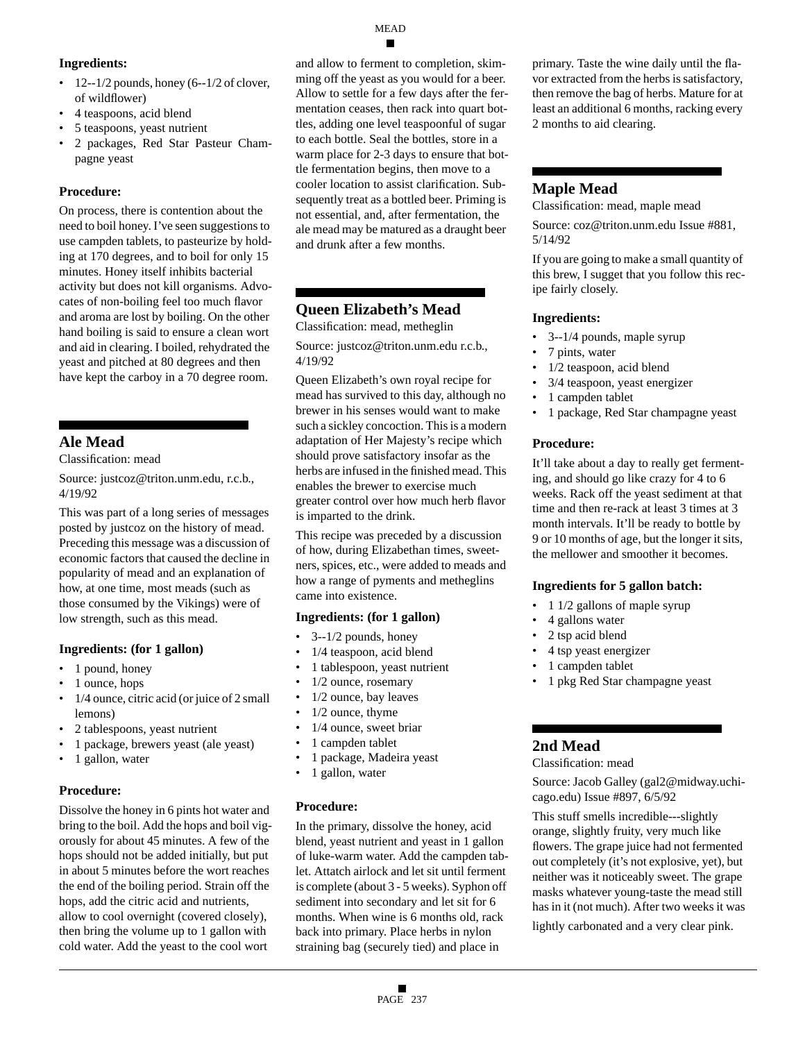**Ingredients:**

- 12--1/2 pounds, honey (6--1/2 of clover, of wildflower)
- 4 teaspoons, acid blend
- 5 teaspoons, yeast nutrient
- 2 packages, Red Star Pasteur Champagne yeast

**Procedure:**

On process, there is contention about the need to boil honey. I've seen suggestions to use campden tablets, to pasteurize by holding at 170 degrees, and to boil for only 15 minutes. Honey itself inhibits bacterial activity but does not kill organisms. Advocates of non-boiling feel too much flavor and aroma are lost by boiling. On the other hand boiling is said to ensure a clean wort and aid in clearing. I boiled, rehydrated the yeast and pitched at 80 degrees and then have kept the carboy in a 70 degree room.

## Ale Mead

Classification: mead

Source: justcoz@triton.unm.edu, r.c.b., 4/19/92

This was part of a long series of messages posted by justcoz on the history of mead. Preceding this message was a discussion of economic factors that caused the decline in popularity of mead and an explanation of how, at one time, most meads (such as those consumed by the Vikings) were of low strength, such as this mead.

**Ingredients: (for 1 gallon)**

- 1 pound, honey
- 1 ounce, hops
- 1/4 ounce, citric acid (or juice of 2 small lemons)
- 2 tablespoons, yeast nutrient
- 1 package, brewers yeast (ale yeast)
- 1 gallon, water

**Procedure:**

Dissolve the honey in 6 pints hot water and bring to the boil. Add the hops and boil vigorously for about 45 minutes. A few of the hops should not be added initially, but put in about 5 minutes before the wort reaches the end of the boiling period. Strain off the hops, add the citric acid and nutrients, allow to cool overnight (covered closely), then bring the volume up to 1 gallon with cold water. Add the yeast to the cool wort and allow to ferment to completion, skimming off the yeast as you would for a beer. Allow to settle for a few days after the fermentation ceases, then rack into quart bottles, adding one level teaspoonful of sugar to each bottle. Seal the bottles, store in a warm place for 2-3 days to ensure that bottle fermentation begins, then move to a cooler location to assist clarification. Subsequently treat as a bottled beer. Priming is not essential, and, after fermentation, the ale mead may be matured as a draught beer and drunk after a few months.

## Queen Elizabeth's Mead

Classification: mead, metheglin

Source: justcoz@triton.unm.edu r.c.b., 4/19/92

Queen Elizabeth's own royal recipe for mead has survived to this day, although no brewer in his senses would want to make such a sickley concoction. This is a modern adaptation of Her Majesty's recipe which should prove satisfactory insofar as the herbs are infused in the finished mead. This enables the brewer to exercise much greater control over how much herb flavor is imparted to the drink.

This recipe was preceded by a discussion of how, during Elizabethan times, sweeteners, spices, etc., were added to meads and how a range of pyments and metheglins came into existence.

**Ingredients: (for 1 gallon)**

- 3--1/2 pounds, honey
- 1/4 teaspoon, acid blend
- 1 tablespoon, yeast nutrient
- 1/2 ounce, rosemary
- 1/2 ounce, bay leaves
- 1/2 ounce, thyme
- 1/4 ounce, sweet briar
- 1 campden tablet
- 1 package, Madeira yeast
- 1 gallon, water

**Procedure:**

In the primary, dissolve the honey, acid blend, yeast nutrient and yeast in 1 gallon of luke-warm water. Add the campden tablet. Attatch airlock and let sit until ferment is complete (about 3 - 5 weeks). Syphon off sediment into secondary and let sit for 6 months. When wine is 6 months old, rack back into primary. Place herbs in nylon straining bag (securely tied) and place in primary. Taste the wine daily until the flavor extracted from the herbs is satisfactory, then remove the bag of herbs. Mature for at least an additional 6 months, racking every 2 months to aid clearing.

## Maple Mead

Classification: mead, maple mead

Source: coz@triton.unm.edu Issue #881, 5/14/92

If you are going to make a small quantity of this brew, I sugget that you follow this recipe fairly closely.

**Ingredients:**

- 3--1/4 pounds, maple syrup
- 7 pints, water
- 1/2 teaspoon, acid blend
- 3/4 teaspoon, yeast energizer
- 1 campden tablet
- 1 package, Red Star champagne yeast

**Procedure:**

It'll take about a day to really get fermenting, and should go like crazy for 4 to 6 weeks. Rack off the yeast sediment at that time and then re-rack at least 3 times at 3 month intervals. It'll be ready to bottle by 9 or 10 months of age, but the longer it sits, the mellower and smoother it becomes.

**Ingredients for 5 gallon batch:**

- 1 1/2 gallons of maple syrup
- 4 gallons water
- 2 tsp acid blend
- 4 tsp yeast energizer
- 1 campden tablet
- 1 pkg Red Star champagne yeast

## 2nd Mead

Classification: mead

Source: Jacob Galley (gal2@midway.uchicago.edu) Issue #897, 6/5/92

This stuff smells incredible---slightly orange, slightly fruity, very much like flowers. The grape juice had not fermented out completely (it's not explosive, yet), but neither was it noticeably sweet. The grape masks whatever young-taste the mead still has in it (not much). After two weeks it was lightly carbonated and a very clear pink.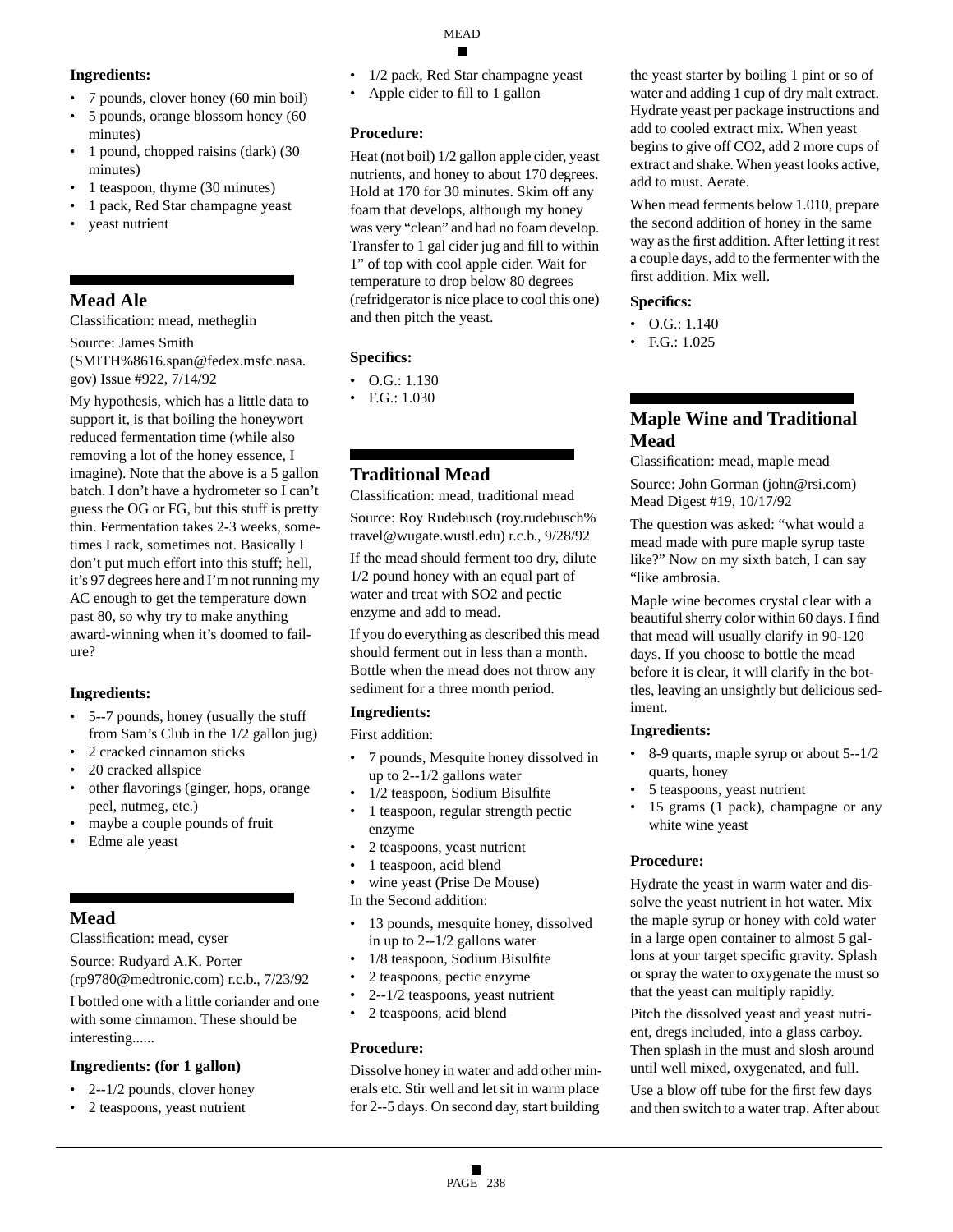**Ingredients:**

- 7 pounds, clover honey (60 min boil)
- 5 pounds, orange blossom honey (60 minutes)
- 1 pound, chopped raisins (dark) (30 minutes)
- 1 teaspoon, thyme (30 minutes)
- 1 pack, Red Star champagne yeast
- yeast nutrient

## Mead Ale

Classification: mead, metheglin

Source: James Smith (SMITH%8616.span@fedex.msfc.nasa.gov) Issue #922, 7/14/92

My hypothesis, which has a little data to support it, is that boiling the honeywort reduced fermentation time (while also removing a lot of the honey essence, I imagine). Note that the above is a 5 gallon batch. I don't have a hydrometer so I can't guess the OG or FG, but this stuff is pretty thin. Fermentation takes 2-3 weeks, sometimes I rack, sometimes not. Basically I don't put much effort into this stuff; hell, it's 97 degrees here and I'm not running my AC enough to get the temperature down past 80, so why try to make anything award-winning when it's doomed to failure?

**Ingredients:**

- 5--7 pounds, honey (usually the stuff from Sam's Club in the 1/2 gallon jug)
- 2 cracked cinnamon sticks
- 20 cracked allspice
- other flavorings (ginger, hops, orange peel, nutmeg, etc.)
- maybe a couple pounds of fruit
- Edme ale yeast

## Mead

Classification: mead, cyser

Source: Rudyard A.K. Porter (rp9780@medtronic.com) r.c.b., 7/23/92

I bottled one with a little coriander and one with some cinnamon. These should be interesting......

**Ingredients: (for 1 gallon)**

- 2--1/2 pounds, clover honey
- 2 teaspoons, yeast nutrient
- 1/2 pack, Red Star champagne yeast
- Apple cider to fill to 1 gallon

**Procedure:**

Heat (not boil) 1/2 gallon apple cider, yeast nutrients, and honey to about 170 degrees. Hold at 170 for 30 minutes. Skim off any foam that develops, although my honey was very "clean" and had no foam develop. Transfer to 1 gal cider jug and fill to within 1" of top with cool apple cider. Wait for temperature to drop below 80 degrees (refridgerator is nice place to cool this one) and then pitch the yeast.

**Specifics:**

- O.G.: 1.130
- F.G.: 1.030

## Traditional Mead

Classification: mead, traditional mead

Source: Roy Rudebusch (roy.rudebusch%travel@wugate.wustl.edu) r.c.b., 9/28/92

If the mead should ferment too dry, dilute 1/2 pound honey with an equal part of water and treat with SO2 and pectic enzyme and add to mead.

If you do everything as described this mead should ferment out in less than a month. Bottle when the mead does not throw any sediment for a three month period.

**Ingredients:**

First addition:

- 7 pounds, Mesquite honey dissolved in up to 2--1/2 gallons water
- 1/2 teaspoon, Sodium Bisulfite
- 1 teaspoon, regular strength pectic enzyme
- 2 teaspoons, yeast nutrient
- 1 teaspoon, acid blend
- wine yeast (Prise De Mouse)

In the Second addition:

- 13 pounds, mesquite honey, dissolved in up to 2--1/2 gallons water
- 1/8 teaspoon, Sodium Bisulfite
- 2 teaspoons, pectic enzyme
- 2--1/2 teaspoons, yeast nutrient
- 2 teaspoons, acid blend

**Procedure:**

Dissolve honey in water and add other minerals etc. Stir well and let sit in warm place for 2--5 days. On second day, start building the yeast starter by boiling 1 pint or so of water and adding 1 cup of dry malt extract. Hydrate yeast per package instructions and add to cooled extract mix. When yeast begins to give off $CO_2$, add 2 more cups of extract and shake. When yeast looks active, add to must. Aerate.

When mead ferments below 1.010, prepare the second addition of honey in the same way as the first addition. After letting it rest a couple days, add to the fermenter with the first addition. Mix well.

**Specifics:**

- O.G.: 1.140
- F.G.: 1.025

## Maple Wine and Traditional Mead

Classification: mead, maple mead

Source: John Gorman (john@rsi.com) Mead Digest #19, 10/17/92

The question was asked: "what would a mead made with pure maple syrup taste like?" Now on my sixth batch, I can say "like ambrosia.

Maple wine becomes crystal clear with a beautiful sherry color within 60 days. I find that mead will usually clarify in 90-120 days. If you choose to bottle the mead before it is clear, it will clarify in the bottles, leaving an unsightly but delicious sediment.

**Ingredients:**

- 8-9 quarts, maple syrup or about 5--1/2 quarts, honey
- 5 teaspoons, yeast nutrient
- 15 grams (1 pack), champagne or any white wine yeast

**Procedure:**

Hydrate the yeast in warm water and dissolve the yeast nutrient in hot water. Mix the maple syrup or honey with cold water in a large open container to almost 5 gallons at your target specific gravity. Splash or spray the water to oxygenate the must so that the yeast can multiply rapidly.

Pitch the dissolved yeast and yeast nutrient, dregs included, into a glass carboy. Then splash in the must and slosh around until well mixed, oxygenated, and full.

Use a blow off tube for the first few days and then switch to a water trap. After about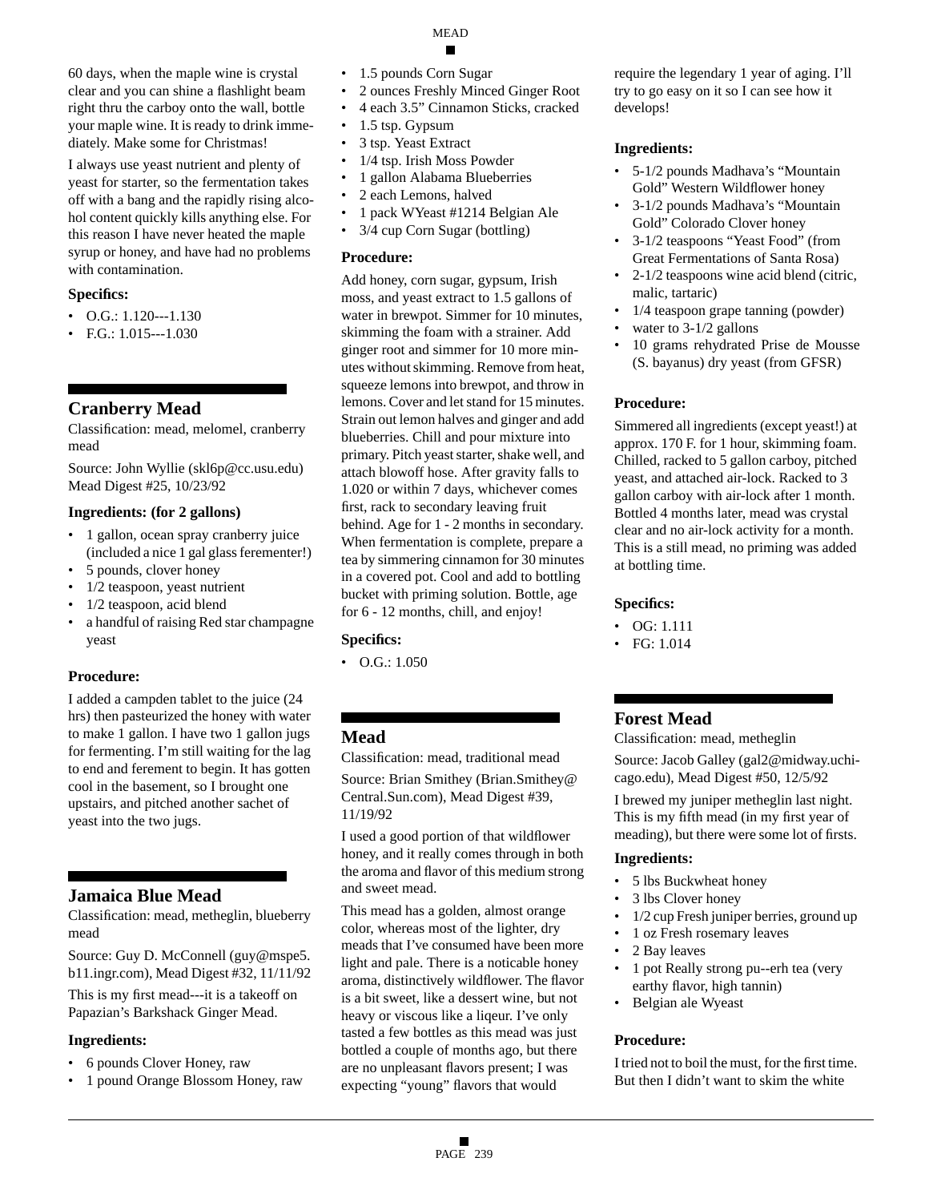60 days, when the maple wine is crystal clear and you can shine a flashlight beam right thru the carboy onto the wall, bottle your maple wine. It is ready to drink immediately. Make some for Christmas!

I always use yeast nutrient and plenty of yeast for starter, so the fermentation takes off with a bang and the rapidly rising alcohol content quickly kills anything else. For this reason I have never heated the maple syrup or honey, and have had no problems with contamination.

### Specifics:

- O.G.: 1.120---1.130
- F.G.: 1.015---1.030

## Cranberry Mead

Classification: mead, melomel, cranberry mead

Source: John Wyllie (skl6p@cc.usu.edu) Mead Digest #25, 10/23/92

### Ingredients: (for 2 gallons)

- 1 gallon, ocean spray cranberry juice (included a nice 1 gal glass feremention!)
- 5 pounds, clover honey
- 1/2 teaspoon, yeast nutrient
- 1/2 teaspoon, acid blend
- a handful of raising Red star champagne yeast

### Procedure:

I added a campden tablet to the juice (24 hrs) then pasteurized the honey with water to make 1 gallon. I have two 1 gallon jugs for fermenting. I'm still waiting for the lag to end and ferement to begin. It has gotten cool in the basement, so I brought one upstairs, and pitched another sachet of yeast into the two jugs.

## Jamaica Blue Mead

Classification: mead, metheglin, blueberry mead

Source: Guy D. McConnell (guy@mspe5.b11.ingr.com), Mead Digest #32, 11/11/92

This is my first mead---it is a takeoff on Papazian's Barkshack Ginger Mead.

### Ingredients:

- 6 pounds Clover Honey, raw
- 1 pound Orange Blossom Honey, raw
- 1.5 pounds Corn Sugar
- 2 ounces Freshly Minced Ginger Root
- 4 each 3.5" Cinnamon Sticks, cracked
- 1.5 tsp. Gypsum
- 3 tsp. Yeast Extract
- 1/4 tsp. Irish Moss Powder
- 1 gallon Alabama Blueberries
- 2 each Lemons, halved
- 1 pack WYeast #1214 Belgian Ale
- 3/4 cup Corn Sugar (bottling)

### Procedure:

Add honey, corn sugar, gypsum, Irish moss, and yeast extract to 1.5 gallons of water in brewpot. Simmer for 10 minutes, skimming the foam with a strainer. Add ginger root and simmer for 10 more minutes without skimming. Remove from heat, squeeze lemons into brewpot, and throw in lemons. Cover and let stand for 15 minutes. Strain out lemon halves and ginger and add blueberries. Chill and pour mixture into primary. Pitch yeast starter, shake well, and attach blowoff hose. After gravity falls to 1.020 or within 7 days, whichever comes first, rack to secondary leaving fruit behind. Age for 1 - 2 months in secondary. When fermentation is complete, prepare a tea by simmering cinnamon for 30 minutes in a covered pot. Cool and add to bottling bucket with priming solution. Bottle, age for 6 - 12 months, chill, and enjoy!

### Specifics:

- O.G.: 1.050

## Mead

Classification: mead, traditional mead

Source: Brian Smithey (Brian.Smithey@Central.Sun.com), Mead Digest #39, 11/19/92

I used a good portion of that wildflower honey, and it really comes through in both the aroma and flavor of this medium strong and sweet mead.

This mead has a golden, almost orange color, whereas most of the lighter, dry meads that I've consumed have been more light and pale. There is a noticable honey aroma, distinctively wildflower. The flavor is a bit sweet, like a dessert wine, but not heavy or viscous like a liqeur. I've only tasted a few bottles as this mead was just bottled a couple of months ago, but there are no unpleasant flavors present; I was expecting "young" flavors that would require the legendary 1 year of aging. I'll try to go easy on it so I can see how it develops!

### Ingredients:

- 5-1/2 pounds Madhava's "Mountain Gold" Western Wildflower honey
- 3-1/2 pounds Madhava's "Mountain Gold" Colorado Clover honey
- 3-1/2 teaspoons "Yeast Food" (from Great Fermentations of Santa Rosa)
- 2-1/2 teaspoons wine acid blend (citric, malic, tartaric)
- 1/4 teaspoon grape tanning (powder)
- water to 3-1/2 gallons
- 10 grams rehydrated Prise de Mousse (S. bayanus) dry yeast (from GFSR)

### Procedure:

Simmered all ingredients (except yeast!) at approx. 170 F. for 1 hour, skimming foam. Chilled, racked to 5 gallon carboy, pitched yeast, and attached air-lock. Racked to 3 gallon carboy with air-lock after 1 month. Bottled 4 months later, mead was crystal clear and no air-lock activity for a month. This is a still mead, no priming was added at bottling time.

### Specifics:

- OG: 1.111
- FG: 1.014

## Forest Mead

Classification: mead, metheglin

Source: Jacob Galley (gal2@midway.uchicago.edu), Mead Digest #50, 12/5/92

I brewed my juniper metheglin last night. This is my fifth mead (in my first year of meading), but there were some lot of firsts.

### Ingredients:

- 5 lbs Buckwheat honey
- 3 lbs Clover honey
- 1/2 cup Fresh juniper berries, ground up
- 1 oz Fresh rosemary leaves
- 2 Bay leaves
- 1 pot Really strong pu--erh tea (very earthy flavor, high tannin)
- Belgian ale Wyeast

### Procedure:

I tried not to boil the must, for the first time. But then I didn't want to skim the white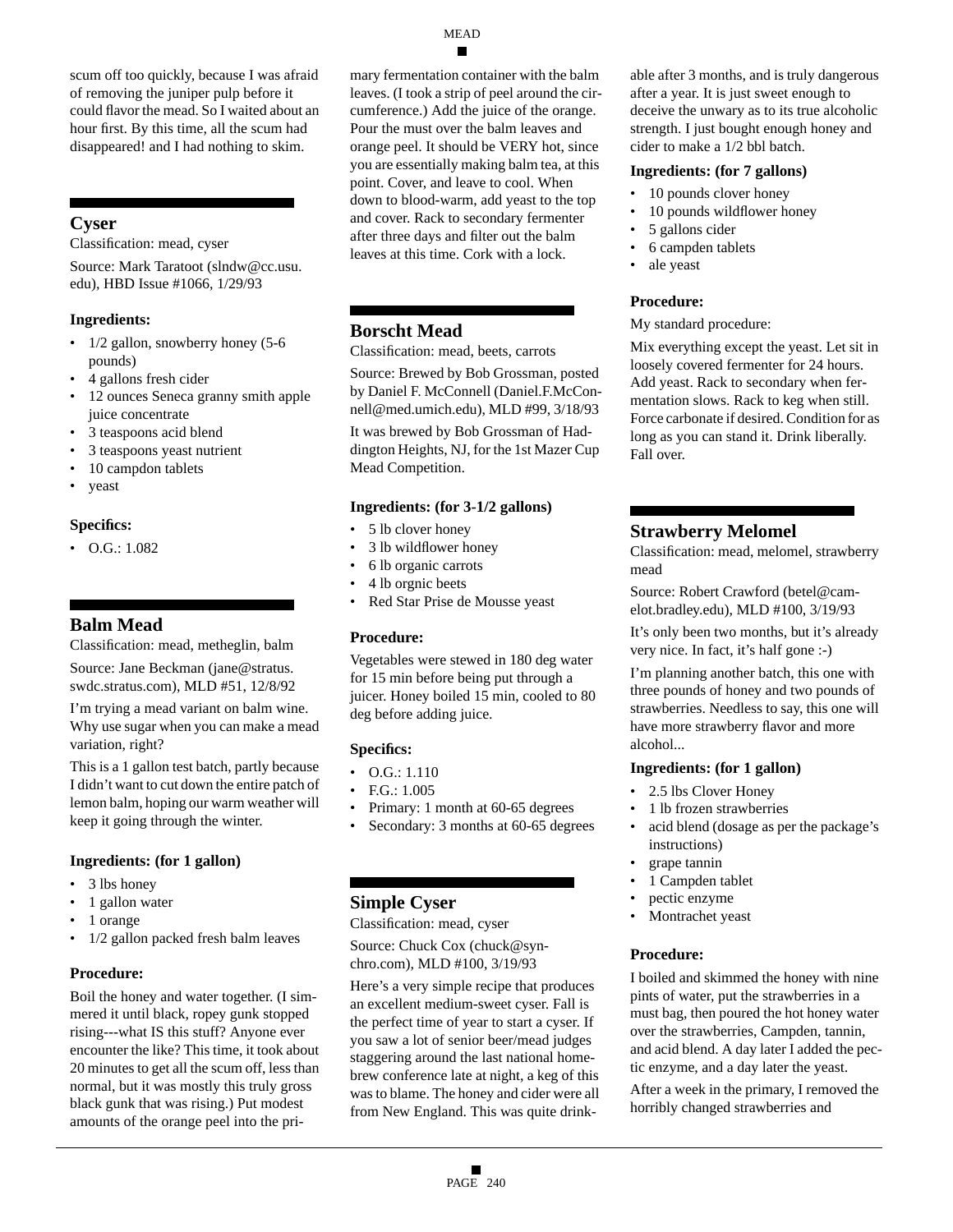scum off too quickly, because I was afraid of removing the juniper pulp before it could flavor the mead. So I waited about an hour first. By this time, all the scum had disappeared! and I had nothing to skim.

## Cyser

Classification: mead, cyser

Source: Mark Taratoot (slndw@cc.usu.edu), HBD Issue #1066, 1/29/93

### Ingredients:

- 1/2 gallon, snowberry honey (5-6 pounds)
- 4 gallons fresh cider
- 12 ounces Seneca granny smith apple juice concentrate
- 3 teaspoons acid blend
- 3 teaspoons yeast nutrient
- 10 campdon tablets
- yeast

### Specifics:

- O.G.: 1.082

## Balm Mead

Classification: mead, metheglin, balm

Source: Jane Beckman (jane@stratus.swdc.stratus.com), MLD #51, 12/8/92

I'm trying a mead variant on balm wine. Why use sugar when you can make a mead variation, right?

This is a 1 gallon test batch, partly because I didn't want to cut down the entire patch of lemon balm, hoping our warm weather will keep it going through the winter.

### Ingredients: (for 1 gallon)

- 3 lbs honey
- 1 gallon water
- 1 orange
- 1/2 gallon packed fresh balm leaves

### Procedure:

Boil the honey and water together. (I simmered it until black, ropey gunk stopped rising---what IS this stuff? Anyone ever encounter the like? This time, it took about 20 minutes to get all the scum off, less than normal, but it was mostly this truly gross black gunk that was rising.) Put modest amounts of the orange peel into the primary fermentation container with the balm leaves. (I took a strip of peel around the circumference.) Add the juice of the orange. Pour the must over the balm leaves and orange peel. It should be VERY hot, since you are essentially making balm tea, at this point. Cover, and leave to cool. When down to blood-warm, add yeast to the top and cover. Rack to secondary fermenter after three days and filter out the balm leaves at this time. Cork with a lock.

## Borscht Mead

Classification: mead, beets, carrots

Source: Brewed by Bob Grossman, posted by Daniel F. McConnell (Daniel.F.McConnell@med.umich.edu), MLD #99, 3/18/93

It was brewed by Bob Grossman of Haddington Heights, NJ, for the 1st Mazer Cup Mead Competition.

### Ingredients: (for 3-1/2 gallons)

- 5 lb clover honey
- 3 lb wildflower honey
- 6 lb organic carrots
- 4 lb orgnic beets
- Red Star Prise de Mousse yeast

### Procedure:

Vegetables were stewed in 180 deg water for 15 min before being put through a juicer. Honey boiled 15 min, cooled to 80 deg before adding juice.

### Specifics:

- O.G.: 1.110
- F.G.: 1.005
- Primary: 1 month at 60-65 degrees
- Secondary: 3 months at 60-65 degrees

## Simple Cyser

Classification: mead, cyser

Source: Chuck Cox (chuck@synchro.com), MLD #100, 3/19/93

Here's a very simple recipe that produces an excellent medium-sweet cyser. Fall is the perfect time of year to start a cyser. If you saw a lot of senior beer/mead judges staggering around the last national homebrew conference late at night, a keg of this was to blame. The honey and cider were all from New England. This was quite drinkable after 3 months, and is truly dangerous after a year. It is just sweet enough to deceive the unwary as to its true alcoholic strength. I just bought enough honey and cider to make a 1/2 bbl batch.

### Ingredients: (for 7 gallons)

- 10 pounds clover honey
- 10 pounds wildflower honey
- 5 gallons cider
- 6 campden tablets
- ale yeast

### Procedure:

My standard procedure:

Mix everything except the yeast. Let sit in loosely covered fermenter for 24 hours. Add yeast. Rack to secondary when fermentation slows. Rack to keg when still. Force carbonate if desired. Condition for as long as you can stand it. Drink liberally. Fall over.

## Strawberry Melomel

Classification: mead, melomel, strawberry mead

Source: Robert Crawford (betel@camelot.bradley.edu), MLD #100, 3/19/93

It's only been two months, but it's already very nice. In fact, it's half gone :-)

I'm planning another batch, this one with three pounds of honey and two pounds of strawberries. Needless to say, this one will have more strawberry flavor and more alcohol...

### Ingredients: (for 1 gallon)

- 2.5 lbs Clover Honey
- 1 lb frozen strawberries
- acid blend (dosage as per the package's instructions)
- grape tannin
- 1 Campden tablet
- pectic enzyme
- Montrachet yeast

### Procedure:

I boiled and skimmed the honey with nine pints of water, put the strawberries in a must bag, then poured the hot honey water over the strawberries, Campden, tannin, and acid blend. A day later I added the pectic enzyme, and a day later the yeast.

After a week in the primary, I removed the horribly changed strawberries and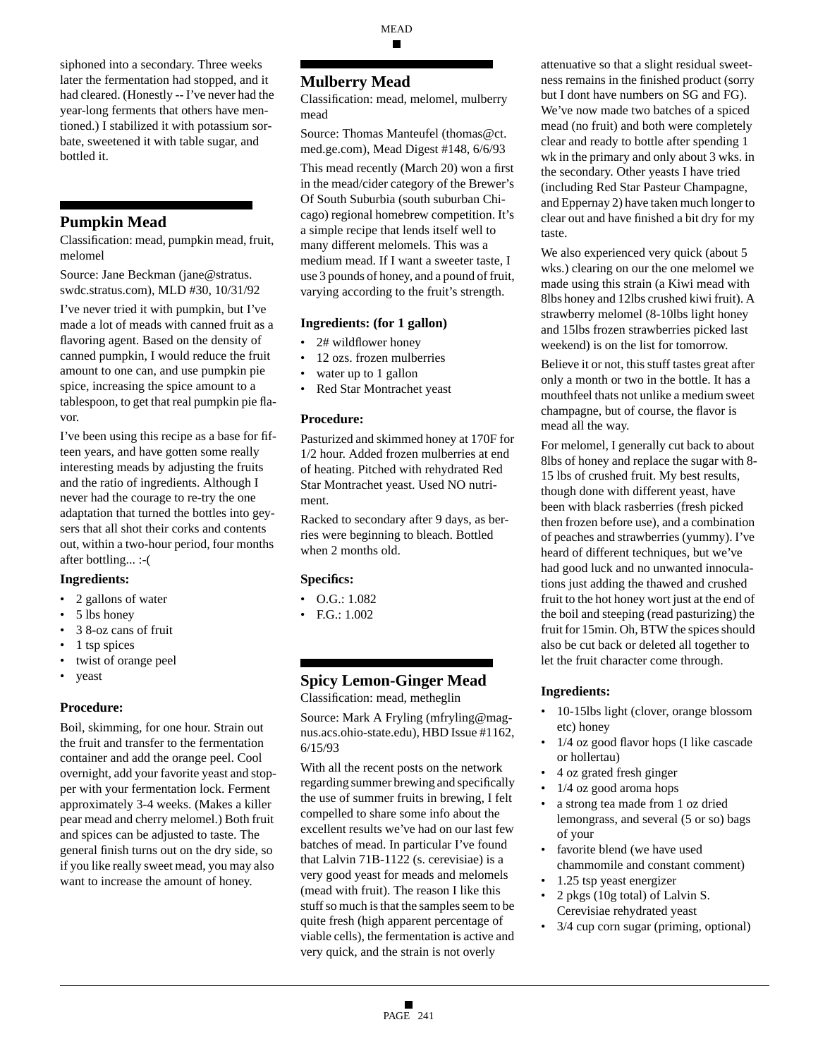siphoned into a secondary. Three weeks later the fermentation had stopped, and it had cleared. (Honestly -- I've never had the year-long ferments that others have mentioned.) I stabilized it with potassium sorbate, sweetened it with table sugar, and bottled it.

## Pumpkin Mead

Classification: mead, pumpkin mead, fruit, melomel

Source: Jane Beckman (jane@stratus.swdc.stratus.com), MLD #30, 10/31/92

I've never tried it with pumpkin, but I've made a lot of meads with canned fruit as a flavoring agent. Based on the density of canned pumpkin, I would reduce the fruit amount to one can, and use pumpkin pie spice, increasing the spice amount to a tablespoon, to get that real pumpkin pie flavor.

I've been using this recipe as a base for fifteen years, and have gotten some really interesting meads by adjusting the fruits and the ratio of ingredients. Although I never had the courage to re-try the one adaptation that turned the bottles into geysers that all shot their corks and contents out, within a two-hour period, four months after bottling... :-(

### Ingredients:

- 2 gallons of water
- 5 lbs honey
- 3 8-oz cans of fruit
- 1 tsp spices
- twist of orange peel
- yeast

### Procedure:

Boil, skimming, for one hour. Strain out the fruit and transfer to the fermentation container and add the orange peel. Cool overnight, add your favorite yeast and stopper with your fermentation lock. Ferment approximately 3-4 weeks. (Makes a killer pear mead and cherry melomel.) Both fruit and spices can be adjusted to taste. The general finish turns out on the dry side, so if you like really sweet mead, you may also want to increase the amount of honey.

## Mulberry Mead

Classification: mead, melomel, mulberry mead

Source: Thomas Manteufel (thomas@ct.med.ge.com), Mead Digest #148, 6/6/93

This mead recently (March 20) won a first in the mead/cider category of the Brewer's Of South Suburbia (south suburban Chicago) regional homebrew competition. It's a simple recipe that lends itself well to many different melomels. This was a medium mead. If I want a sweeter taste, I use 3 pounds of honey, and a pound of fruit, varying according to the fruit's strength.

### Ingredients: (for 1 gallon)

- 2# wildflower honey
- 12 ozs. frozen mulberries
- water up to 1 gallon
- Red Star Montrachet yeast

### Procedure:

Pasturized and skimmed honey at 170F for 1/2 hour. Added frozen mulberries at end of heating. Pitched with rehydrated Red Star Montrachet yeast. Used NO nutriment.

Racked to secondary after 9 days, as berries were beginning to bleach. Bottled when 2 months old.

### Specifics:

- O.G.: 1.082
- F.G.: 1.002

## Spicy Lemon-Ginger Mead

Classification: mead, metheglin

Source: Mark A Fryling (mfryling@magnus.acs.ohio-state.edu), HBD Issue #1162, 6/15/93

With all the recent posts on the network regarding summer brewing and specifically the use of summer fruits in brewing, I felt compelled to share some info about the excellent results we've had on our last few batches of mead. In particular I've found that Lalvin 71B-1122 (s. cerevisiae) is a very good yeast for meads and melomels (mead with fruit). The reason I like this stuff so much is that the samples seem to be quite fresh (high apparent percentage of viable cells), the fermentation is active and very quick, and the strain is not overly attenuative so that a slight residual sweetness remains in the finished product (sorry but I dont have numbers on SG and FG). We've now made two batches of a spiced mead (no fruit) and both were completely clear and ready to bottle after spending 1 wk in the primary and only about 3 wks. in the secondary. Other yeasts I have tried (including Red Star Pasteur Champagne, and Eppernay 2) have taken much longer to clear out and have finished a bit dry for my taste.

We also experienced very quick (about 5 wks.) clearing on our the one melomel we made using this strain (a Kiwi mead with 8lbs honey and 12lbs crushed kiwi fruit). A strawberry melomel (8-10lbs light honey and 15lbs frozen strawberries picked last weekend) is on the list for tomorrow.

Believe it or not, this stuff tastes great after only a month or two in the bottle. It has a mouthfeel thats not unlike a medium sweet champagne, but of course, the flavor is mead all the way.

For melomel, I generally cut back to about 8lbs of honey and replace the sugar with 8-15 lbs of crushed fruit. My best results, though done with different yeast, have been with black rasberries (fresh picked then frozen before use), and a combination of peaches and strawberries (yummy). I've heard of different techniques, but we've had good luck and no unwanted innoculations just adding the thawed and crushed fruit to the hot honey wort just at the end of the boil and steeping (read pasturizing) the fruit for 15min. Oh, BTW the spices should also be cut back or deleted all together to let the fruit character come through.

### Ingredients:

- 10-15lbs light (clover, orange blossom etc) honey
- 1/4 oz good flavor hops (I like cascade or hollertau)
- 4 oz grated fresh ginger
- 1/4 oz good aroma hops
- a strong tea made from 1 oz dried lemongrass, and several (5 or so) bags of your
- favorite blend (we have used chammomile and constant comment)
- 1.25 tsp yeast energizer
- 2 pkgs (10g total) of Lalvin S. Cerevisiae rehydrated yeast
- 3/4 cup corn sugar (priming, optional)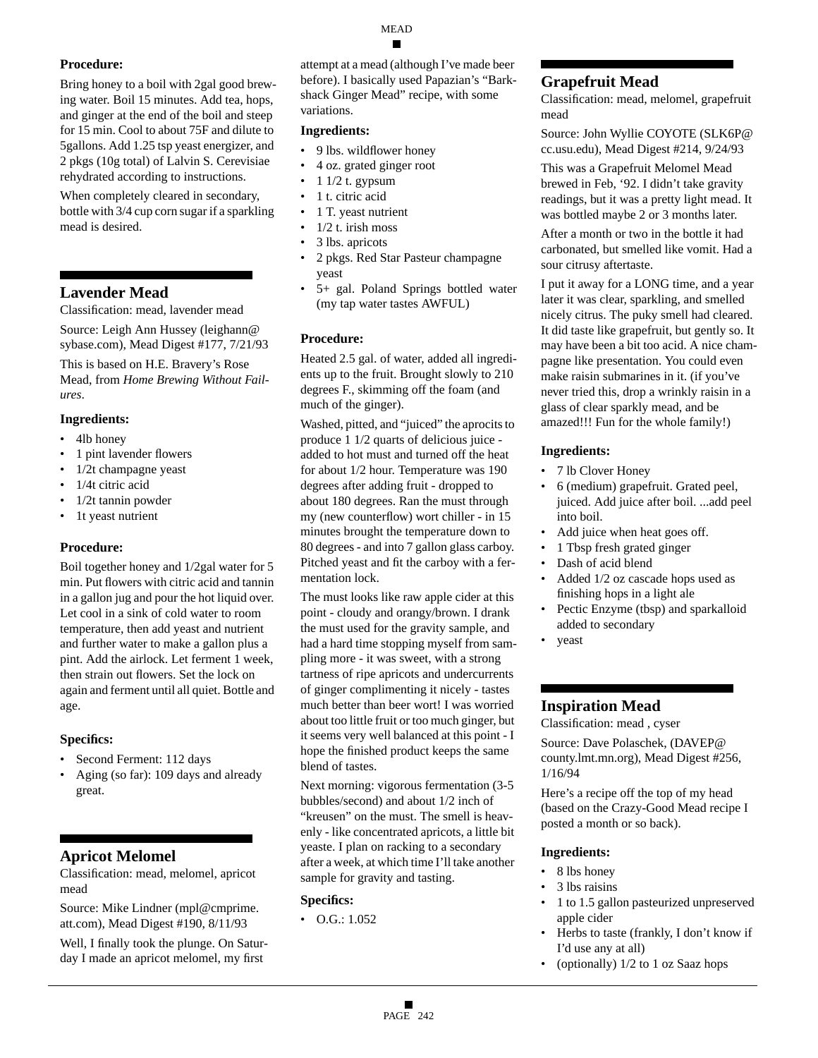**Procedure:**

Bring honey to a boil with 2gal good brewing water. Boil 15 minutes. Add tea, hops, and ginger at the end of the boil and steep for 15 min. Cool to about 75F and dilute to 5gallons. Add 1.25 tsp yeast energizer, and 2 pkgs (10g total) of Lalvin S. Cerevisiae rehydrated according to instructions.

When completely cleared in secondary, bottle with 3/4 cup corn sugar if a sparkling mead is desired.

## Lavender Mead

Classification: mead, lavender mead

Source: Leigh Ann Hussey (leighann@sybase.com), Mead Digest #177, 7/21/93

This is based on H.E. Bravery's Rose Mead, from *Home Brewing Without Failures*.

**Ingredients:**

- 4lb honey
- 1 pint lavender flowers
- 1/2t champagne yeast
- 1/4t citric acid
- 1/2t tannin powder
- 1t yeast nutrient

**Procedure:**

Boil together honey and 1/2gal water for 5 min. Put flowers with citric acid and tannin in a gallon jug and pour the hot liquid over. Let cool in a sink of cold water to room temperature, then add yeast and nutrient and further water to make a gallon plus a pint. Add the airlock. Let ferment 1 week, then strain out flowers. Set the lock on again and ferment until all quiet. Bottle and age.

**Specifics:**

- Second Ferment: 112 days
- Aging (so far): 109 days and already great.

## Apricot Melomel

Classification: mead, melomel, apricot mead

Source: Mike Lindner (mpl@cmprime.att.com), Mead Digest #190, 8/11/93

Well, I finally took the plunge. On Saturday I made an apricot melomel, my first attempt at a mead (although I've made beer before). I basically used Papazian's "Barkshack Ginger Mead" recipe, with some variations.

**Ingredients:**

- 9 lbs. wildflower honey
- 4 oz. grated ginger root
- 1 1/2 t. gypsum
- 1 t. citric acid
- 1 T. yeast nutrient
- 1/2 t. irish moss
- 3 lbs. apricots
- 2 pkgs. Red Star Pasteur champagne yeast
- 5+ gal. Poland Springs bottled water (my tap water tastes AWFUL)

**Procedure:**

Heated 2.5 gal. of water, added all ingredients up to the fruit. Brought slowly to 210 degrees F., skimming off the foam (and much of the ginger).

Washed, pitted, and "juiced" the aprocits to produce 1 1/2 quarts of delicious juice - added to hot must and turned off the heat for about 1/2 hour. Temperature was 190 degrees after adding fruit - dropped to about 180 degrees. Ran the must through my (new counterflow) wort chiller - in 15 minutes brought the temperature down to 80 degrees - and into 7 gallon glass carboy. Pitched yeast and fit the carboy with a fermentation lock.

The must looks like raw apple cider at this point - cloudy and orangy/brown. I drank the must used for the gravity sample, and had a hard time stopping myself from sampling more - it was sweet, with a strong tartness of ripe apricots and undercurrents of ginger complimenting it nicely - tastes much better than beer wort! I was worried about too little fruit or too much ginger, but it seems very well balanced at this point - I hope the finished product keeps the same blend of tastes.

Next morning: vigorous fermentation (3-5 bubbles/second) and about 1/2 inch of "kreusen" on the must. The smell is heavenly - like concentrated apricots, a little bit yeaste. I plan on racking to a secondary after a week, at which time I'll take another sample for gravity and tasting.

**Specifics:**

- O.G.: 1.052

## Grapefruit Mead

Classification: mead, melomel, grapefruit mead

Source: John Wyllie COYOTE (SLK6P@cc.usu.edu), Mead Digest #214, 9/24/93

This was a Grapefruit Melomel Mead brewed in Feb, '92. I didn't take gravity readings, but it was a pretty light mead. It was bottled maybe 2 or 3 months later.

After a month or two in the bottle it had carbonated, but smelled like vomit. Had a sour citrusy aftertaste.

I put it away for a LONG time, and a year later it was clear, sparkling, and smelled nicely citrus. The puky smell had cleared. It did taste like grapefruit, but gently so. It may have been a bit too acid. A nice champagne like presentation. You could even make raisin submarines in it. (if you've never tried this, drop a wrinkly raisin in a glass of clear sparkly mead, and be amazed!!! Fun for the whole family!)

**Ingredients:**

- 7 lb Clover Honey
- 6 (medium) grapefruit. Grated peel, juiced. Add juice after boil. ...add peel into boil.
- Add juice when heat goes off.
- 1 Tbsp fresh grated ginger
- Dash of acid blend
- Added 1/2 oz cascade hops used as finishing hops in a light ale
- Pectic Enzyme (tbsp) and sparkalloid added to secondary
- yeast

## Inspiration Mead

Classification: mead , cyser

Source: Dave Polaschek, (DAVEP@county.lmt.mn.org), Mead Digest #256, 1/16/94

Here's a recipe off the top of my head (based on the Crazy-Good Mead recipe I posted a month or so back).

**Ingredients:**

- 8 lbs honey
- 3 lbs raisins
- 1 to 1.5 gallon pasteurized unpreserved apple cider
- Herbs to taste (frankly, I don't know if I'd use any at all)
- (optionally) 1/2 to 1 oz Saaz hops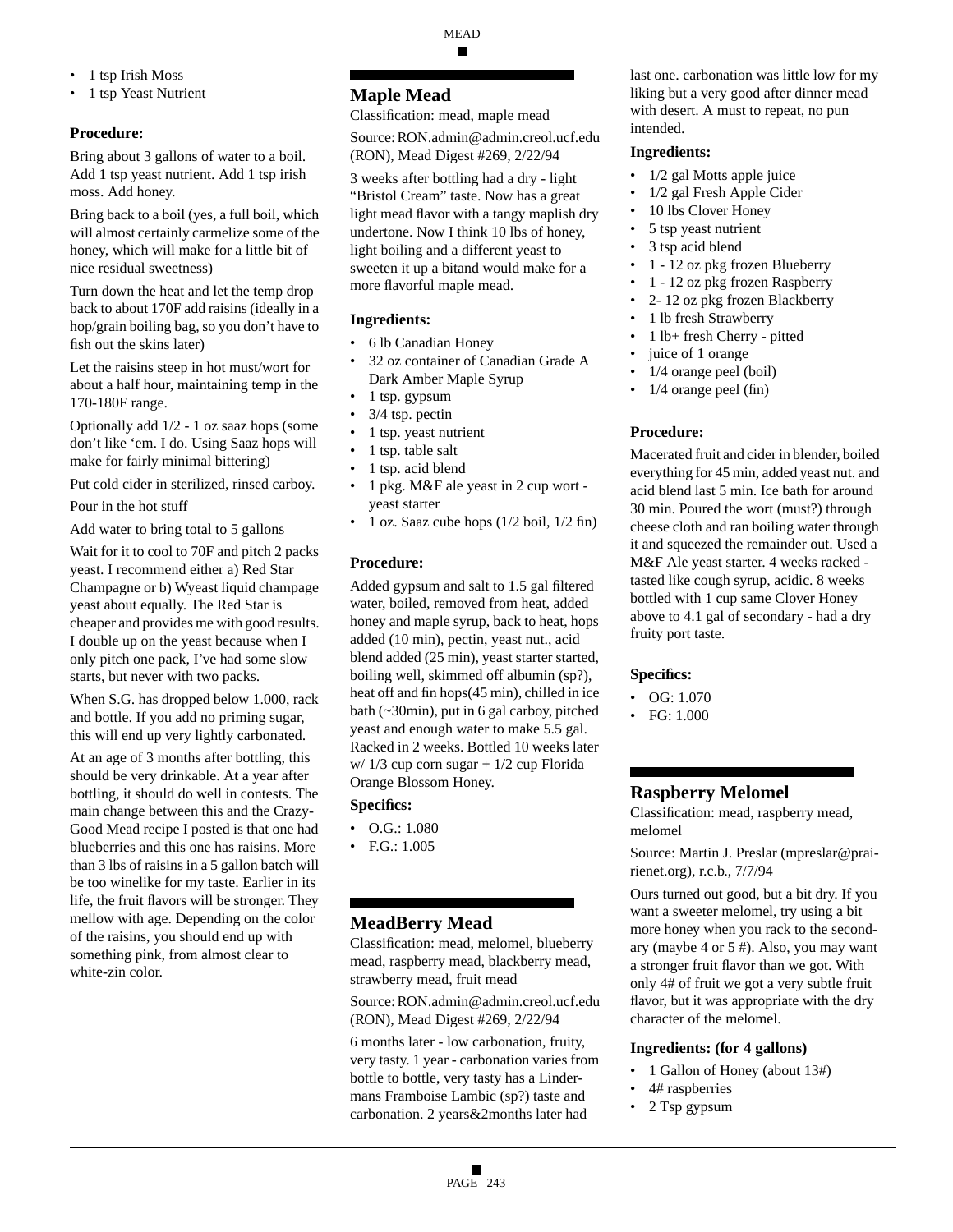- 1 tsp Irish Moss
- 1 tsp Yeast Nutrient

### Procedure:

Bring about 3 gallons of water to a boil. Add 1 tsp yeast nutrient. Add 1 tsp irish moss. Add honey.

Bring back to a boil (yes, a full boil, which will almost certainly carmelize some of the honey, which will make for a little bit of nice residual sweetness)

Turn down the heat and let the temp drop back to about 170F add raisins (ideally in a hop/grain boiling bag, so you don't have to fish out the skins later)

Let the raisins steep in hot must/wort for about a half hour, maintaining temp in the 170-180F range.

Optionally add 1/2 - 1 oz saaz hops (some don't like 'em. I do. Using Saaz hops will make for fairly minimal bittering)

Put cold cider in sterilized, rinsed carboy.

Pour in the hot stuff

Add water to bring total to 5 gallons

Wait for it to cool to 70F and pitch 2 packs yeast. I recommend either a) Red Star Champagne or b) Wyeast liquid champage yeast about equally. The Red Star is cheaper and provides me with good results. I double up on the yeast because when I only pitch one pack, I've had some slow starts, but never with two packs.

When S.G. has dropped below 1.000, rack and bottle. If you add no priming sugar, this will end up very lightly carbonated.

At an age of 3 months after bottling, this should be very drinkable. At a year after bottling, it should do well in contests. The main change between this and the Crazy-Good Mead recipe I posted is that one had blueberries and this one has raisins. More than 3 lbs of raisins in a 5 gallon batch will be too winelike for my taste. Earlier in its life, the fruit flavors will be stronger. They mellow with age. Depending on the color of the raisins, you should end up with something pink, from almost clear to white-zin color.

## Maple Mead

Classification: mead, maple mead

Source: RON.admin@admin.creol.ucf.edu (RON), Mead Digest #269, 2/22/94

3 weeks after bottling had a dry - light "Bristol Cream" taste. Now has a great light mead flavor with a tangy maplish dry undertone. Now I think 10 lbs of honey, light boiling and a different yeast to sweeten it up a bitand would make for a more flavorful maple mead.

### Ingredients:

- 6 lb Canadian Honey
- 32 oz container of Canadian Grade A Dark Amber Maple Syrup
- 1 tsp. gypsum
- 3/4 tsp. pectin
- 1 tsp. yeast nutrient
- 1 tsp. table salt
- 1 tsp. acid blend
- 1 pkg. M&F ale yeast in 2 cup wort - yeast starter
- 1 oz. Saaz cube hops (1/2 boil, 1/2 fin)

### Procedure:

Added gypsum and salt to 1.5 gal filtered water, boiled, removed from heat, added honey and maple syrup, back to heat, hops added (10 min), pectin, yeast nut., acid blend added (25 min), yeast starter started, boiling well, skimmed off albumin (sp?), heat off and fin hops(45 min), chilled in ice bath (~30min), put in 6 gal carboy, pitched yeast and enough water to make 5.5 gal. Racked in 2 weeks. Bottled 10 weeks later w/ 1/3 cup corn sugar + 1/2 cup Florida Orange Blossom Honey.

### Specifics:

- O.G.: 1.080
- F.G.: 1.005

## MeadBerry Mead

Classification: mead, melomel, blueberry mead, raspberry mead, blackberry mead, strawberry mead, fruit mead

Source: RON.admin@admin.creol.ucf.edu (RON), Mead Digest #269, 2/22/94

6 months later - low carbonation, fruity, very tasty. 1 year - carbonation varies from bottle to bottle, very tasty has a Lindermans Framboise Lambic (sp?) taste and carbonation. 2 years&2months later had last one. carbonation was little low for my liking but a very good after dinner mead with desert. A must to repeat, no pun intended.

### Ingredients:

- 1/2 gal Motts apple juice
- 1/2 gal Fresh Apple Cider
- 10 lbs Clover Honey
- 5 tsp yeast nutrient
- 3 tsp acid blend
- 1 - 12 oz pkg frozen Blueberry
- 1 - 12 oz pkg frozen Raspberry
- 2- 12 oz pkg frozen Blackberry
- 1 lb fresh Strawberry
- 1 lb+ fresh Cherry - pitted
- juice of 1 orange
- 1/4 orange peel (boil)
- 1/4 orange peel (fin)

### Procedure:

Macerated fruit and cider in blender, boiled everything for 45 min, added yeast nut. and acid blend last 5 min. Ice bath for around 30 min. Poured the wort (must?) through cheese cloth and ran boiling water through it and squeezed the remainder out. Used a M&F Ale yeast starter. 4 weeks racked - tasted like cough syrup, acidic. 8 weeks bottled with 1 cup same Clover Honey above to 4.1 gal of secondary - had a dry fruity port taste.

### Specifics:

- OG: 1.070
- FG: 1.000

## Raspberry Melomel

Classification: mead, raspberry mead, melomel

Source: Martin J. Preslar (mpreslar@prairienet.org), r.c.b., 7/7/94

Ours turned out good, but a bit dry. If you want a sweeter melomel, try using a bit more honey when you rack to the secondary (maybe 4 or 5 #). Also, you may want a stronger fruit flavor than we got. With only 4# of fruit we got a very subtle fruit flavor, but it was appropriate with the dry character of the melomel.

### Ingredients: (for 4 gallons)

- 1 Gallon of Honey (about 13#)
- 4# raspberries
- 2 Tsp gypsum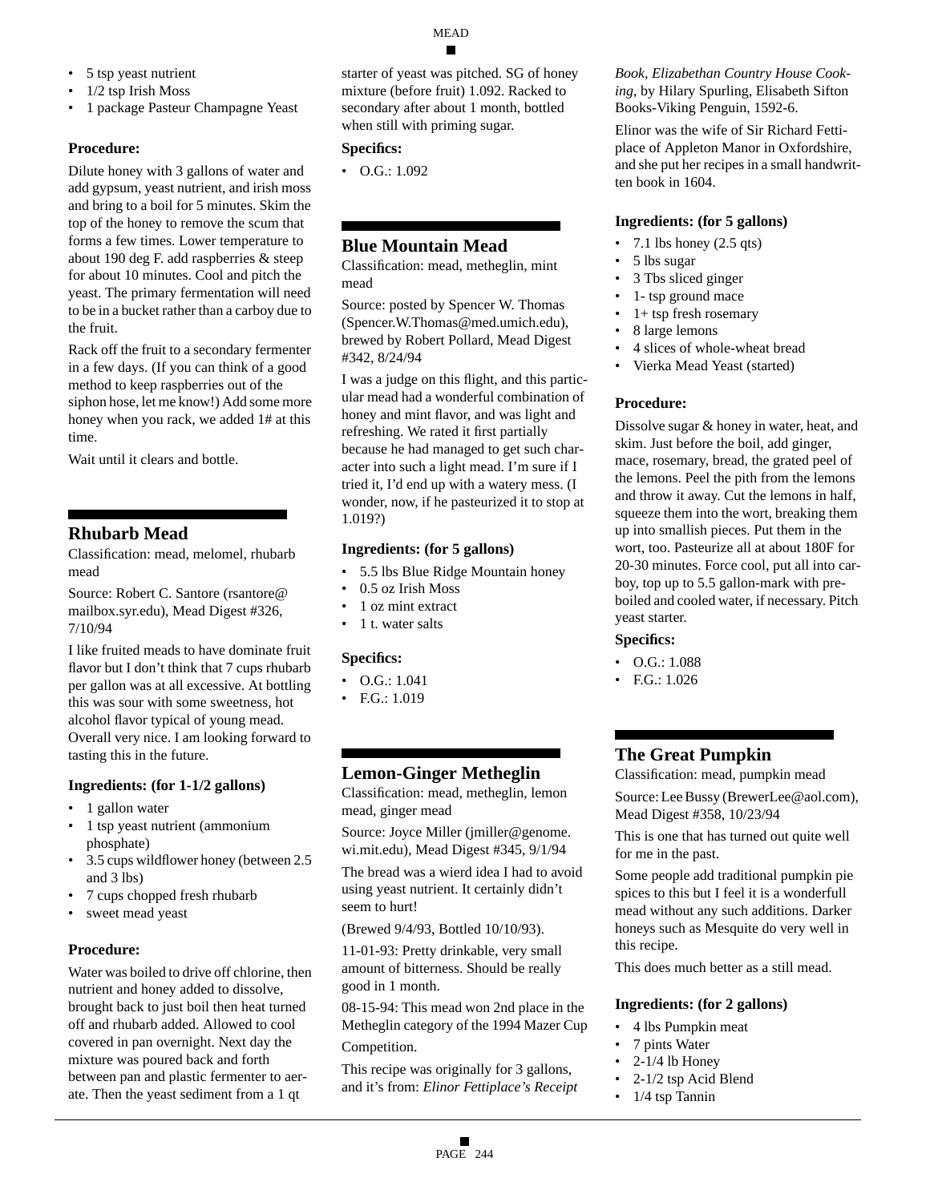- 5 tsp yeast nutrient
- 1/2 tsp Irish Moss
- 1 package Pasteur Champagne Yeast

### Procedure:

Dilute honey with 3 gallons of water and add gypsum, yeast nutrient, and irish moss and bring to a boil for 5 minutes. Skim the top of the honey to remove the scum that forms a few times. Lower temperature to about 190 deg F. add raspberries & steep for about 10 minutes. Cool and pitch the yeast. The primary fermentation will need to be in a bucket rather than a carboy due to the fruit.

Rack off the fruit to a secondary fermenter in a few days. (If you can think of a good method to keep raspberries out of the siphon hose, let me know!) Add some more honey when you rack, we added 1# at this time.

Wait until it clears and bottle.

## Rhubarb Mead

Classification: mead, melomel, rhubarb mead

Source: Robert C. Santore (rsantore@mailbox.syr.edu), Mead Digest #326, 7/10/94

I like fruited meads to have dominate fruit flavor but I don't think that 7 cups rhubarb per gallon was at all excessive. At bottling this was sour with some sweetness, hot alcohol flavor typical of young mead. Overall very nice. I am looking forward to tasting this in the future.

### Ingredients: (for 1-1/2 gallons)

- 1 gallon water
- 1 tsp yeast nutrient (ammonium phosphate)
- 3.5 cups wildflower honey (between 2.5 and 3 lbs)
- 7 cups chopped fresh rhubarb
- sweet mead yeast

### Procedure:

Water was boiled to drive off chlorine, then nutrient and honey added to dissolve, brought back to just boil then heat turned off and rhubarb added. Allowed to cool covered in pan overnight. Next day the mixture was poured back and forth between pan and plastic fermenter to aerate. Then the yeast sediment from a 1 qt starter of yeast was pitched. SG of honey mixture (before fruit) 1.092. Racked to secondary after about 1 month, bottled when still with priming sugar.

### Specifics:

- O.G.: 1.092

## Blue Mountain Mead

Classification: mead, metheglin, mint mead

Source: posted by Spencer W. Thomas (Spencer.W.Thomas@med.umich.edu), brewed by Robert Pollard, Mead Digest #342, 8/24/94

I was a judge on this flight, and this particular mead had a wonderful combination of honey and mint flavor, and was light and refreshing. We rated it first partially because he had managed to get such character into such a light mead. I'm sure if I tried it, I'd end up with a watery mess. (I wonder, now, if he pasteurized it to stop at 1.019?)

### Ingredients: (for 5 gallons)

- 5.5 lbs Blue Ridge Mountain honey
- 0.5 oz Irish Moss
- 1 oz mint extract
- 1 t. water salts

### Specifics:

- O.G.: 1.041
- F.G.: 1.019

## Lemon-Ginger Metheglin

Classification: mead, metheglin, lemon mead, ginger mead

Source: Joyce Miller (jmiller@genome.wi.mit.edu), Mead Digest #345, 9/1/94

The bread was a wierd idea I had to avoid using yeast nutrient. It certainly didn't seem to hurt!

(Brewed 9/4/93, Bottled 10/10/93).

11-01-93: Pretty drinkable, very small amount of bitterness. Should be really good in 1 month.

08-15-94: This mead won 2nd place in the Metheglin category of the 1994 Mazer Cup Competition.

This recipe was originally for 3 gallons, and it's from: *Elinor Fettiplace's Receipt Book, Elizabethan Country House Cooking*, by Hilary Spurling, Elisabeth Sifton Books-Viking Penguin, 1592-6.

Elinor was the wife of Sir Richard Fettiplace of Appleton Manor in Oxfordshire, and she put her recipes in a small handwritten book in 1604.

### Ingredients: (for 5 gallons)

- 7.1 lbs honey (2.5 qts)
- 5 lbs sugar
- 3 Tbs sliced ginger
- 1- tsp ground mace
- 1+ tsp fresh rosemary
- 8 large lemons
- 4 slices of whole-wheat bread
- Vierka Mead Yeast (started)

### Procedure:

Dissolve sugar & honey in water, heat, and skim. Just before the boil, add ginger, mace, rosemary, bread, the grated peel of the lemons. Peel the pith from the lemons and throw it away. Cut the lemons in half, squeeze them into the wort, breaking them up into smallish pieces. Put them in the wort, too. Pasteurize all at about 180F for 20-30 minutes. Force cool, put all into carboy, top up to 5.5 gallon-mark with preboiled and cooled water, if necessary. Pitch yeast starter.

### Specifics:

- O.G.: 1.088
- F.G.: 1.026

## The Great Pumpkin

Classification: mead, pumpkin mead

Source: Lee Bussy (BrewerLee@aol.com), Mead Digest #358, 10/23/94

This is one that has turned out quite well for me in the past.

Some people add traditional pumpkin pie spices to this but I feel it is a wonderfull mead without any such additions. Darker honeys such as Mesquite do very well in this recipe.

This does much better as a still mead.

### Ingredients: (for 2 gallons)

- 4 lbs Pumpkin meat
- 7 pints Water
- 2-1/4 lb Honey
- 2-1/2 tsp Acid Blend
- 1/4 tsp Tannin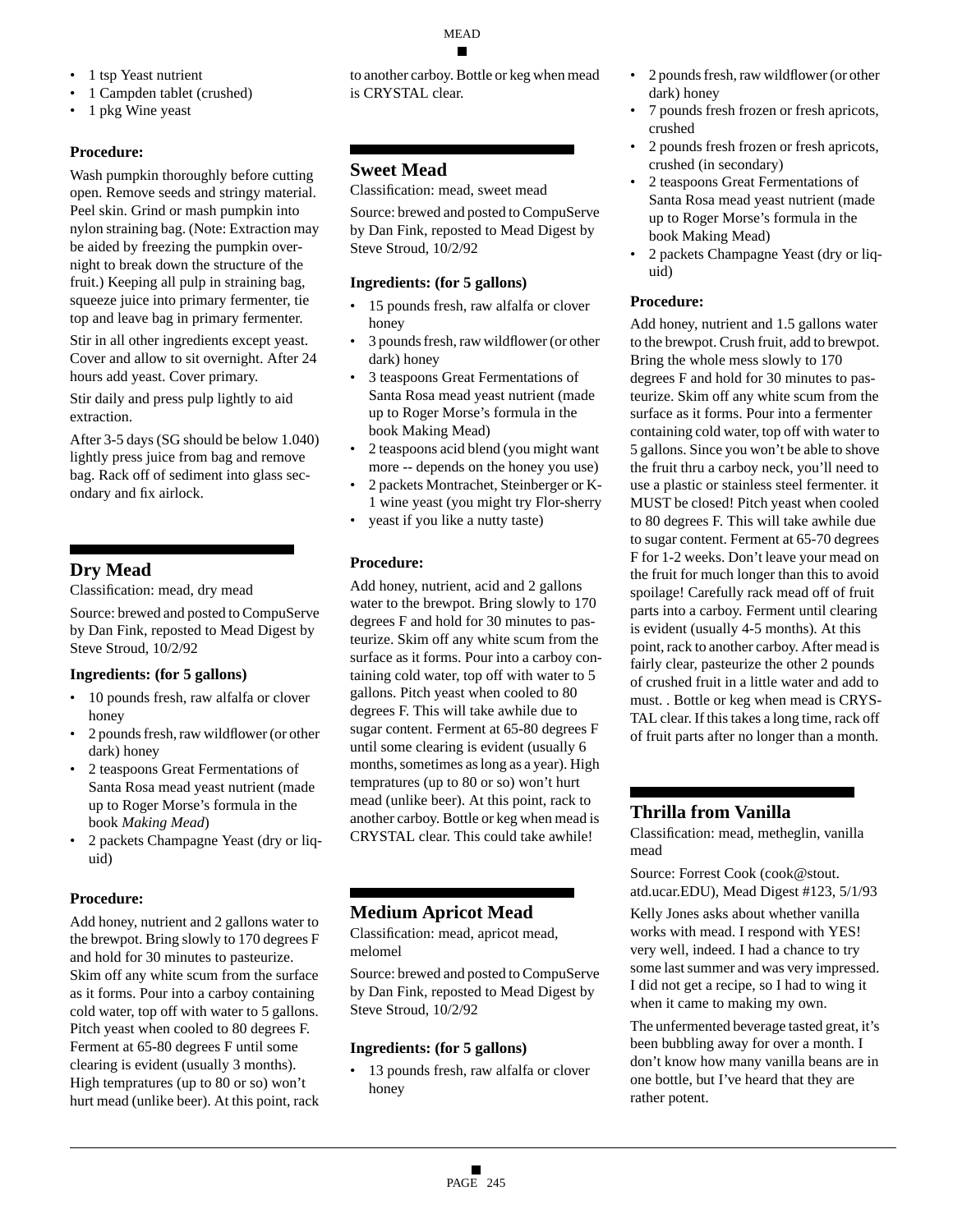- 1 tsp Yeast nutrient
- 1 Campden tablet (crushed)
- 1 pkg Wine yeast

**Procedure:**

Wash pumpkin thoroughly before cutting open. Remove seeds and stringy material. Peel skin. Grind or mash pumpkin into nylon straining bag. (Note: Extraction may be aided by freezing the pumpkin overnight to break down the structure of the fruit.) Keeping all pulp in straining bag, squeeze juice into primary fermenter, tie top and leave bag in primary fermenter.

Stir in all other ingredients except yeast. Cover and allow to sit overnight. After 24 hours add yeast. Cover primary.

Stir daily and press pulp lightly to aid extraction.

After 3-5 days (SG should be below 1.040) lightly press juice from bag and remove bag. Rack off of sediment into glass secondary and fix airlock.

## Dry Mead

Classification: mead, dry mead

Source: brewed and posted to CompuServe by Dan Fink, reposted to Mead Digest by Steve Stroud, 10/2/92

**Ingredients: (for 5 gallons)**

- 10 pounds fresh, raw alfalfa or clover honey
- 2 pounds fresh, raw wildflower (or other dark) honey
- 2 teaspoons Great Fermentations of Santa Rosa mead yeast nutrient (made up to Roger Morse's formula in the book *Making Mead*)
- 2 packets Champagne Yeast (dry or liquid)

**Procedure:**

Add honey, nutrient and 2 gallons water to the brewpot. Bring slowly to 170 degrees F and hold for 30 minutes to pasteurize. Skim off any white scum from the surface as it forms. Pour into a carboy containing cold water, top off with water to 5 gallons. Pitch yeast when cooled to 80 degrees F. Ferment at 65-80 degrees F until some clearing is evident (usually 3 months). High tempratures (up to 80 or so) won't hurt mead (unlike beer). At this point, rack to another carboy. Bottle or keg when mead is CRYSTAL clear.

## Sweet Mead

Classification: mead, sweet mead

Source: brewed and posted to CompuServe by Dan Fink, reposted to Mead Digest by Steve Stroud, 10/2/92

**Ingredients: (for 5 gallons)**

- 15 pounds fresh, raw alfalfa or clover honey
- 3 pounds fresh, raw wildflower (or other dark) honey
- 3 teaspoons Great Fermentations of Santa Rosa mead yeast nutrient (made up to Roger Morse's formula in the book Making Mead)
- 2 teaspoons acid blend (you might want more -- depends on the honey you use)
- 2 packets Montrachet, Steinberger or K-1 wine yeast (you might try Flor-sherry
- yeast if you like a nutty taste)

**Procedure:**

Add honey, nutrient, acid and 2 gallons water to the brewpot. Bring slowly to 170 degrees F and hold for 30 minutes to pasteurize. Skim off any white scum from the surface as it forms. Pour into a carboy containing cold water, top off with water to 5 gallons. Pitch yeast when cooled to 80 degrees F. This will take awhile due to sugar content. Ferment at 65-80 degrees F until some clearing is evident (usually 6 months, sometimes as long as a year). High tempratures (up to 80 or so) won't hurt mead (unlike beer). At this point, rack to another carboy. Bottle or keg when mead is CRYSTAL clear. This could take awhile!

## Medium Apricot Mead

Classification: mead, apricot mead, melomel

Source: brewed and posted to CompuServe by Dan Fink, reposted to Mead Digest by Steve Stroud, 10/2/92

**Ingredients: (for 5 gallons)**

- 13 pounds fresh, raw alfalfa or clover honey
- 2 pounds fresh, raw wildflower (or other dark) honey
- 7 pounds fresh frozen or fresh apricots, crushed
- 2 pounds fresh frozen or fresh apricots, crushed (in secondary)
- 2 teaspoons Great Fermentations of Santa Rosa mead yeast nutrient (made up to Roger Morse's formula in the book Making Mead)
- 2 packets Champagne Yeast (dry or liquid)

**Procedure:**

Add honey, nutrient and 1.5 gallons water to the brewpot. Crush fruit, add to brewpot. Bring the whole mess slowly to 170 degrees F and hold for 30 minutes to pasteurize. Skim off any white scum from the surface as it forms. Pour into a fermenter containing cold water, top off with water to 5 gallons. Since you won't be able to shove the fruit thru a carboy neck, you'll need to use a plastic or stainless steel fermenter. it MUST be closed! Pitch yeast when cooled to 80 degrees F. This will take awhile due to sugar content. Ferment at 65-70 degrees F for 1-2 weeks. Don't leave your mead on the fruit for much longer than this to avoid spoilage! Carefully rack mead off of fruit parts into a carboy. Ferment until clearing is evident (usually 4-5 months). At this point, rack to another carboy. After mead is fairly clear, pasteurize the other 2 pounds of crushed fruit in a little water and add to must. . Bottle or keg when mead is CRYSTAL clear. If this takes a long time, rack off of fruit parts after no longer than a month.

## Thrilla from Vanilla

Classification: mead, metheglin, vanilla mead

Source: Forrest Cook (cook@stout.atd.ucar.EDU), Mead Digest #123, 5/1/93

Kelly Jones asks about whether vanilla works with mead. I respond with YES! very well, indeed. I had a chance to try some last summer and was very impressed. I did not get a recipe, so I had to wing it when it came to making my own.

The unfermented beverage tasted great, it's been bubbling away for over a month. I don't know how many vanilla beans are in one bottle, but I've heard that they are rather potent.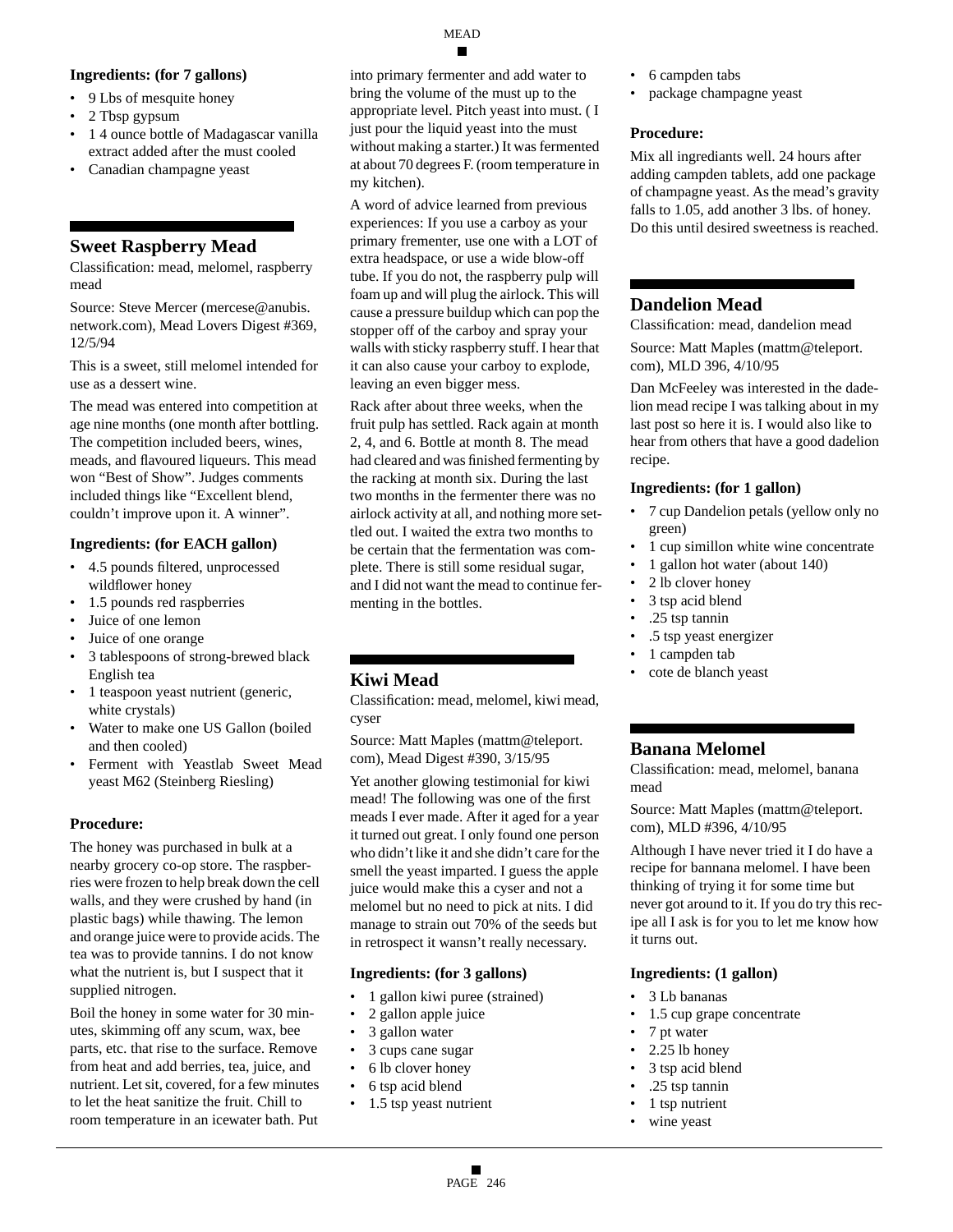**Ingredients: (for 7 gallons)**

- 9 Lbs of mesquite honey
- 2 Tbsp gypsum
- 1 4 ounce bottle of Madagascar vanilla extract added after the must cooled
- Canadian champagne yeast

## Sweet Raspberry Mead

Classification: mead, melomel, raspberry mead

Source: Steve Mercer (mercese@anubis.network.com), Mead Lovers Digest #369, 12/5/94

This is a sweet, still melomel intended for use as a dessert wine.

The mead was entered into competition at age nine months (one month after bottling. The competition included beers, wines, meads, and flavoured liqueurs. This mead won "Best of Show". Judges comments included things like "Excellent blend, couldn't improve upon it. A winner".

**Ingredients: (for EACH gallon)**

- 4.5 pounds filtered, unprocessed wildflower honey
- 1.5 pounds red raspberries
- Juice of one lemon
- Juice of one orange
- 3 tablespoons of strong-brewed black English tea
- 1 teaspoon yeast nutrient (generic, white crystals)
- Water to make one US Gallon (boiled and then cooled)
- Ferment with Yeastlab Sweet Mead yeast M62 (Steinberg Riesling)

**Procedure:**

The honey was purchased in bulk at a nearby grocery co-op store. The raspberries were frozen to help break down the cell walls, and they were crushed by hand (in plastic bags) while thawing. The lemon and orange juice were to provide acids. The tea was to provide tannins. I do not know what the nutrient is, but I suspect that it supplied nitrogen.

Boil the honey in some water for 30 minutes, skimming off any scum, wax, bee parts, etc. that rise to the surface. Remove from heat and add berries, tea, juice, and nutrient. Let sit, covered, for a few minutes to let the heat sanitize the fruit. Chill to room temperature in an icewater bath. Put into primary fermenter and add water to bring the volume of the must up to the appropriate level. Pitch yeast into must. ( I just pour the liquid yeast into the must without making a starter.) It was fermented at about 70 degrees F. (room temperature in my kitchen).

A word of advice learned from previous experiences: If you use a carboy as your primary frementer, use one with a LOT of extra headspace, or use a wide blow-off tube. If you do not, the raspberry pulp will foam up and will plug the airlock. This will cause a pressure buildup which can pop the stopper off of the carboy and spray your walls with sticky raspberry stuff. I hear that it can also cause your carboy to explode, leaving an even bigger mess.

Rack after about three weeks, when the fruit pulp has settled. Rack again at month 2, 4, and 6. Bottle at month 8. The mead had cleared and was finished fermenting by the racking at month six. During the last two months in the fermenter there was no airlock activity at all, and nothing more settled out. I waited the extra two months to be certain that the fermentation was complete. There is still some residual sugar, and I did not want the mead to continue fermenting in the bottles.

## Kiwi Mead

Classification: mead, melomel, kiwi mead, cyser

Source: Matt Maples (mattm@teleport.com), Mead Digest #390, 3/15/95

Yet another glowing testimonial for kiwi mead! The following was one of the first meads I ever made. After it aged for a year it turned out great. I only found one person who didn't like it and she didn't care for the smell the yeast imparted. I guess the apple juice would make this a cyser and not a melomel but no need to pick at nits. I did manage to strain out 70% of the seeds but in retrospect it wasn't really necessary.

**Ingredients: (for 3 gallons)**

- 1 gallon kiwi puree (strained)
- 2 gallon apple juice
- 3 gallon water
- 3 cups cane sugar
- 6 lb clover honey
- 6 tsp acid blend
- 1.5 tsp yeast nutrient
- 6 campden tabs
- package champagne yeast

**Procedure:**

Mix all ingrediants well. 24 hours after adding campden tablets, add one package of champagne yeast. As the mead's gravity falls to 1.05, add another 3 lbs. of honey. Do this until desired sweetness is reached.

## Dandelion Mead

Classification: mead, dandelion mead

Source: Matt Maples (mattm@teleport.com), MLD 396, 4/10/95

Dan McFeeley was interested in the dadelion mead recipe I was talking about in my last post so here it is. I would also like to hear from others that have a good dadelion recipe.

**Ingredients: (for 1 gallon)**

- 7 cup Dandelion petals (yellow only no green)
- 1 cup simillon white wine concentrate
- 1 gallon hot water (about 140)
- 2 lb clover honey
- 3 tsp acid blend
- .25 tsp tannin
- .5 tsp yeast energizer
- 1 campden tab
- cote de blanch yeast

## Banana Melomel

Classification: mead, melomel, banana mead

Source: Matt Maples (mattm@teleport.com), MLD #396, 4/10/95

Although I have never tried it I do have a recipe for bannana melomel. I have been thinking of trying it for some time but never got around to it. If you do try this recipe all I ask is for you to let me know how it turns out.

**Ingredients: (1 gallon)**

- 3 Lb bananas
- 1.5 cup grape concentrate
- 7 pt water
- 2.25 lb honey
- 3 tsp acid blend
- .25 tsp tannin
- 1 tsp nutrient
- wine yeast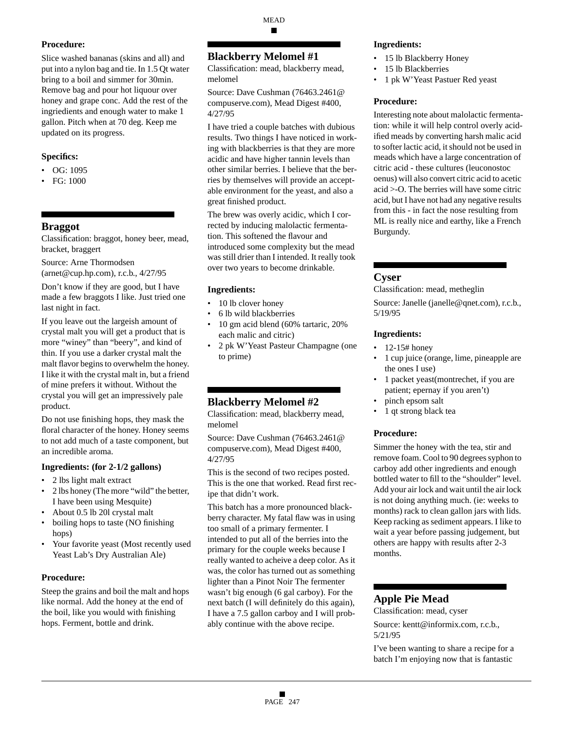**Procedure:**

Slice washed bananas (skins and all) and put into a nylon bag and tie. In 1.5 Qt water bring to a boil and simmer for 30min. Remove bag and pour hot liquour over honey and grape conc. Add the rest of the ingriedients and enough water to make 1 gallon. Pitch when at 70 deg. Keep me updated on its progress.

**Specifics:**

- OG: 1095
- FG: 1000

## Braggot

Classification: braggot, honey beer, mead, bracket, braggert

Source: Arne Thormodsen (arnet@cup.hp.com), r.c.b., 4/27/95

Don't know if they are good, but I have made a few braggots I like. Just tried one last night in fact.

If you leave out the largeish amount of crystal malt you will get a product that is more "winey" than "beery", and kind of thin. If you use a darker crystal malt the malt flavor begins to overwhelm the honey. I like it with the crystal malt in, but a friend of mine prefers it without. Without the crystal you will get an impressively pale product.

Do not use finishing hops, they mask the floral character of the honey. Honey seems to not add much of a taste component, but an incredible aroma.

**Ingredients: (for 2-1/2 gallons)**

- 2 lbs light malt extract
- 2 lbs honey (The more "wild" the better, I have been using Mesquite)
- About 0.5 lb 20l crystal malt
- boiling hops to taste (NO finishing hops)
- Your favorite yeast (Most recently used Yeast Lab's Dry Australian Ale)

**Procedure:**

Steep the grains and boil the malt and hops like normal. Add the honey at the end of the boil, like you would with finishing hops. Ferment, bottle and drink.

## Blackberry Melomel #1

Classification: mead, blackberry mead, melomel

Source: Dave Cushman (76463.2461@compuserve.com), Mead Digest #400, 4/27/95

I have tried a couple batches with dubious results. Two things I have noticed in working with blackberries is that they are more acidic and have higher tannin levels than other similar berries. I believe that the berries by themselves will provide an acceptable environment for the yeast, and also a great finished product.

The brew was overly acidic, which I corrected by inducing malolactic fermentation. This softened the flavour and introduced some complexity but the mead was still drier than I intended. It really took over two years to become drinkable.

**Ingredients:**

- 10 lb clover honey
- 6 lb wild blackberries
- 10 gm acid blend (60% tartaric, 20% each malic and citric)
- 2 pk W'Yeast Pasteur Champagne (one to prime)

## Blackberry Melomel #2

Classification: mead, blackberry mead, melomel

Source: Dave Cushman (76463.2461@compuserve.com), Mead Digest #400, 4/27/95

This is the second of two recipes posted. This is the one that worked. Read first recipe that didn't work.

This batch has a more pronounced blackberry character. My fatal flaw was in using too small of a primary fermenter. I intended to put all of the berries into the primary for the couple weeks because I really wanted to acheive a deep color. As it was, the color has turned out as something lighter than a Pinot Noir The fermenter wasn't big enough (6 gal carboy). For the next batch (I will definitely do this again), I have a 7.5 gallon carboy and I will probably continue with the above recipe.

**Ingredients:**

- 15 lb Blackberry Honey
- 15 lb Blackberries
- 1 pk W'Yeast Pastuer Red yeast

**Procedure:**

Interesting note about malolactic fermentation: while it will help control overly acidified meads by converting harsh malic acid to softer lactic acid, it should not be used in meads which have a large concentration of citric acid - these cultures (leuconostoc oenus) will also convert citric acid to acetic acid >-O. The berries will have some citric acid, but I have not had any negative results from this - in fact the nose resulting from ML is really nice and earthy, like a French Burgundy.

## Cyser

Classification: mead, metheglin

Source: Janelle (janelle@qnet.com), r.c.b., 5/19/95

**Ingredients:**

- 12-15# honey
- 1 cup juice (orange, lime, pineapple are the ones I use)
- 1 packet yeast(montrechet, if you are patient; epernay if you aren't)
- pinch epsom salt
- 1 qt strong black tea

**Procedure:**

Simmer the honey with the tea, stir and remove foam. Cool to 90 degrees syphon to carboy add other ingredients and enough bottled water to fill to the "shoulder" level. Add your air lock and wait until the air lock is not doing anything much. (ie: weeks to months) rack to clean gallon jars with lids. Keep racking as sediment appears. I like to wait a year before passing judgement, but others are happy with results after 2-3 months.

## Apple Pie Mead

Classification: mead, cyser

Source: kentt@informix.com, r.c.b., 5/21/95

I've been wanting to share a recipe for a batch I'm enjoying now that is fantastic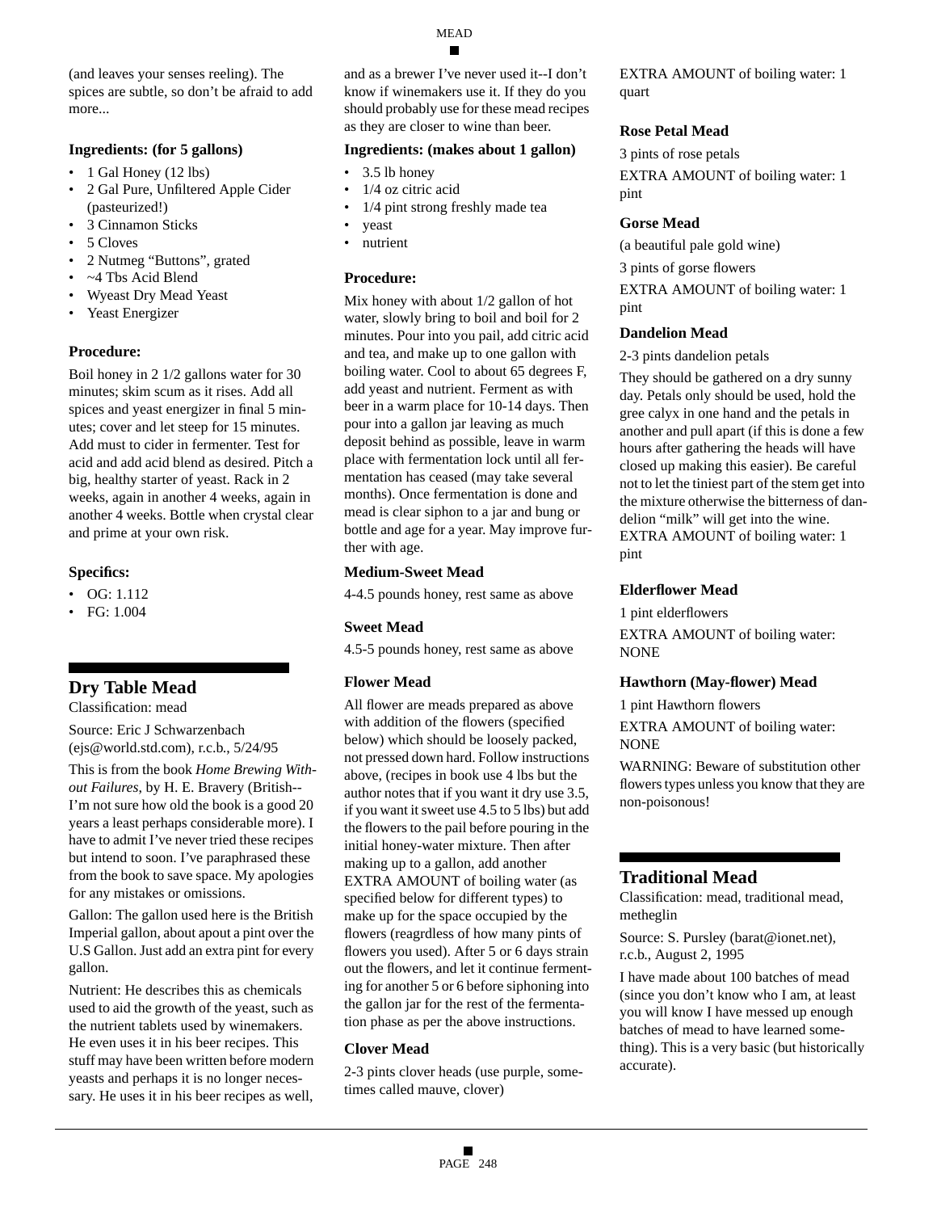(and leaves your senses reeling). The spices are subtle, so don't be afraid to add more...

**Ingredients: (for 5 gallons)**

- 1 Gal Honey (12 lbs)
- 2 Gal Pure, Unfiltered Apple Cider (pasteurized!)
- 3 Cinnamon Sticks
- 5 Cloves
- 2 Nutmeg "Buttons", grated
- ~4 Tbs Acid Blend
- Wyeast Dry Mead Yeast
- Yeast Energizer

**Procedure:**

Boil honey in 2 1/2 gallons water for 30 minutes; skim scum as it rises. Add all spices and yeast energizer in final 5 minutes; cover and let steep for 15 minutes. Add must to cider in fermenter. Test for acid and add acid blend as desired. Pitch a big, healthy starter of yeast. Rack in 2 weeks, again in another 4 weeks, again in another 4 weeks. Bottle when crystal clear and prime at your own risk.

**Specifics:**

- OG: 1.112
- FG: 1.004

## Dry Table Mead

Classification: mead

Source: Eric J Schwarzenbach (ejs@world.std.com), r.c.b., 5/24/95

This is from the book *Home Brewing Without Failures*, by H. E. Bravery (British--I'm not sure how old the book is a good 20 years a least perhaps considerable more). I have to admit I've never tried these recipes but intend to soon. I've paraphrased these from the book to save space. My apologies for any mistakes or omissions.

Gallon: The gallon used here is the British Imperial gallon, about apout a pint over the U.S Gallon. Just add an extra pint for every gallon.

Nutrient: He describes this as chemicals used to aid the growth of the yeast, such as the nutrient tablets used by winemakers. He even uses it in his beer recipes. This stuff may have been written before modern yeasts and perhaps it is no longer necessary. He uses it in his beer recipes as well, and as a brewer I've never used it--I don't know if winemakers use it. If they do you should probably use for these mead recipes as they are closer to wine than beer.

**Ingredients: (makes about 1 gallon)**

- 3.5 lb honey
- 1/4 oz citric acid
- 1/4 pint strong freshly made tea
- yeast
- nutrient

**Procedure:**

Mix honey with about 1/2 gallon of hot water, slowly bring to boil and boil for 2 minutes. Pour into you pail, add citric acid and tea, and make up to one gallon with boiling water. Cool to about 65 degrees F, add yeast and nutrient. Ferment as with beer in a warm place for 10-14 days. Then pour into a gallon jar leaving as much deposit behind as possible, leave in warm place with fermentation lock until all fermentation has ceased (may take several months). Once fermentation is done and mead is clear siphon to a jar and bung or bottle and age for a year. May improve further with age.

**Medium-Sweet Mead**

4-4.5 pounds honey, rest same as above

**Sweet Mead**

4.5-5 pounds honey, rest same as above

**Flower Mead**

All flower are meads prepared as above with addition of the flowers (specified below) which should be loosely packed, not pressed down hard. Follow instructions above, (recipes in book use 4 lbs but the author notes that if you want it dry use 3.5, if you want it sweet use 4.5 to 5 lbs) but add the flowers to the pail before pouring in the initial honey-water mixture. Then after making up to a gallon, add another EXTRA AMOUNT of boiling water (as specified below for different types) to make up for the space occupied by the flowers (reagrdless of how many pints of flowers you used). After 5 or 6 days strain out the flowers, and let it continue fermenting for another 5 or 6 before siphoning into the gallon jar for the rest of the fermentation phase as per the above instructions.

**Clover Mead**

2-3 pints clover heads (use purple, sometimes called mauve, clover)

EXTRA AMOUNT of boiling water: 1 quart

**Rose Petal Mead**

3 pints of rose petals

EXTRA AMOUNT of boiling water: 1 pint

**Gorse Mead**

(a beautiful pale gold wine)

3 pints of gorse flowers

EXTRA AMOUNT of boiling water: 1 pint

**Dandelion Mead**

2-3 pints dandelion petals

They should be gathered on a dry sunny day. Petals only should be used, hold the gree calyx in one hand and the petals in another and pull apart (if this is done a few hours after gathering the heads will have closed up making this easier). Be careful not to let the tiniest part of the stem get into the mixture otherwise the bitterness of dandelion "milk" will get into the wine. EXTRA AMOUNT of boiling water: 1 pint

**Elderflower Mead**

1 pint elderflowers

EXTRA AMOUNT of boiling water: NONE

**Hawthorn (May-flower) Mead**

1 pint Hawthorn flowers

EXTRA AMOUNT of boiling water: NONE

WARNING: Beware of substitution other flowers types unless you know that they are non-poisonous!

## Traditional Mead

Classification: mead, traditional mead, metheglin

Source: S. Pursley (barat@ionet.net), r.c.b., August 2, 1995

I have made about 100 batches of mead (since you don't know who I am, at least you will know I have messed up enough batches of mead to have learned something). This is a very basic (but historically accurate).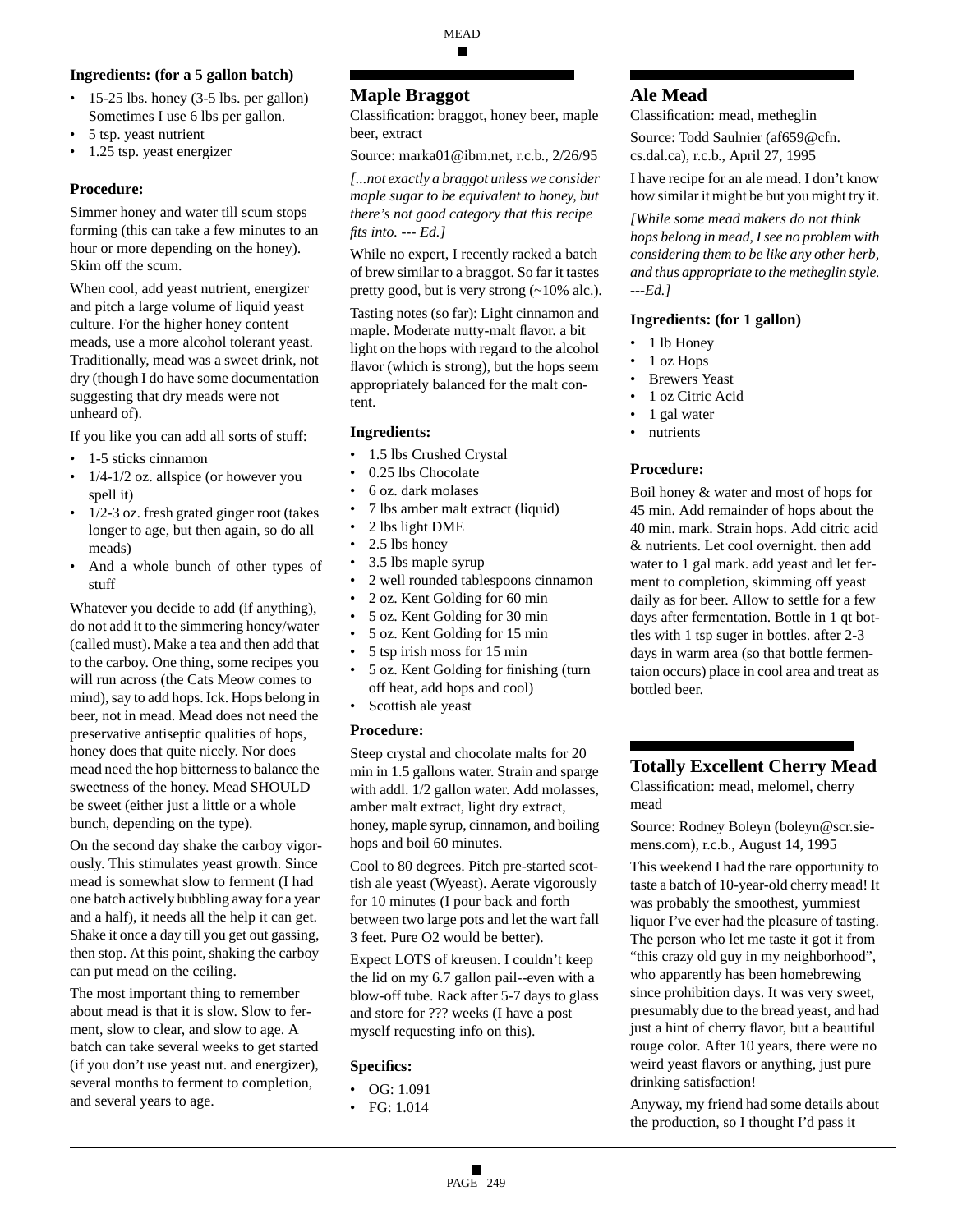**Ingredients: (for a 5 gallon batch)**

- 15-25 lbs. honey (3-5 lbs. per gallon) Sometimes I use 6 lbs per gallon.
- 5 tsp. yeast nutrient
- 1.25 tsp. yeast energizer

**Procedure:**

Simmer honey and water till scum stops forming (this can take a few minutes to an hour or more depending on the honey). Skim off the scum.

When cool, add yeast nutrient, energizer and pitch a large volume of liquid yeast culture. For the higher honey content meads, use a more alcohol tolerant yeast. Traditionally, mead was a sweet drink, not dry (though I do have some documentation suggesting that dry meads were not unheard of).

If you like you can add all sorts of stuff:

- 1-5 sticks cinnamon
- 1/4-1/2 oz. allspice (or however you spell it)
- 1/2-3 oz. fresh grated ginger root (takes longer to age, but then again, so do all meads)
- And a whole bunch of other types of stuff

Whatever you decide to add (if anything), do not add it to the simmering honey/water (called must). Make a tea and then add that to the carboy. One thing, some recipes you will run across (the Cats Meow comes to mind), say to add hops. Ick. Hops belong in beer, not in mead. Mead does not need the preservative antiseptic qualities of hops, honey does that quite nicely. Nor does mead need the hop bitterness to balance the sweetness of the honey. Mead SHOULD be sweet (either just a little or a whole bunch, depending on the type).

On the second day shake the carboy vigorously. This stimulates yeast growth. Since mead is somewhat slow to ferment (I had one batch actively bubbling away for a year and a half), it needs all the help it can get. Shake it once a day till you get out gassing, then stop. At this point, shaking the carboy can put mead on the ceiling.

The most important thing to remember about mead is that it is slow. Slow to ferment, slow to clear, and slow to age. A batch can take several weeks to get started (if you don't use yeast nut. and energizer), several months to ferment to completion, and several years to age.

## Maple Braggot

Classification: braggot, honey beer, maple beer, extract

Source: marka01@ibm.net, r.c.b., 2/26/95

*[...not exactly a braggot unless we consider maple sugar to be equivalent to honey, but there's not good category that this recipe fits into. --- Ed.]*

While no expert, I recently racked a batch of brew similar to a braggot. So far it tastes pretty good, but is very strong (~10% alc.).

Tasting notes (so far): Light cinnamon and maple. Moderate nutty-malt flavor. a bit light on the hops with regard to the alcohol flavor (which is strong), but the hops seem appropriately balanced for the malt content.

**Ingredients:**

- 1.5 lbs Crushed Crystal
- 0.25 lbs Chocolate
- 6 oz. dark molases
- 7 lbs amber malt extract (liquid)
- 2 lbs light DME
- 2.5 lbs honey
- 3.5 lbs maple syrup
- 2 well rounded tablespoons cinnamon
- 2 oz. Kent Golding for 60 min
- 5 oz. Kent Golding for 30 min
- 5 oz. Kent Golding for 15 min
- 5 tsp irish moss for 15 min
- 5 oz. Kent Golding for finishing (turn off heat, add hops and cool)
- Scottish ale yeast

**Procedure:**

Steep crystal and chocolate malts for 20 min in 1.5 gallons water. Strain and sparge with addl. 1/2 gallon water. Add molasses, amber malt extract, light dry extract, honey, maple syrup, cinnamon, and boiling hops and boil 60 minutes.

Cool to 80 degrees. Pitch pre-started scottish ale yeast (Wyeast). Aerate vigorously for 10 minutes (I pour back and forth between two large pots and let the wart fall 3 feet. Pure O2 would be better).

Expect LOTS of kreusen. I couldn't keep the lid on my 6.7 gallon pail--even with a blow-off tube. Rack after 5-7 days to glass and store for ??? weeks (I have a post myself requesting info on this).

**Specifics:**

- OG: 1.091
- FG: 1.014

## Ale Mead

Classification: mead, metheglin

Source: Todd Saulnier (af659@cfn.cs.dal.ca), r.c.b., April 27, 1995

I have recipe for an ale mead. I don't know how similar it might be but you might try it.

*[While some mead makers do not think hops belong in mead, I see no problem with considering them to be like any other herb, and thus appropriate to the metheglin style. ---Ed.]*

**Ingredients: (for 1 gallon)**

- 1 lb Honey
- 1 oz Hops
- Brewers Yeast
- 1 oz Citric Acid
- 1 gal water
- nutrients

**Procedure:**

Boil honey & water and most of hops for 45 min. Add remainder of hops about the 40 min. mark. Strain hops. Add citric acid & nutrients. Let cool overnight. then add water to 1 gal mark. add yeast and let ferment to completion, skimming off yeast daily as for beer. Allow to settle for a few days after fermentation. Bottle in 1 qt bottles with 1 tsp suger in bottles. after 2-3 days in warm area (so that bottle fermentaion occurs) place in cool area and treat as bottled beer.

## Totally Excellent Cherry Mead

Classification: mead, melomel, cherry mead

Source: Rodney Boleyn (boleyn@scr.siemens.com), r.c.b., August 14, 1995

This weekend I had the rare opportunity to taste a batch of 10-year-old cherry mead! It was probably the smoothest, yummiest liquor I've ever had the pleasure of tasting. The person who let me taste it got it from "this crazy old guy in my neighborhood", who apparently has been homebrewing since prohibition days. It was very sweet, presumably due to the bread yeast, and had just a hint of cherry flavor, but a beautiful rouge color. After 10 years, there were no weird yeast flavors or anything, just pure drinking satisfaction!

Anyway, my friend had some details about the production, so I thought I'd pass it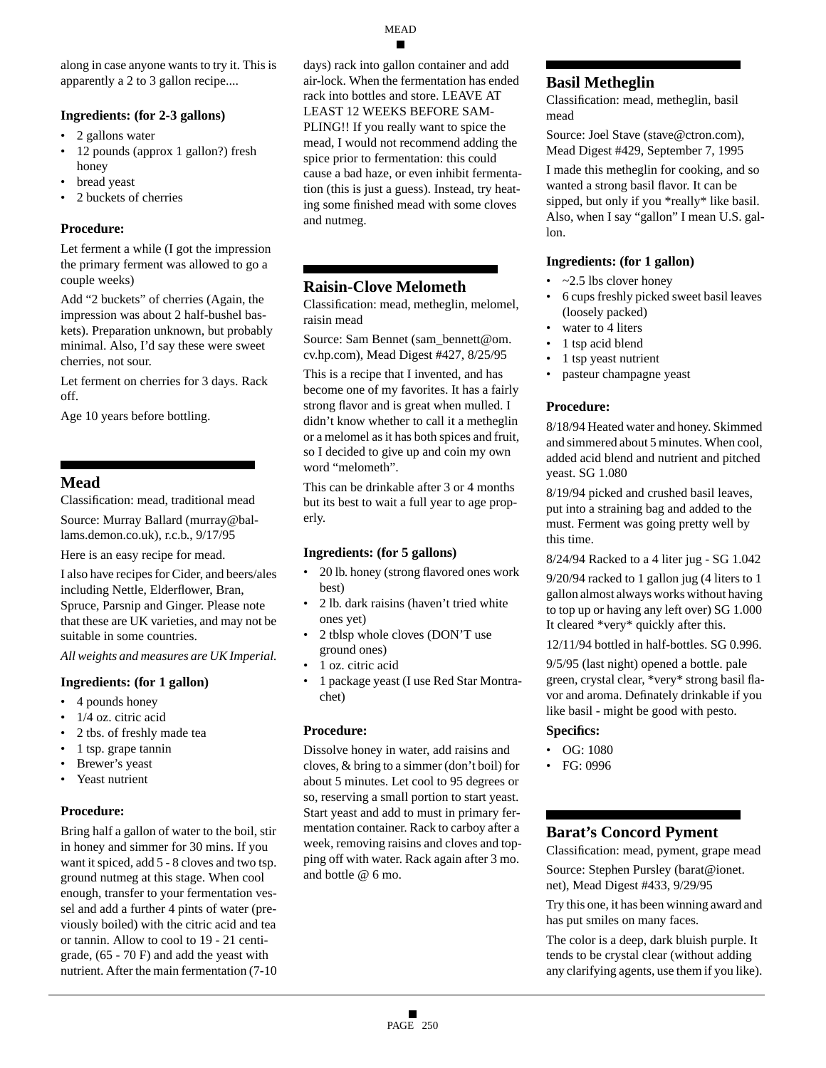along in case anyone wants to try it. This is apparently a 2 to 3 gallon recipe....

### Ingredients: (for 2-3 gallons)

- 2 gallons water
- 12 pounds (approx 1 gallon?) fresh honey
- bread yeast
- 2 buckets of cherries

### Procedure:

Let ferment a while (I got the impression the primary ferment was allowed to go a couple weeks)

Add "2 buckets" of cherries (Again, the impression was about 2 half-bushel baskets). Preparation unknown, but probably minimal. Also, I'd say these were sweet cherries, not sour.

Let ferment on cherries for 3 days. Rack off.

Age 10 years before bottling.

## Mead

Classification: mead, traditional mead

Source: Murray Ballard (murray@ballams.demon.co.uk), r.c.b., 9/17/95

Here is an easy recipe for mead.

I also have recipes for Cider, and beers/ales including Nettle, Elderflower, Bran, Spruce, Parsnip and Ginger. Please note that these are UK varieties, and may not be suitable in some countries.

*All weights and measures are UK Imperial.*

### Ingredients: (for 1 gallon)

- 4 pounds honey
- 1/4 oz. citric acid
- 2 tbs. of freshly made tea
- 1 tsp. grape tannin
- Brewer's yeast
- Yeast nutrient

### Procedure:

Bring half a gallon of water to the boil, stir in honey and simmer for 30 mins. If you want it spiced, add 5 - 8 cloves and two tsp. ground nutmeg at this stage. When cool enough, transfer to your fermentation vessel and add a further 4 pints of water (previously boiled) with the citric acid and tea or tannin. Allow to cool to 19 - 21 centigrade, (65 - 70 F) and add the yeast with nutrient. After the main fermentation (7-10 days) rack into gallon container and add air-lock. When the fermentation has ended rack into bottles and store. LEAVE AT LEAST 12 WEEKS BEFORE SAMPLING!! If you really want to spice the mead, I would not recommend adding the spice prior to fermentation: this could cause a bad haze, or even inhibit fermentation (this is just a guess). Instead, try heating some finished mead with some cloves and nutmeg.

## Raisin-Clove Melometh

Classification: mead, metheglin, melomel, raisin mead

Source: Sam Bennet (sam_bennett@om.cv.hp.com), Mead Digest #427, 8/25/95

This is a recipe that I invented, and has become one of my favorites. It has a fairly strong flavor and is great when mulled. I didn't know whether to call it a metheglin or a melomel as it has both spices and fruit, so I decided to give up and coin my own word "melometh".

This can be drinkable after 3 or 4 months but its best to wait a full year to age properly.

### Ingredients: (for 5 gallons)

- 20 lb. honey (strong flavored ones work best)
- 2 lb. dark raisins (haven't tried white ones yet)
- 2 tblsp whole cloves (DON'T use ground ones)
- 1 oz. citric acid
- 1 package yeast (I use Red Star Montrachet)

### Procedure:

Dissolve honey in water, add raisins and cloves, & bring to a simmer (don't boil) for about 5 minutes. Let cool to 95 degrees or so, reserving a small portion to start yeast. Start yeast and add to must in primary fermentation container. Rack to carboy after a week, removing raisins and cloves and topping off with water. Rack again after 3 mo. and bottle @ 6 mo.

## Basil Metheglin

Classification: mead, metheglin, basil mead

Source: Joel Stave (stave@ctron.com), Mead Digest #429, September 7, 1995

I made this metheglin for cooking, and so wanted a strong basil flavor. It can be sipped, but only if you *really* like basil. Also, when I say "gallon" I mean U.S. gallon.

### Ingredients: (for 1 gallon)

- ~2.5 lbs clover honey
- 6 cups freshly picked sweet basil leaves (loosely packed)
- water to 4 liters
- 1 tsp acid blend
- 1 tsp yeast nutrient
- pasteur champagne yeast

### Procedure:

8/18/94 Heated water and honey. Skimmed and simmered about 5 minutes. When cool, added acid blend and nutrient and pitched yeast. SG 1.080

8/19/94 picked and crushed basil leaves, put into a straining bag and added to the must. Ferment was going pretty well by this time.

8/24/94 Racked to a 4 liter jug - SG 1.042

9/20/94 racked to 1 gallon jug (4 liters to 1 gallon almost always works without having to top up or having any left over) SG 1.000 It cleared *very* quickly after this.

12/11/94 bottled in half-bottles. SG 0.996.

9/5/95 (last night) opened a bottle. pale green, crystal clear, *very* strong basil flavor and aroma. Definately drinkable if you like basil - might be good with pesto.

### Specifics:

- OG: 1080
- FG: 0996

## Barat's Concord Pyment

Classification: mead, pyment, grape mead

Source: Stephen Pursley (barat@ionet.net), Mead Digest #433, 9/29/95

Try this one, it has been winning award and has put smiles on many faces.

The color is a deep, dark bluish purple. It tends to be crystal clear (without adding any clarifying agents, use them if you like).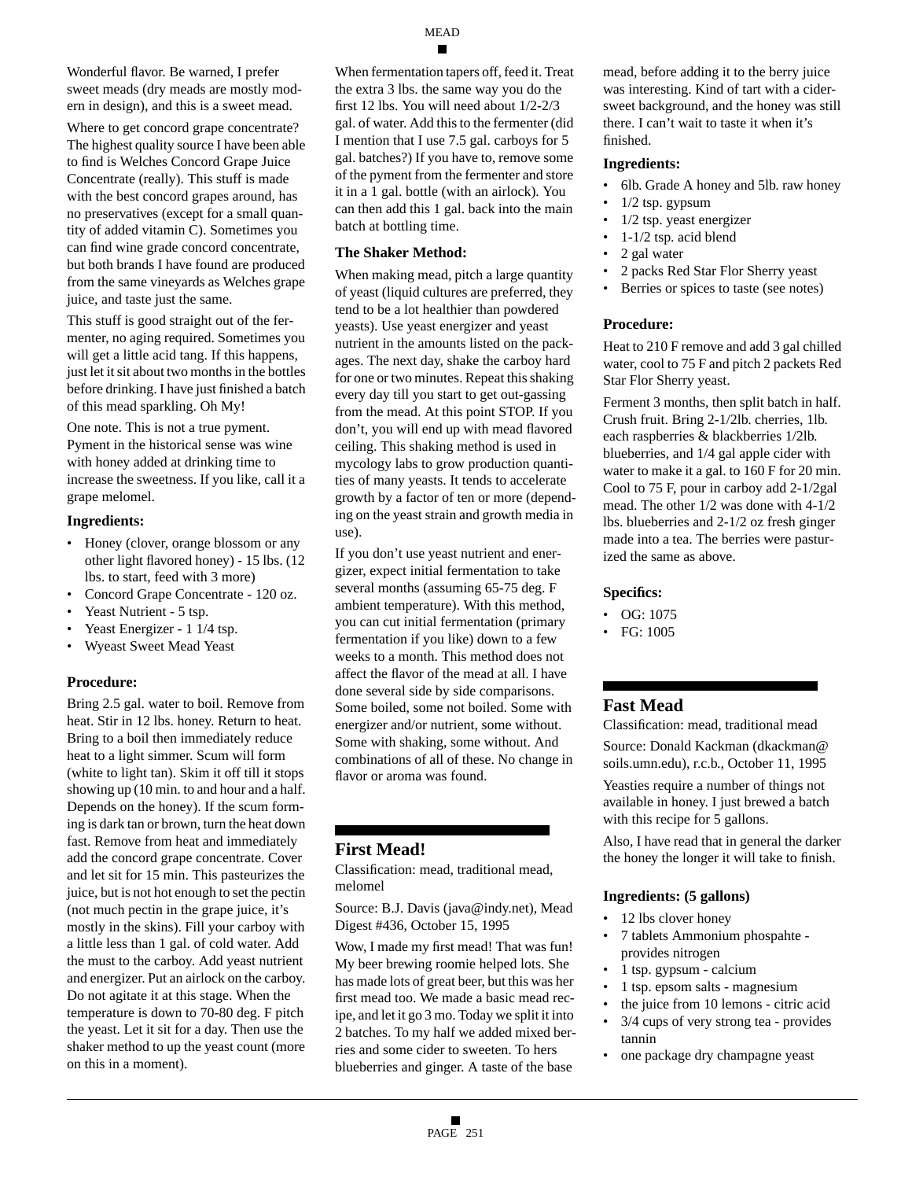Wonderful flavor. Be warned, I prefer sweet meads (dry meads are mostly modern in design), and this is a sweet mead.

Where to get concord grape concentrate? The highest quality source I have been able to find is Welches Concord Grape Juice Concentrate (really). This stuff is made with the best concord grapes around, has no preservatives (except for a small quantity of added vitamin C). Sometimes you can find wine grade concord concentrate, but both brands I have found are produced from the same vineyards as Welches grape juice, and taste just the same.

This stuff is good straight out of the fermenter, no aging required. Sometimes you will get a little acid tang. If this happens, just let it sit about two months in the bottles before drinking. I have just finished a batch of this mead sparkling. Oh My!

One note. This is not a true pyment. Pyment in the historical sense was wine with honey added at drinking time to increase the sweetness. If you like, call it a grape melomel.

### Ingredients:

- Honey (clover, orange blossom or any other light flavored honey) - 15 lbs. (12 lbs. to start, feed with 3 more)
- Concord Grape Concentrate - 120 oz.
- Yeast Nutrient - 5 tsp.
- Yeast Energizer - 1 1/4 tsp.
- Wyeast Sweet Mead Yeast

### Procedure:

Bring 2.5 gal. water to boil. Remove from heat. Stir in 12 lbs. honey. Return to heat. Bring to a boil then immediately reduce heat to a light simmer. Scum will form (white to light tan). Skim it off till it stops showing up (10 min. to and hour and a half. Depends on the honey). If the scum forming is dark tan or brown, turn the heat down fast. Remove from heat and immediately add the concord grape concentrate. Cover and let sit for 15 min. This pasteurizes the juice, but is not hot enough to set the pectin (not much pectin in the grape juice, it's mostly in the skins). Fill your carboy with a little less than 1 gal. of cold water. Add the must to the carboy. Add yeast nutrient and energizer. Put an airlock on the carboy. Do not agitate it at this stage. When the temperature is down to 70-80 deg. F pitch the yeast. Let it sit for a day. Then use the shaker method to up the yeast count (more on this in a moment).

When fermentation tapers off, feed it. Treat the extra 3 lbs. the same way you do the first 12 lbs. You will need about 1/2-2/3 gal. of water. Add this to the fermenter (did I mention that I use 7.5 gal. carboys for 5 gal. batches?) If you have to, remove some of the pyment from the fermenter and store it in a 1 gal. bottle (with an airlock). You can then add this 1 gal. back into the main batch at bottling time.

### The Shaker Method:

When making mead, pitch a large quantity of yeast (liquid cultures are preferred, they tend to be a lot healthier than powdered yeasts). Use yeast energizer and yeast nutrient in the amounts listed on the packages. The next day, shake the carboy hard for one or two minutes. Repeat this shaking every day till you start to get out-gassing from the mead. At this point STOP. If you don't, you will end up with mead flavored ceiling. This shaking method is used in mycology labs to grow production quantities of many yeasts. It tends to accelerate growth by a factor of ten or more (depending on the yeast strain and growth media in use).

If you don't use yeast nutrient and energizer, expect initial fermentation to take several months (assuming 65-75 deg. F ambient temperature). With this method, you can cut initial fermentation (primary fermentation if you like) down to a few weeks to a month. This method does not affect the flavor of the mead at all. I have done several side by side comparisons. Some boiled, some not boiled. Some with energizer and/or nutrient, some without. Some with shaking, some without. And combinations of all of these. No change in flavor or aroma was found.

## First Mead!

Classification: mead, traditional mead, melomel

Source: B.J. Davis (java@indy.net), Mead Digest #436, October 15, 1995

Wow, I made my first mead! That was fun! My beer brewing roomie helped lots. She has made lots of great beer, but this was her first mead too. We made a basic mead recipe, and let it go 3 mo. Today we split it into 2 batches. To my half we added mixed berries and some cider to sweeten. To hers blueberries and ginger. A taste of the base mead, before adding it to the berry juice was interesting. Kind of tart with a cider-sweet background, and the honey was still there. I can't wait to taste it when it's finished.

### Ingredients:

- 6lb. Grade A honey and 5lb. raw honey
- 1/2 tsp. gypsum
- 1/2 tsp. yeast energizer
- 1-1/2 tsp. acid blend
- 2 gal water
- 2 packs Red Star Flor Sherry yeast
- Berries or spices to taste (see notes)

### Procedure:

Heat to 210 F remove and add 3 gal chilled water, cool to 75 F and pitch 2 packets Red Star Flor Sherry yeast.

Ferment 3 months, then split batch in half. Crush fruit. Bring 2-1/2lb. cherries, 1lb. each raspberries & blackberries 1/2lb. blueberries, and 1/4 gal apple cider with water to make it a gal. to 160 F for 20 min. Cool to 75 F, pour in carboy add 2-1/2gal mead. The other 1/2 was done with 4-1/2 lbs. blueberries and 2-1/2 oz fresh ginger made into a tea. The berries were pasturized the same as above.

### Specifics:

- OG: 1075
- FG: 1005

## Fast Mead

Classification: mead, traditional mead

Source: Donald Kackman (dkackman@soils.umn.edu), r.c.b., October 11, 1995

Yeasties require a number of things not available in honey. I just brewed a batch with this recipe for 5 gallons.

Also, I have read that in general the darker the honey the longer it will take to finish.

### Ingredients: (5 gallons)

- 12 lbs clover honey
- 7 tablets Ammonium phospahte - provides nitrogen
- 1 tsp. gypsum - calcium
- 1 tsp. epsom salts - magnesium
- the juice from 10 lemons - citric acid
- 3/4 cups of very strong tea - provides tannin
- one package dry champagne yeast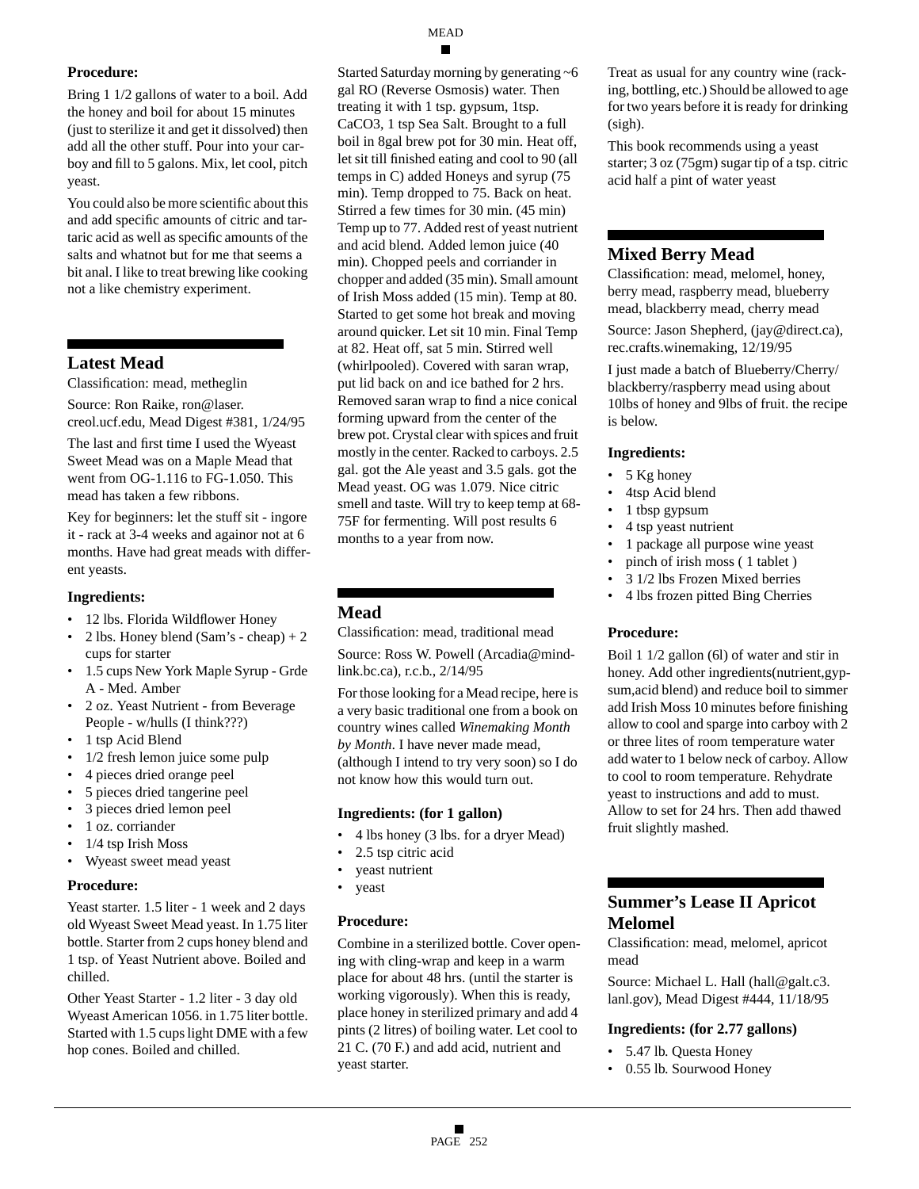**Procedure:**

Bring 1 1/2 gallons of water to a boil. Add the honey and boil for about 15 minutes (just to sterilize it and get it dissolved) then add all the other stuff. Pour into your carboy and fill to 5 galons. Mix, let cool, pitch yeast.

You could also be more scientific about this and add specific amounts of citric and tartaric acid as well as specific amounts of the salts and whatnot but for me that seems a bit anal. I like to treat brewing like cooking not a like chemistry experiment.

## Latest Mead

Classification: mead, metheglin

Source: Ron Raike, ron@laser.creol.ucf.edu, Mead Digest #381, 1/24/95

The last and first time I used the Wyeast Sweet Mead was on a Maple Mead that went from OG-1.116 to FG-1.050. This mead has taken a few ribbons.

Key for beginners: let the stuff sit - ingore it - rack at 3-4 weeks and againor not at 6 months. Have had great meads with different yeasts.

**Ingredients:**

- 12 lbs. Florida Wildflower Honey
- 2 lbs. Honey blend (Sam's - cheap) + 2 cups for starter
- 1.5 cups New York Maple Syrup - Grde A - Med. Amber
- 2 oz. Yeast Nutrient - from Beverage People - w/hulls (I think???)
- 1 tsp Acid Blend
- 1/2 fresh lemon juice some pulp
- 4 pieces dried orange peel
- 5 pieces dried tangerine peel
- 3 pieces dried lemon peel
- 1 oz. corriander
- 1/4 tsp Irish Moss
- Wyeast sweet mead yeast

**Procedure:**

Yeast starter. 1.5 liter - 1 week and 2 days old Wyeast Sweet Mead yeast. In 1.75 liter bottle. Starter from 2 cups honey blend and 1 tsp. of Yeast Nutrient above. Boiled and chilled.

Other Yeast Starter - 1.2 liter - 3 day old Wyeast American 1056. in 1.75 liter bottle. Started with 1.5 cups light DME with a few hop cones. Boiled and chilled.

Started Saturday morning by generating ~6 gal RO (Reverse Osmosis) water. Then treating it with 1 tsp. gypsum, 1tsp. $CaCO_3$, 1 tsp Sea Salt. Brought to a full boil in 8gal brew pot for 30 min. Heat off, let sit till finished eating and cool to 90 (all temps in C) added Honeys and syrup (75 min). Temp dropped to 75. Back on heat. Stirred a few times for 30 min. (45 min) Temp up to 77. Added rest of yeast nutrient and acid blend. Added lemon juice (40 min). Chopped peels and corriander in chopper and added (35 min). Small amount of Irish Moss added (15 min). Temp at 80. Started to get some hot break and moving around quicker. Let sit 10 min. Final Temp at 82. Heat off, sat 5 min. Stirred well (whirlpooled). Covered with saran wrap, put lid back on and ice bathed for 2 hrs. Removed saran wrap to find a nice conical forming upward from the center of the brew pot. Crystal clear with spices and fruit mostly in the center. Racked to carboys. 2.5 gal. got the Ale yeast and 3.5 gals. got the Mead yeast. OG was 1.079. Nice citric smell and taste. Will try to keep temp at 68-75F for fermenting. Will post results 6 months to a year from now.

## Mead

Classification: mead, traditional mead

Source: Ross W. Powell (Arcadia@mindlink.bc.ca), r.c.b., 2/14/95

For those looking for a Mead recipe, here is a very basic traditional one from a book on country wines called *Winemaking Month by Month*. I have never made mead, (although I intend to try very soon) so I do not know how this would turn out.

**Ingredients: (for 1 gallon)**

- 4 lbs honey (3 lbs. for a dryer Mead)
- 2.5 tsp citric acid
- yeast nutrient
- yeast

**Procedure:**

Combine in a sterilized bottle. Cover opening with cling-wrap and keep in a warm place for about 48 hrs. (until the starter is working vigorously). When this is ready, place honey in sterilized primary and add 4 pints (2 litres) of boiling water. Let cool to 21 C. (70 F.) and add acid, nutrient and yeast starter.

Treat as usual for any country wine (racking, bottling, etc.) Should be allowed to age for two years before it is ready for drinking (sigh).

This book recommends using a yeast starter; 3 oz (75gm) sugar tip of a tsp. citric acid half a pint of water yeast

## Mixed Berry Mead

Classification: mead, melomel, honey, berry mead, raspberry mead, blueberry mead, blackberry mead, cherry mead

Source: Jason Shepherd, (jay@direct.ca), rec.crafts.winemaking, 12/19/95

I just made a batch of Blueberry/Cherry/blackberry/raspberry mead using about 10lbs of honey and 9lbs of fruit. the recipe is below.

**Ingredients:**

- 5 Kg honey
- 4tsp Acid blend
- 1 tbsp gypsum
- 4 tsp yeast nutrient
- 1 package all purpose wine yeast
- pinch of irish moss ( 1 tablet )
- 3 1/2 lbs Frozen Mixed berries
- 4 lbs frozen pitted Bing Cherries

**Procedure:**

Boil 1 1/2 gallon (6l) of water and stir in honey. Add other ingredients(nutrient,gypsum,acid blend) and reduce boil to simmer add Irish Moss 10 minutes before finishing allow to cool and sparge into carboy with 2 or three lites of room temperature water add water to 1 below neck of carboy. Allow to cool to room temperature. Rehydrate yeast to instructions and add to must. Allow to set for 24 hrs. Then add thawed fruit slightly mashed.

## Summer's Lease II Apricot Melomel

Classification: mead, melomel, apricot mead

Source: Michael L. Hall (hall@galt.c3.lanl.gov), Mead Digest #444, 11/18/95

**Ingredients: (for 2.77 gallons)**

- 5.47 lb. Questa Honey
- 0.55 lb. Sourwood Honey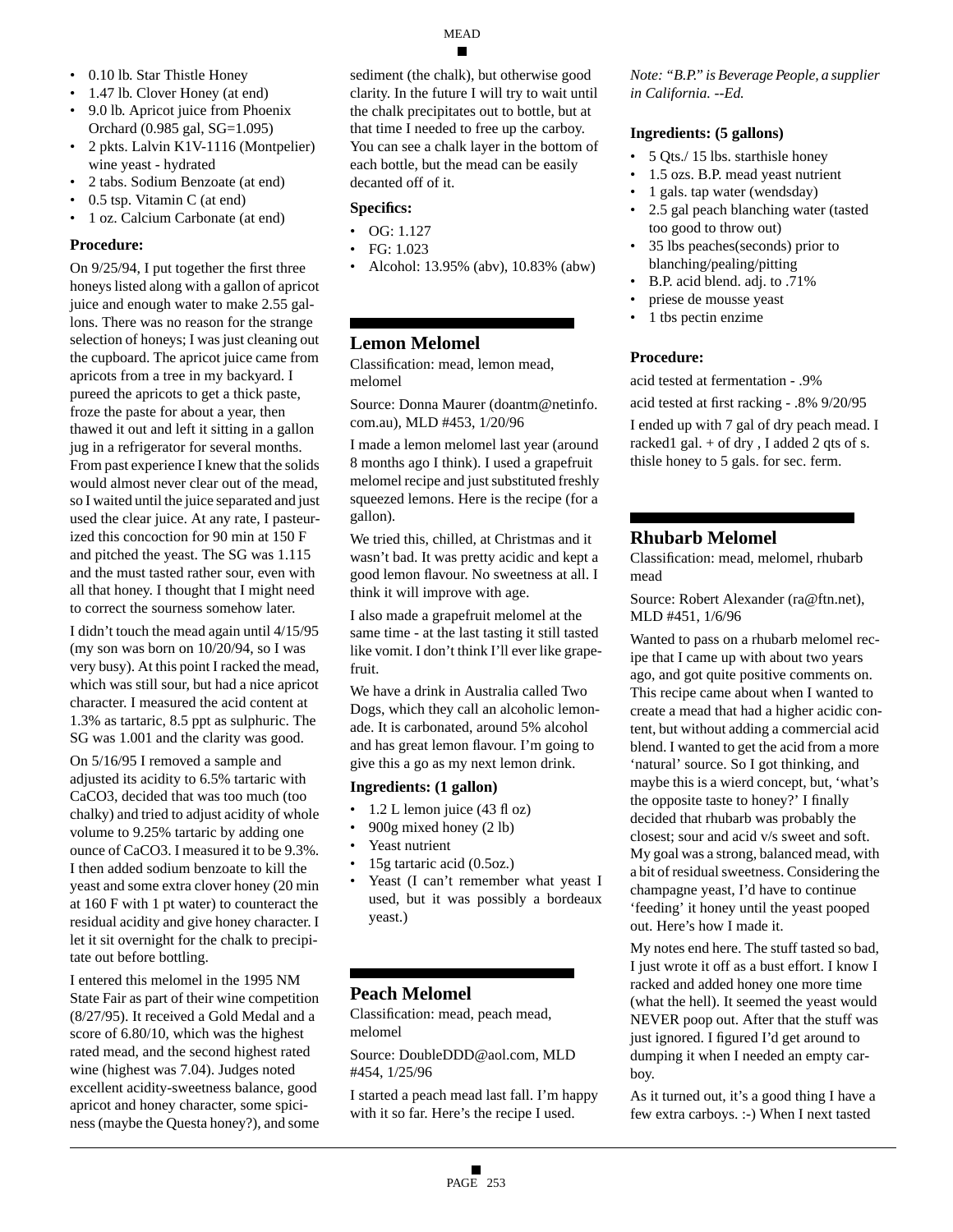- 0.10 lb. Star Thistle Honey
- 1.47 lb. Clover Honey (at end)
- 9.0 lb. Apricot juice from Phoenix Orchard (0.985 gal, SG=1.095)
- 2 pkts. Lalvin K1V-1116 (Montpelier) wine yeast - hydrated
- 2 tabs. Sodium Benzoate (at end)
- 0.5 tsp. Vitamin C (at end)
- 1 oz. Calcium Carbonate (at end)

**Procedure:**

On 9/25/94, I put together the first three honeys listed along with a gallon of apricot juice and enough water to make 2.55 gallons. There was no reason for the strange selection of honeys; I was just cleaning out the cupboard. The apricot juice came from apricots from a tree in my backyard. I pureed the apricots to get a thick paste, froze the paste for about a year, then thawed it out and left it sitting in a gallon jug in a refrigerator for several months. From past experience I knew that the solids would almost never clear out of the mead, so I waited until the juice separated and just used the clear juice. At any rate, I pasteurized this concoction for 90 min at 150 F and pitched the yeast. The SG was 1.115 and the must tasted rather sour, even with all that honey. I thought that I might need to correct the sourness somehow later.

I didn't touch the mead again until 4/15/95 (my son was born on 10/20/94, so I was very busy). At this point I racked the mead, which was still sour, but had a nice apricot character. I measured the acid content at 1.3% as tartaric, 8.5 ppt as sulphuric. The SG was 1.001 and the clarity was good.

On 5/16/95 I removed a sample and adjusted its acidity to 6.5% tartaric with $CaCO_3$, decided that was too much (too chalky) and tried to adjust acidity of whole volume to 9.25% tartaric by adding one ounce of $CaCO_3$. I measured it to be 9.3%. I then added sodium benzoate to kill the yeast and some extra clover honey (20 min at 160 F with 1 pt water) to counteract the residual acidity and give honey character. I let it sit overnight for the chalk to precipitate out before bottling.

I entered this melomel in the 1995 NM State Fair as part of their wine competition (8/27/95). It received a Gold Medal and a score of 6.80/10, which was the highest rated mead, and the second highest rated wine (highest was 7.04). Judges noted excellent acidity-sweetness balance, good apricot and honey character, some spiciness (maybe the Questa honey?), and some sediment (the chalk), but otherwise good clarity. In the future I will try to wait until the chalk precipitates out to bottle, but at that time I needed to free up the carboy. You can see a chalk layer in the bottom of each bottle, but the mead can be easily decanted off of it.

**Specifics:**

- OG: 1.127
- FG: 1.023
- Alcohol: 13.95% (abv), 10.83% (abw)

## Lemon Melomel

Classification: mead, lemon mead, melomel

Source: Donna Maurer (doantm@netinfo.com.au), MLD #453, 1/20/96

I made a lemon melomel last year (around 8 months ago I think). I used a grapefruit melomel recipe and just substituted freshly squeezed lemons. Here is the recipe (for a gallon).

We tried this, chilled, at Christmas and it wasn't bad. It was pretty acidic and kept a good lemon flavour. No sweetness at all. I think it will improve with age.

I also made a grapefruit melomel at the same time - at the last tasting it still tasted like vomit. I don't think I'll ever like grapefruit.

We have a drink in Australia called Two Dogs, which they call an alcoholic lemonade. It is carbonated, around 5% alcohol and has great lemon flavour. I'm going to give this a go as my next lemon drink.

**Ingredients: (1 gallon)**

- 1.2 L lemon juice (43 fl oz)
- 900g mixed honey (2 lb)
- Yeast nutrient
- 15g tartaric acid (0.5oz.)
- Yeast (I can't remember what yeast I used, but it was possibly a bordeaux yeast.)

## Peach Melomel

Classification: mead, peach mead, melomel

Source: DoubleDDD@aol.com, MLD #454, 1/25/96

I started a peach mead last fall. I'm happy with it so far. Here's the recipe I used.

*Note: "B.P." is Beverage People, a supplier in California. --Ed.*

**Ingredients: (5 gallons)**

- 5 Qts./ 15 lbs. starthisle honey
- 1.5 ozs. B.P. mead yeast nutrient
- 1 gals. tap water (wendsday)
- 2.5 gal peach blanching water (tasted too good to throw out)
- 35 lbs peaches(seconds) prior to blanching/pealing/pitting
- B.P. acid blend. adj. to .71%
- priese de mousse yeast
- 1 tbs pectin enzime

**Procedure:**

acid tested at fermentation - .9%

acid tested at first racking - .8% 9/20/95

I ended up with 7 gal of dry peach mead. I racked1 gal. + of dry , I added 2 qts of s. thisle honey to 5 gals. for sec. ferm.

## Rhubarb Melomel

Classification: mead, melomel, rhubarb mead

Source: Robert Alexander (ra@ftn.net), MLD #451, 1/6/96

Wanted to pass on a rhubarb melomel recipe that I came up with about two years ago, and got quite positive comments on. This recipe came about when I wanted to create a mead that had a higher acidic content, but without adding a commercial acid blend. I wanted to get the acid from a more 'natural' source. So I got thinking, and maybe this is a wierd concept, but, 'what's the opposite taste to honey?' I finally decided that rhubarb was probably the closest; sour and acid v/s sweet and soft. My goal was a strong, balanced mead, with a bit of residual sweetness. Considering the champagne yeast, I'd have to continue 'feeding' it honey until the yeast pooped out. Here's how I made it.

My notes end here. The stuff tasted so bad, I just wrote it off as a bust effort. I know I racked and added honey one more time (what the hell). It seemed the yeast would NEVER poop out. After that the stuff was just ignored. I figured I'd get around to dumping it when I needed an empty carboy.

As it turned out, it's a good thing I have a few extra carboys. :-) When I next tasted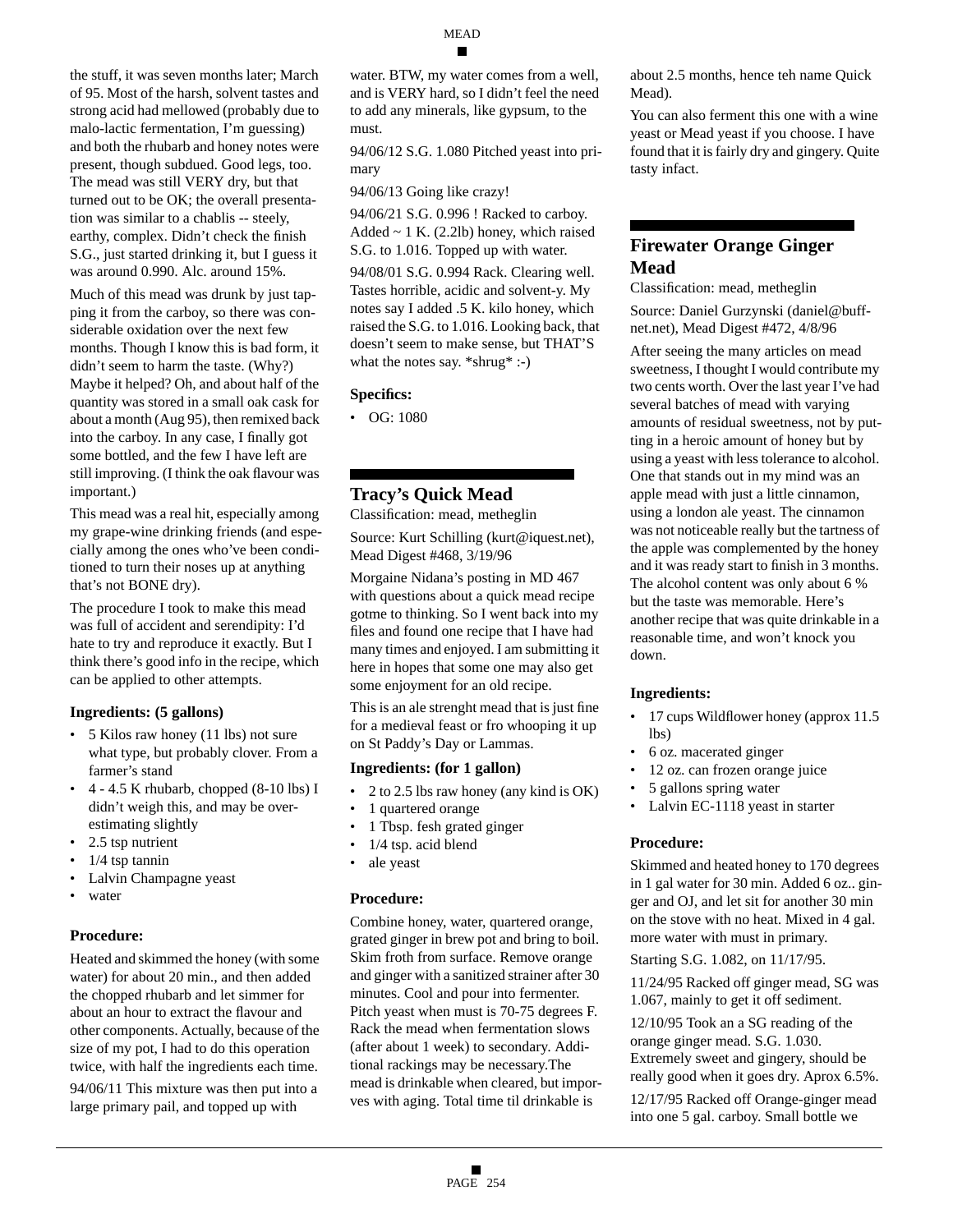the stuff, it was seven months later; March of 95. Most of the harsh, solvent tastes and strong acid had mellowed (probably due to malo-lactic fermentation, I'm guessing) and both the rhubarb and honey notes were present, though subdued. Good legs, too. The mead was still VERY dry, but that turned out to be OK; the overall presentation was similar to a chablis -- steely, earthy, complex. Didn't check the finish S.G., just started drinking it, but I guess it was around 0.990. Alc. around 15%.

Much of this mead was drunk by just tapping it from the carboy, so there was considerable oxidation over the next few months. Though I know this is bad form, it didn't seem to harm the taste. (Why?) Maybe it helped? Oh, and about half of the quantity was stored in a small oak cask for about a month (Aug 95), then remixed back into the carboy. In any case, I finally got some bottled, and the few I have left are still improving. (I think the oak flavour was important.)

This mead was a real hit, especially among my grape-wine drinking friends (and especially among the ones who've been conditioned to turn their noses up at anything that's not BONE dry).

The procedure I took to make this mead was full of accident and serendipity: I'd hate to try and reproduce it exactly. But I think there's good info in the recipe, which can be applied to other attempts.

### Ingredients: (5 gallons)

- 5 Kilos raw honey (11 lbs) not sure what type, but probably clover. From a farmer's stand
- 4 - 4.5 K rhubarb, chopped (8-10 lbs) I didn't weigh this, and may be overestimating slightly
- 2.5 tsp nutrient
- 1/4 tsp tannin
- Lalvin Champagne yeast
- water

### Procedure:

Heated and skimmed the honey (with some water) for about 20 min., and then added the chopped rhubarb and let simmer for about an hour to extract the flavour and other components. Actually, because of the size of my pot, I had to do this operation twice, with half the ingredients each time.

94/06/11 This mixture was then put into a large primary pail, and topped up with water. BTW, my water comes from a well, and is VERY hard, so I didn't feel the need to add any minerals, like gypsum, to the must.

94/06/12 S.G. 1.080 Pitched yeast into primary

94/06/13 Going like crazy!

94/06/21 S.G. 0.996 ! Racked to carboy. Added ~ 1 K. (2.2lb) honey, which raised S.G. to 1.016. Topped up with water.

94/08/01 S.G. 0.994 Rack. Clearing well. Tastes horrible, acidic and solvent-y. My notes say I added .5 K. kilo honey, which raised the S.G. to 1.016. Looking back, that doesn't seem to make sense, but THAT'S what the notes say. *shrug* :-)

### Specifics:

- OG: 1080

## Tracy's Quick Mead

Classification: mead, metheglin

Source: Kurt Schilling (kurt@iquest.net), Mead Digest #468, 3/19/96

Morgaine Nidana's posting in MD 467 with questions about a quick mead recipe gotme to thinking. So I went back into my files and found one recipe that I have had many times and enjoyed. I am submitting it here in hopes that some one may also get some enjoyment for an old recipe.

This is an ale strenght mead that is just fine for a medieval feast or fro whooping it up on St Paddy's Day or Lammas.

### Ingredients: (for 1 gallon)

- 2 to 2.5 lbs raw honey (any kind is OK)
- 1 quartered orange
- 1 Tbsp. fesh grated ginger
- 1/4 tsp. acid blend
- ale yeast

### Procedure:

Combine honey, water, quartered orange, grated ginger in brew pot and bring to boil. Skim froth from surface. Remove orange and ginger with a sanitized strainer after 30 minutes. Cool and pour into fermenter. Pitch yeast when must is 70-75 degrees F. Rack the mead when fermentation slows (after about 1 week) to secondary. Additional rackings may be necessary.The mead is drinkable when cleared, but imporves with aging. Total time til drinkable is about 2.5 months, hence teh name Quick Mead).

You can also ferment this one with a wine yeast or Mead yeast if you choose. I have found that it is fairly dry and gingery. Quite tasty infact.

## Firewater Orange Ginger Mead

Classification: mead, metheglin

Source: Daniel Gurzynski (daniel@buff-net.net), Mead Digest #472, 4/8/96

After seeing the many articles on mead sweetness, I thought I would contribute my two cents worth. Over the last year I've had several batches of mead with varying amounts of residual sweetness, not by putting in a heroic amount of honey but by using a yeast with less tolerance to alcohol. One that stands out in my mind was an apple mead with just a little cinnamon, using a london ale yeast. The cinnamon was not noticeable really but the tartness of the apple was complemented by the honey and it was ready start to finish in 3 months. The alcohol content was only about 6 % but the taste was memorable. Here's another recipe that was quite drinkable in a reasonable time, and won't knock you down.

### Ingredients:

- 17 cups Wildflower honey (approx 11.5 lbs)
- 6 oz. macerated ginger
- 12 oz. can frozen orange juice
- 5 gallons spring water
- Lalvin EC-1118 yeast in starter

### Procedure:

Skimmed and heated honey to 170 degrees in 1 gal water for 30 min. Added 6 oz.. ginger and OJ, and let sit for another 30 min on the stove with no heat. Mixed in 4 gal. more water with must in primary.

Starting S.G. 1.082, on 11/17/95.

11/24/95 Racked off ginger mead, SG was 1.067, mainly to get it off sediment.

12/10/95 Took an a SG reading of the orange ginger mead. S.G. 1.030. Extremely sweet and gingery, should be really good when it goes dry. Aprox 6.5%.

12/17/95 Racked off Orange-ginger mead into one 5 gal. carboy. Small bottle we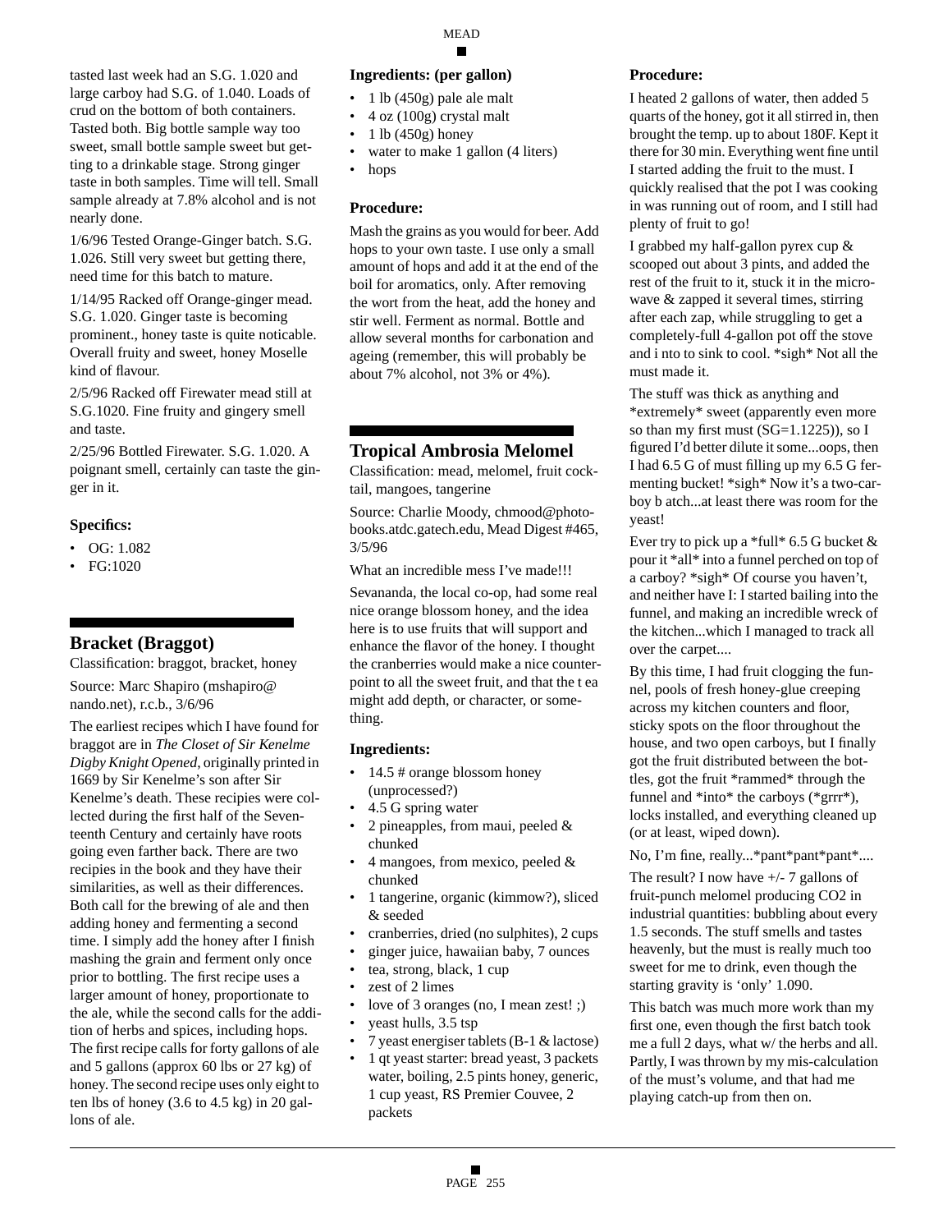tasted last week had an S.G. 1.020 and large carboy had S.G. of 1.040. Loads of crud on the bottom of both containers. Tasted both. Big bottle sample way too sweet, small bottle sample sweet but getting to a drinkable stage. Strong ginger taste in both samples. Time will tell. Small sample already at 7.8% alcohol and is not nearly done.

1/6/96 Tested Orange-Ginger batch. S.G. 1.026. Still very sweet but getting there, need time for this batch to mature.

1/14/95 Racked off Orange-ginger mead. S.G. 1.020. Ginger taste is becoming prominent., honey taste is quite noticable. Overall fruity and sweet, honey Moselle kind of flavour.

2/5/96 Racked off Firewater mead still at S.G.1020. Fine fruity and gingery smell and taste.

2/25/96 Bottled Firewater. S.G. 1.020. A poignant smell, certainly can taste the ginger in it.

### Specifics:

- OG: 1.082
- FG:1020

## Bracket (Braggot)

Classification: braggot, bracket, honey

Source: Marc Shapiro (mshapiro@nando.net), r.c.b., 3/6/96

The earliest recipes which I have found for braggot are in *The Closet of Sir Kenelme Digby Knight Opened*, originally printed in 1669 by Sir Kenelme's son after Sir Kenelme's death. These recipies were collected during the first half of the Seventeenth Century and certainly have roots going even farther back. There are two recipies in the book and they have their similarities, as well as their differences. Both call for the brewing of ale and then adding honey and fermenting a second time. I simply add the honey after I finish mashing the grain and ferment only once prior to bottling. The first recipe uses a larger amount of honey, proportionate to the ale, while the second calls for the addition of herbs and spices, including hops. The first recipe calls for forty gallons of ale and 5 gallons (approx 60 lbs or 27 kg) of honey. The second recipe uses only eight to ten lbs of honey (3.6 to 4.5 kg) in 20 gallons of ale.

### Ingredients: (per gallon)

- 1 lb (450g) pale ale malt
- 4 oz (100g) crystal malt
- 1 lb (450g) honey
- water to make 1 gallon (4 liters)
- hops

### Procedure:

Mash the grains as you would for beer. Add hops to your own taste. I use only a small amount of hops and add it at the end of the boil for aromatics, only. After removing the wort from the heat, add the honey and stir well. Ferment as normal. Bottle and allow several months for carbonation and ageing (remember, this will probably be about 7% alcohol, not 3% or 4%).

## Tropical Ambrosia Melomel

Classification: mead, melomel, fruit cocktail, mangoes, tangerine

Source: Charlie Moody, chmood@photobooks.atdc.gatech.edu, Mead Digest #465, 3/5/96

What an incredible mess I've made!!!

Sevananda, the local co-op, had some real nice orange blossom honey, and the idea here is to use fruits that will support and enhance the flavor of the honey. I thought the cranberries would make a nice counterpoint to all the sweet fruit, and that the t ea might add depth, or character, or something.

### Ingredients:

- 14.5 # orange blossom honey (unprocessed?)
- 4.5 G spring water
- 2 pineapples, from maui, peeled & chunked
- 4 mangoes, from mexico, peeled & chunked
- 1 tangerine, organic (kimmow?), sliced & seeded
- cranberries, dried (no sulphites), 2 cups
- ginger juice, hawaiian baby, 7 ounces
- tea, strong, black, 1 cup
- zest of 2 limes
- love of 3 oranges (no, I mean zest! ;)
- yeast hulls, 3.5 tsp
- 7 yeast energiser tablets (B-1 & lactose)
- 1 qt yeast starter: bread yeast, 3 packets water, boiling, 2.5 pints honey, generic, 1 cup yeast, RS Premier Couvee, 2 packets

### Procedure:

I heated 2 gallons of water, then added 5 quarts of the honey, got it all stirred in, then brought the temp. up to about 180F. Kept it there for 30 min. Everything went fine until I started adding the fruit to the must. I quickly realised that the pot I was cooking in was running out of room, and I still had plenty of fruit to go!

I grabbed my half-gallon pyrex cup & scooped out about 3 pints, and added the rest of the fruit to it, stuck it in the microwave & zapped it several times, stirring after each zap, while struggling to get a completely-full 4-gallon pot off the stove and i nto to sink to cool. *sigh* Not all the must made it.

The stuff was thick as anything and *extremely* sweet (apparently even more so than my first must (SG=1.1225)), so I figured I'd better dilute it some...oops, then I had 6.5 G of must filling up my 6.5 G fermenting bucket! *sigh* Now it's a two-carboy b atch...at least there was room for the yeast!

Ever try to pick up a *full* 6.5 G bucket & pour it *all* into a funnel perched on top of a carboy? *sigh* Of course you haven't, and neither have I: I started bailing into the funnel, and making an incredible wreck of the kitchen...which I managed to track all over the carpet....

By this time, I had fruit clogging the funnel, pools of fresh honey-glue creeping across my kitchen counters and floor, sticky spots on the floor throughout the house, and two open carboys, but I finally got the fruit distributed between the bottles, got the fruit *rammed* through the funnel and *into* the carboys (*grrr*), locks installed, and everything cleaned up (or at least, wiped down).

No, I'm fine, really...*pant*pant*pant*....

The result? I now have +/- 7 gallons of fruit-punch melomel producing CO2 in industrial quantities: bubbling about every 1.5 seconds. The stuff smells and tastes heavenly, but the must is really much too sweet for me to drink, even though the starting gravity is 'only' 1.090.

This batch was much more work than my first one, even though the first batch took me a full 2 days, what w/ the herbs and all. Partly, I was thrown by my mis-calculation of the must's volume, and that had me playing catch-up from then on.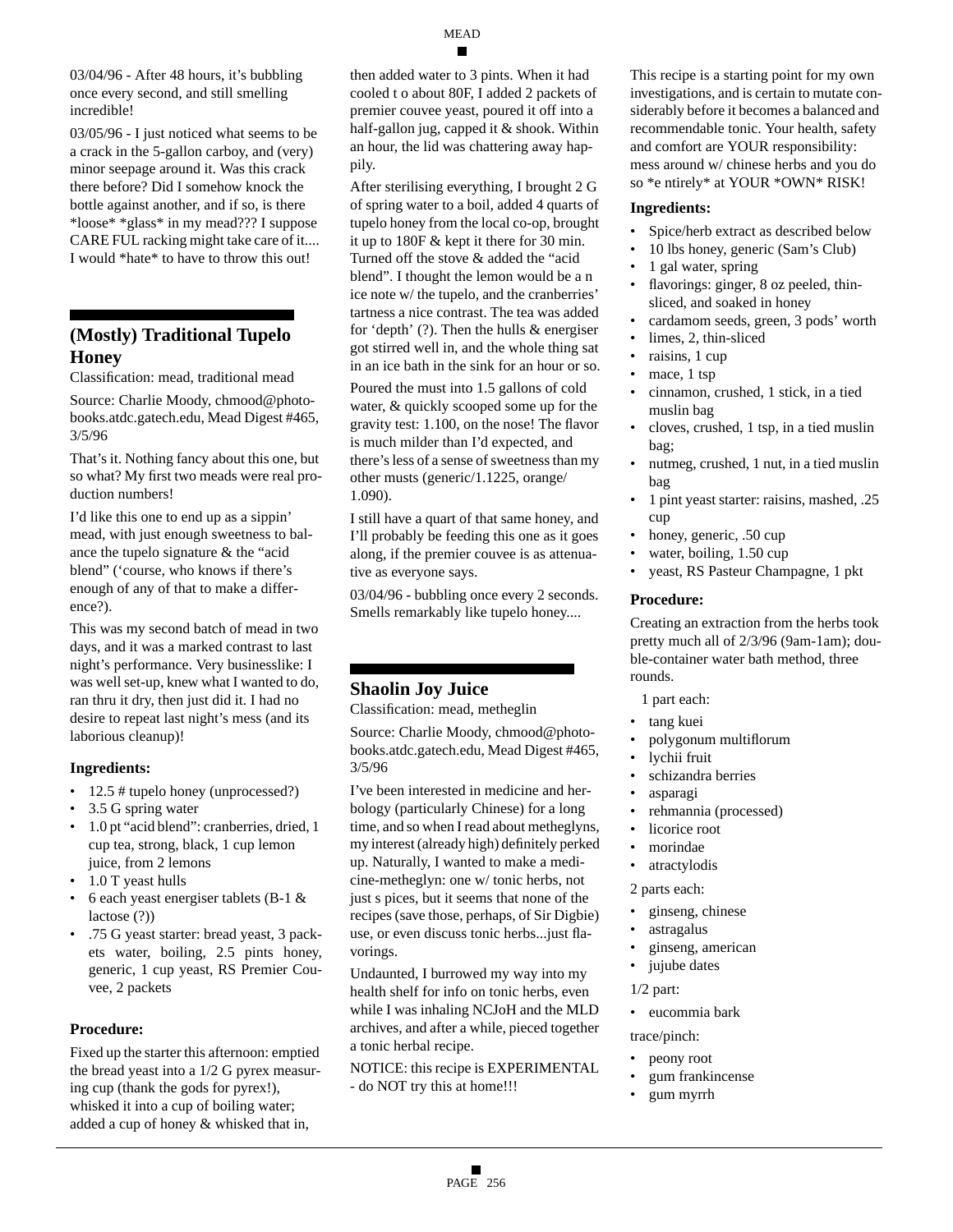03/04/96 - After 48 hours, it's bubbling once every second, and still smelling incredible!

03/05/96 - I just noticed what seems to be a crack in the 5-gallon carboy, and (very) minor seepage around it. Was this crack there before? Did I somehow knock the bottle against another, and if so, is there *loose* *glass* in my mead??? I suppose CARE FUL racking might take care of it.... I would *hate* to have to throw this out!

## (Mostly) Traditional Tupelo Honey

Classification: mead, traditional mead

Source: Charlie Moody, chmood@photo-books.atdc.gatech.edu, Mead Digest #465, 3/5/96

That's it. Nothing fancy about this one, but so what? My first two meads were real production numbers!

I'd like this one to end up as a sippin' mead, with just enough sweetness to balance the tupelo signature & the "acid blend" ('course, who knows if there's enough of any of that to make a difference?).

This was my second batch of mead in two days, and it was a marked contrast to last night's performance. Very businesslike: I was well set-up, knew what I wanted to do, ran thru it dry, then just did it. I had no desire to repeat last night's mess (and its laborious cleanup)!

### Ingredients:

- 12.5 # tupelo honey (unprocessed?)
- 3.5 G spring water
- 1.0 pt "acid blend": cranberries, dried, 1 cup tea, strong, black, 1 cup lemon juice, from 2 lemons
- 1.0 T yeast hulls
- 6 each yeast energiser tablets (B-1 & lactose (?))
- .75 G yeast starter: bread yeast, 3 packets water, boiling, 2.5 pints honey, generic, 1 cup yeast, RS Premier Couvee, 2 packets

### Procedure:

Fixed up the starter this afternoon: emptied the bread yeast into a 1/2 G pyrex measuring cup (thank the gods for pyrex!), whisked it into a cup of boiling water; added a cup of honey & whisked that in, then added water to 3 pints. When it had cooled t o about 80F, I added 2 packets of premier couvee yeast, poured it off into a half-gallon jug, capped it & shook. Within an hour, the lid was chattering away happily.

After sterilising everything, I brought 2 G of spring water to a boil, added 4 quarts of tupelo honey from the local co-op, brought it up to 180F & kept it there for 30 min. Turned off the stove & added the "acid blend". I thought the lemon would be a n ice note w/ the tupelo, and the cranberries' tartness a nice contrast. The tea was added for 'depth' (?). Then the hulls & energiser got stirred well in, and the whole thing sat in an ice bath in the sink for an hour or so.

Poured the must into 1.5 gallons of cold water, & quickly scooped some up for the gravity test: 1.100, on the nose! The flavor is much milder than I'd expected, and there's less of a sense of sweetness than my other musts (generic/1.1225, orange/1.090).

I still have a quart of that same honey, and I'll probably be feeding this one as it goes along, if the premier couvee is as attenuative as everyone says.

03/04/96 - bubbling once every 2 seconds. Smells remarkably like tupelo honey....

## Shaolin Joy Juice

Classification: mead, metheglin

Source: Charlie Moody, chmood@photo-books.atdc.gatech.edu, Mead Digest #465, 3/5/96

I've been interested in medicine and herbology (particularly Chinese) for a long time, and so when I read about metheglyns, my interest (already high) definitely perked up. Naturally, I wanted to make a medicine-metheglyn: one w/ tonic herbs, not just s pices, but it seems that none of the recipes (save those, perhaps, of Sir Digbie) use, or even discuss tonic herbs...just flavorings.

Undaunted, I burrowed my way into my health shelf for info on tonic herbs, even while I was inhaling NCJoH and the MLD archives, and after a while, pieced together a tonic herbal recipe.

NOTICE: this recipe is EXPERIMENTAL - do NOT try this at home!!!

This recipe is a starting point for my own investigations, and is certain to mutate considerably before it becomes a balanced and recommendable tonic. Your health, safety and comfort are YOUR responsibility: mess around w/ chinese herbs and you do so *e ntirely* at YOUR *OWN* RISK!

### Ingredients:

- Spice/herb extract as described below
- 10 lbs honey, generic (Sam's Club)
- 1 gal water, spring
- flavorings: ginger, 8 oz peeled, thin-sliced, and soaked in honey
- cardamom seeds, green, 3 pods' worth
- limes, 2, thin-sliced
- raisins, 1 cup
- mace, 1 tsp
- cinnamon, crushed, 1 stick, in a tied muslin bag
- cloves, crushed, 1 tsp, in a tied muslin bag;
- nutmeg, crushed, 1 nut, in a tied muslin bag
- 1 pint yeast starter: raisins, mashed, .25 cup
- honey, generic, .50 cup
- water, boiling, 1.50 cup
- yeast, RS Pasteur Champagne, 1 pkt

### Procedure:

Creating an extraction from the herbs took pretty much all of 2/3/96 (9am-1am); double-container water bath method, three rounds.

1 part each:

- tang kuei
- polygonum multiflorum
- lychii fruit
- schizandra berries
- asparagi
- rehmannia (processed)
- licorice root
- morindae
- atractylodis

2 parts each:

- ginseng, chinese
- astragalus
- ginseng, american
- jujube dates

1/2 part:

- eucommia bark

trace/pinch:

- peony root
- gum frankincense
- gum myrrh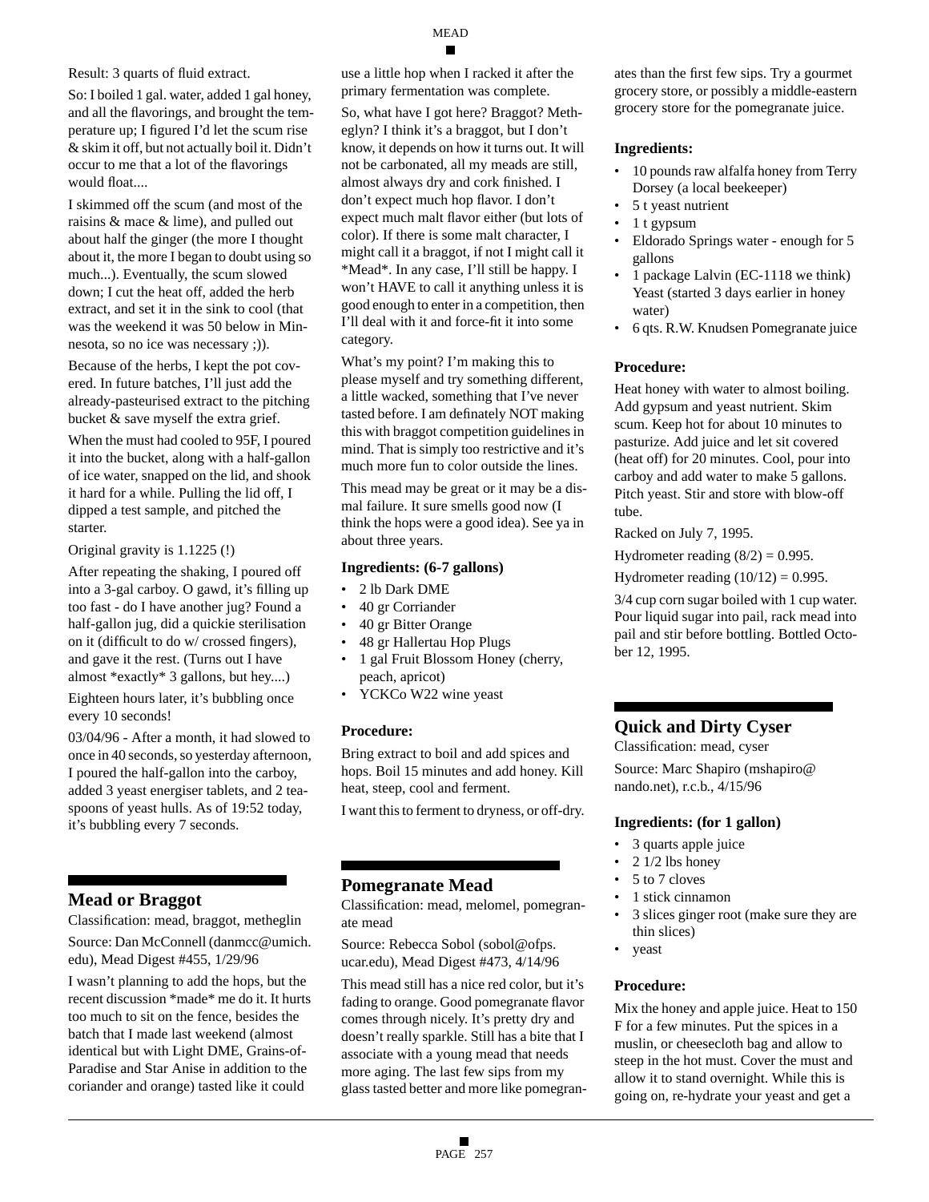Result: 3 quarts of fluid extract.

So: I boiled 1 gal. water, added 1 gal honey, and all the flavorings, and brought the temperature up; I figured I'd let the scum rise & skim it off, but not actually boil it. Didn't occur to me that a lot of the flavorings would float....

I skimmed off the scum (and most of the raisins & mace & lime), and pulled out about half the ginger (the more I thought about it, the more I began to doubt using so much...). Eventually, the scum slowed down; I cut the heat off, added the herb extract, and set it in the sink to cool (that was the weekend it was 50 below in Minnesota, so no ice was necessary ;)).

Because of the herbs, I kept the pot covered. In future batches, I'll just add the already-pasteurised extract to the pitching bucket & save myself the extra grief.

When the must had cooled to 95F, I poured it into the bucket, along with a half-gallon of ice water, snapped on the lid, and shook it hard for a while. Pulling the lid off, I dipped a test sample, and pitched the starter.

Original gravity is 1.1225 (!)

After repeating the shaking, I poured off into a 3-gal carboy. O gawd, it's filling up too fast - do I have another jug? Found a half-gallon jug, did a quickie sterilisation on it (difficult to do w/ crossed fingers), and gave it the rest. (Turns out I have almost *exactly* 3 gallons, but hey....)

Eighteen hours later, it's bubbling once every 10 seconds!

03/04/96 - After a month, it had slowed to once in 40 seconds, so yesterday afternoon, I poured the half-gallon into the carboy, added 3 yeast energiser tablets, and 2 teaspoons of yeast hulls. As of 19:52 today, it's bubbling every 7 seconds.

## Mead or Braggot

Classification: mead, braggot, metheglin

Source: Dan McConnell (danmcc@umich.edu), Mead Digest #455, 1/29/96

I wasn't planning to add the hops, but the recent discussion *made* me do it. It hurts too much to sit on the fence, besides the batch that I made last weekend (almost identical but with Light DME, Grains-of-Paradise and Star Anise in addition to the coriander and orange) tasted like it could use a little hop when I racked it after the primary fermentation was complete.

So, what have I got here? Braggot? Metheglin? I think it's a braggot, but I don't know, it depends on how it turns out. It will not be carbonated, all my meads are still, almost always dry and cork finished. I don't expect much hop flavor. I don't expect much malt flavor either (but lots of color). If there is some malt character, I might call it a braggot, if not I might call it *Mead*. In any case, I'll still be happy. I won't HAVE to call it anything unless it is good enough to enter in a competition, then I'll deal with it and force-fit it into some category.

What's my point? I'm making this to please myself and try something different, a little wacked, something that I've never tasted before. I am definately NOT making this with braggot competition guidelines in mind. That is simply too restrictive and it's much more fun to color outside the lines.

This mead may be great or it may be a dismal failure. It sure smells good now (I think the hops were a good idea). See ya in about three years.

### Ingredients: (6-7 gallons)

- 2 lb Dark DME
- 40 gr Corriander
- 40 gr Bitter Orange
- 48 gr Hallertau Hop Plugs
- 1 gal Fruit Blossom Honey (cherry, peach, apricot)
- YCKCo W22 wine yeast

### Procedure:

Bring extract to boil and add spices and hops. Boil 15 minutes and add honey. Kill heat, steep, cool and ferment.

I want this to ferment to dryness, or off-dry.

## Pomegranate Mead

Classification: mead, melomel, pomegranate mead

Source: Rebecca Sobol (sobol@ofps.ucar.edu), Mead Digest #473, 4/14/96

This mead still has a nice red color, but it's fading to orange. Good pomegranate flavor comes through nicely. It's pretty dry and doesn't really sparkle. Still has a bite that I associate with a young mead that needs more aging. The last few sips from my glass tasted better and more like pomegranates than the first few sips. Try a gourmet grocery store, or possibly a middle-eastern grocery store for the pomegranate juice.

### Ingredients:

- 10 pounds raw alfalfa honey from Terry Dorsey (a local beekeeper)
- 5 t yeast nutrient
- 1 t gypsum
- Eldorado Springs water - enough for 5 gallons
- 1 package Lalvin (EC-1118 we think) Yeast (started 3 days earlier in honey water)
- 6 qts. R.W. Knudsen Pomegranate juice

### Procedure:

Heat honey with water to almost boiling. Add gypsum and yeast nutrient. Skim scum. Keep hot for about 10 minutes to pasturize. Add juice and let sit covered (heat off) for 20 minutes. Cool, pour into carboy and add water to make 5 gallons. Pitch yeast. Stir and store with blow-off tube.

Racked on July 7, 1995.

Hydrometer reading (8/2) = 0.995.

Hydrometer reading (10/12) = 0.995.

3/4 cup corn sugar boiled with 1 cup water. Pour liquid sugar into pail, rack mead into pail and stir before bottling. Bottled October 12, 1995.

## Quick and Dirty Cyser

Classification: mead, cyser

Source: Marc Shapiro (mshapiro@nando.net), r.c.b., 4/15/96

### Ingredients: (for 1 gallon)

- 3 quarts apple juice
- 2 1/2 lbs honey
- 5 to 7 cloves
- 1 stick cinnamon
- 3 slices ginger root (make sure they are thin slices)
- yeast

### Procedure:

Mix the honey and apple juice. Heat to 150 F for a few minutes. Put the spices in a muslin, or cheesecloth bag and allow to steep in the hot must. Cover the must and allow it to stand overnight. While this is going on, re-hydrate your yeast and get a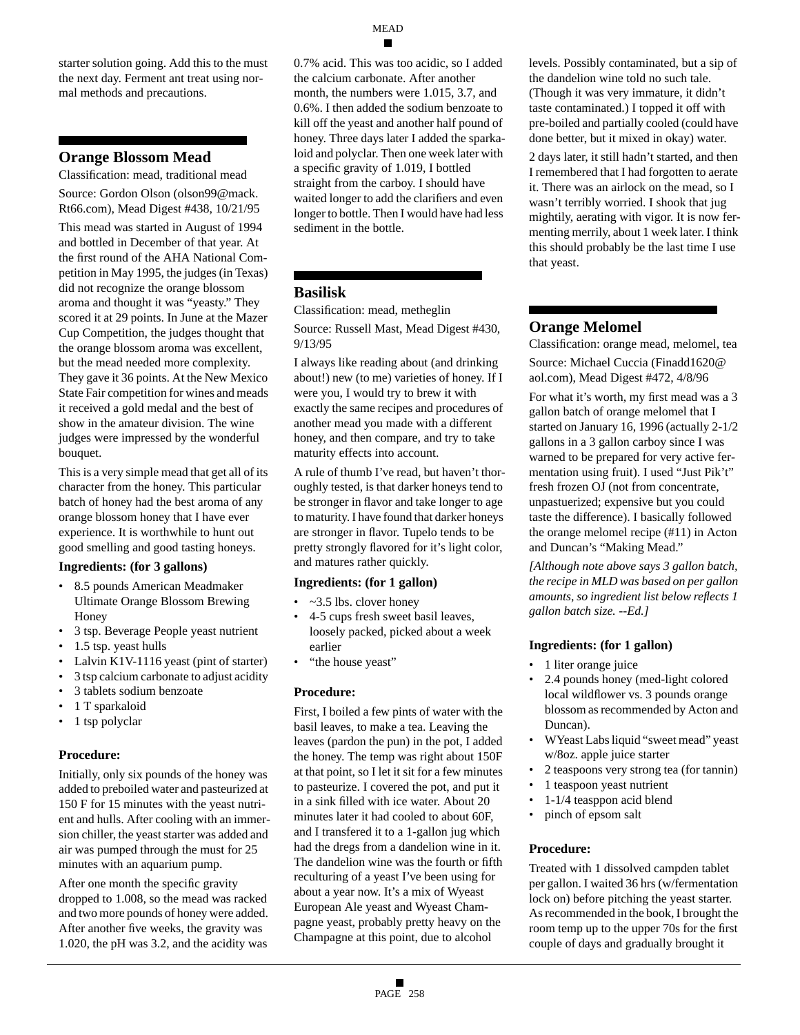starter solution going. Add this to the must the next day. Ferment ant treat using normal methods and precautions.

## Orange Blossom Mead

Classification: mead, traditional mead

Source: Gordon Olson (olson99@mack.Rt66.com), Mead Digest #438, 10/21/95

This mead was started in August of 1994 and bottled in December of that year. At the first round of the AHA National Competition in May 1995, the judges (in Texas) did not recognize the orange blossom aroma and thought it was "yeasty." They scored it at 29 points. In June at the Mazer Cup Competition, the judges thought that the orange blossom aroma was excellent, but the mead needed more complexity. They gave it 36 points. At the New Mexico State Fair competition for wines and meads it received a gold medal and the best of show in the amateur division. The wine judges were impressed by the wonderful bouquet.

This is a very simple mead that get all of its character from the honey. This particular batch of honey had the best aroma of any orange blossom honey that I have ever experience. It is worthwhile to hunt out good smelling and good tasting honeys.

**Ingredients: (for 3 gallons)**

- 8.5 pounds American Meadmaker Ultimate Orange Blossom Brewing Honey
- 3 tsp. Beverage People yeast nutrient
- 1.5 tsp. yeast hulls
- Lalvin K1V-1116 yeast (pint of starter)
- 3 tsp calcium carbonate to adjust acidity
- 3 tablets sodium benzoate
- 1 T sparkaloid
- 1 tsp polyclar

**Procedure:**

Initially, only six pounds of the honey was added to preboiled water and pasteurized at 150 F for 15 minutes with the yeast nutrient and hulls. After cooling with an immersion chiller, the yeast starter was added and air was pumped through the must for 25 minutes with an aquarium pump.

After one month the specific gravity dropped to 1.008, so the mead was racked and two more pounds of honey were added. After another five weeks, the gravity was 1.020, the pH was 3.2, and the acidity was 0.7% acid. This was too acidic, so I added the calcium carbonate. After another month, the numbers were 1.015, 3.7, and 0.6%. I then added the sodium benzoate to kill off the yeast and another half pound of honey. Three days later I added the sparkaloid and polyclar. Then one week later with a specific gravity of 1.019, I bottled straight from the carboy. I should have waited longer to add the clarifiers and even longer to bottle. Then I would have had less sediment in the bottle.

## Basilisk

Classification: mead, metheglin

Source: Russell Mast, Mead Digest #430, 9/13/95

I always like reading about (and drinking about!) new (to me) varieties of honey. If I were you, I would try to brew it with exactly the same recipes and procedures of another mead you made with a different honey, and then compare, and try to take maturity effects into account.

A rule of thumb I've read, but haven't thoroughly tested, is that darker honeys tend to be stronger in flavor and take longer to age to maturity. I have found that darker honeys are stronger in flavor. Tupelo tends to be pretty strongly flavored for it's light color, and matures rather quickly.

**Ingredients: (for 1 gallon)**

- ~3.5 lbs. clover honey
- 4-5 cups fresh sweet basil leaves, loosely packed, picked about a week earlier
- "the house yeast"

**Procedure:**

First, I boiled a few pints of water with the basil leaves, to make a tea. Leaving the leaves (pardon the pun) in the pot, I added the honey. The temp was right about 150F at that point, so I let it sit for a few minutes to pasteurize. I covered the pot, and put it in a sink filled with ice water. About 20 minutes later it had cooled to about 60F, and I transfered it to a 1-gallon jug which had the dregs from a dandelion wine in it. The dandelion wine was the fourth or fifth reculturing of a yeast I've been using for about a year now. It's a mix of Wyeast European Ale yeast and Wyeast Champagne yeast, probably pretty heavy on the Champagne at this point, due to alcohol levels. Possibly contaminated, but a sip of the dandelion wine told no such tale. (Though it was very immature, it didn't taste contaminated.) I topped it off with pre-boiled and partially cooled (could have done better, but it mixed in okay) water.

2 days later, it still hadn't started, and then I remembered that I had forgotten to aerate it. There was an airlock on the mead, so I wasn't terribly worried. I shook that jug mightily, aerating with vigor. It is now fermenting merrily, about 1 week later. I think this should probably be the last time I use that yeast.

## Orange Melomel

Classification: orange mead, melomel, tea

Source: Michael Cuccia (Finadd1620@aol.com), Mead Digest #472, 4/8/96

For what it's worth, my first mead was a 3 gallon batch of orange melomel that I started on January 16, 1996 (actually 2-1/2 gallons in a 3 gallon carboy since I was warned to be prepared for very active fermentation using fruit). I used "Just Pik't" fresh frozen OJ (not from concentrate, unpastuerized; expensive but you could taste the difference). I basically followed the orange melomel recipe (#11) in Acton and Duncan's "Making Mead."

*[Although note above says 3 gallon batch, the recipe in MLD was based on per gallon amounts, so ingredient list below reflects 1 gallon batch size. --Ed.]*

**Ingredients: (for 1 gallon)**

- 1 liter orange juice
- 2.4 pounds honey (med-light colored local wildflower vs. 3 pounds orange blossom as recommended by Acton and Duncan).
- WYeast Labs liquid "sweet mead" yeast w/8oz. apple juice starter
- 2 teaspoons very strong tea (for tannin)
- 1 teaspoon yeast nutrient
- 1-1/4 teasppon acid blend
- pinch of epsom salt

**Procedure:**

Treated with 1 dissolved campden tablet per gallon. I waited 36 hrs (w/fermentation lock on) before pitching the yeast starter. As recommended in the book, I brought the room temp up to the upper 70s for the first couple of days and gradually brought it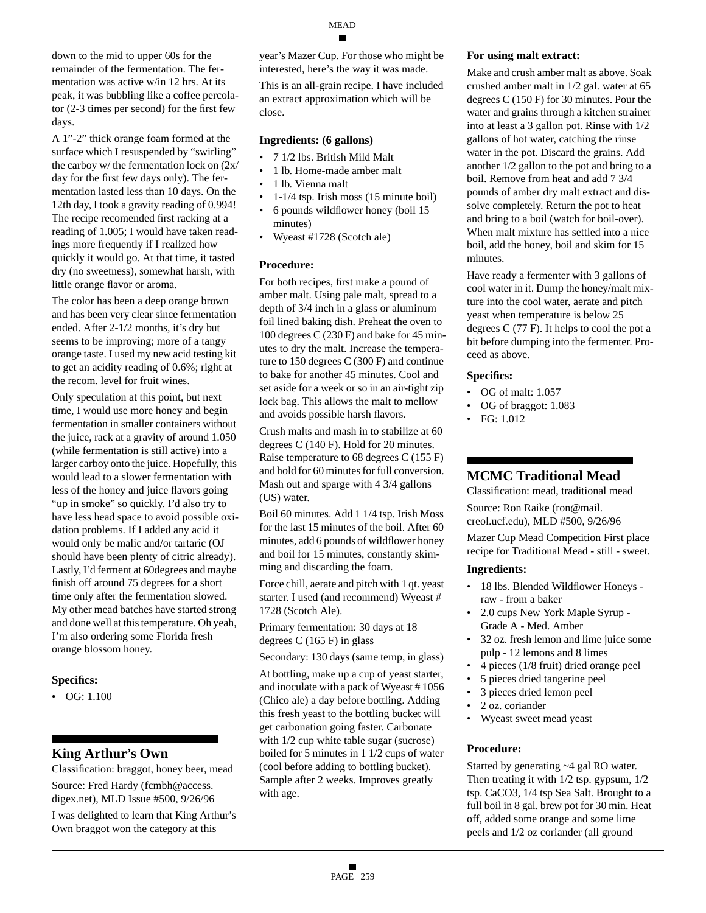down to the mid to upper 60s for the remainder of the fermentation. The fermentation was active w/in 12 hrs. At its peak, it was bubbling like a coffee percolator (2-3 times per second) for the first few days.

A 1"-2" thick orange foam formed at the surface which I resuspended by "swirling" the carboy w/ the fermentation lock on (2x/day for the first few days only). The fermentation lasted less than 10 days. On the 12th day, I took a gravity reading of 0.994! The recipe recomended first racking at a reading of 1.005; I would have taken readings more frequently if I realized how quickly it would go. At that time, it tasted dry (no sweetness), somewhat harsh, with little orange flavor or aroma.

The color has been a deep orange brown and has been very clear since fermentation ended. After 2-1/2 months, it's dry but seems to be improving; more of a tangy orange taste. I used my new acid testing kit to get an acidity reading of 0.6%; right at the recom. level for fruit wines.

Only speculation at this point, but next time, I would use more honey and begin fermentation in smaller containers without the juice, rack at a gravity of around 1.050 (while fermentation is still active) into a larger carboy onto the juice. Hopefully, this would lead to a slower fermentation with less of the honey and juice flavors going "up in smoke" so quickly. I'd also try to have less head space to avoid possible oxidation problems. If I added any acid it would only be malic and/or tartaric (OJ should have been plenty of citric already). Lastly, I'd ferment at 60degrees and maybe finish off around 75 degrees for a short time only after the fermentation slowed. My other mead batches have started strong and done well at this temperature. Oh yeah, I'm also ordering some Florida fresh orange blossom honey.

### Specifics:

- OG: 1.100

## King Arthur's Own

Classification: braggot, honey beer, mead

Source: Fred Hardy (fcmbh@access.digex.net), MLD Issue #500, 9/26/96

I was delighted to learn that King Arthur's Own braggot won the category at this year's Mazer Cup. For those who might be interested, here's the way it was made.

This is an all-grain recipe. I have included an extract approximation which will be close.

### Ingredients: (6 gallons)

- 7 1/2 lbs. British Mild Malt
- 1 lb. Home-made amber malt
- 1 lb. Vienna malt
- 1-1/4 tsp. Irish moss (15 minute boil)
- 6 pounds wildflower honey (boil 15 minutes)
- Wyeast #1728 (Scotch ale)

### Procedure:

For both recipes, first make a pound of amber malt. Using pale malt, spread to a depth of 3/4 inch in a glass or aluminum foil lined baking dish. Preheat the oven to 100 degrees C (230 F) and bake for 45 minutes to dry the malt. Increase the temperature to 150 degrees C (300 F) and continue to bake for another 45 minutes. Cool and set aside for a week or so in an air-tight zip lock bag. This allows the malt to mellow and avoids possible harsh flavors.

Crush malts and mash in to stabilize at 60 degrees C (140 F). Hold for 20 minutes. Raise temperature to 68 degrees C (155 F) and hold for 60 minutes for full conversion. Mash out and sparge with 4 3/4 gallons (US) water.

Boil 60 minutes. Add 1 1/4 tsp. Irish Moss for the last 15 minutes of the boil. After 60 minutes, add 6 pounds of wildflower honey and boil for 15 minutes, constantly skimming and discarding the foam.

Force chill, aerate and pitch with 1 qt. yeast starter. I used (and recommend) Wyeast # 1728 (Scotch Ale).

Primary fermentation: 30 days at 18 degrees C (165 F) in glass

Secondary: 130 days (same temp, in glass)

At bottling, make up a cup of yeast starter, and inoculate with a pack of Wyeast # 1056 (Chico ale) a day before bottling. Adding this fresh yeast to the bottling bucket will get carbonation going faster. Carbonate with 1/2 cup white table sugar (sucrose) boiled for 5 minutes in 1 1/2 cups of water (cool before adding to bottling bucket). Sample after 2 weeks. Improves greatly with age.

### For using malt extract:

Make and crush amber malt as above. Soak crushed amber malt in 1/2 gal. water at 65 degrees C (150 F) for 30 minutes. Pour the water and grains through a kitchen strainer into at least a 3 gallon pot. Rinse with 1/2 gallons of hot water, catching the rinse water in the pot. Discard the grains. Add another 1/2 gallon to the pot and bring to a boil. Remove from heat and add 7 3/4 pounds of amber dry malt extract and dissolve completely. Return the pot to heat and bring to a boil (watch for boil-over). When malt mixture has settled into a nice boil, add the honey, boil and skim for 15 minutes.

Have ready a fermenter with 3 gallons of cool water in it. Dump the honey/malt mixture into the cool water, aerate and pitch yeast when temperature is below 25 degrees C (77 F). It helps to cool the pot a bit before dumping into the fermenter. Proceed as above.

### Specifics:

- OG of malt: 1.057
- OG of braggot: 1.083
- FG: 1.012

## MCMC Traditional Mead

Classification: mead, traditional mead

Source: Ron Raike (ron@mail.creol.ucf.edu), MLD #500, 9/26/96

Mazer Cup Mead Competition First place recipe for Traditional Mead - still - sweet.

### Ingredients:

- 18 lbs. Blended Wildflower Honeys - raw - from a baker
- 2.0 cups New York Maple Syrup - Grade A - Med. Amber
- 32 oz. fresh lemon and lime juice some pulp - 12 lemons and 8 limes
- 4 pieces (1/8 fruit) dried orange peel
- 5 pieces dried tangerine peel
- 3 pieces dried lemon peel
- 2 oz. coriander
- Wyeast sweet mead yeast

### Procedure:

Started by generating ~4 gal RO water. Then treating it with 1/2 tsp. gypsum, 1/2 tsp. $CaCO_3$, 1/4 tsp Sea Salt. Brought to a full boil in 8 gal. brew pot for 30 min. Heat off, added some orange and some lime peels and 1/2 oz coriander (all ground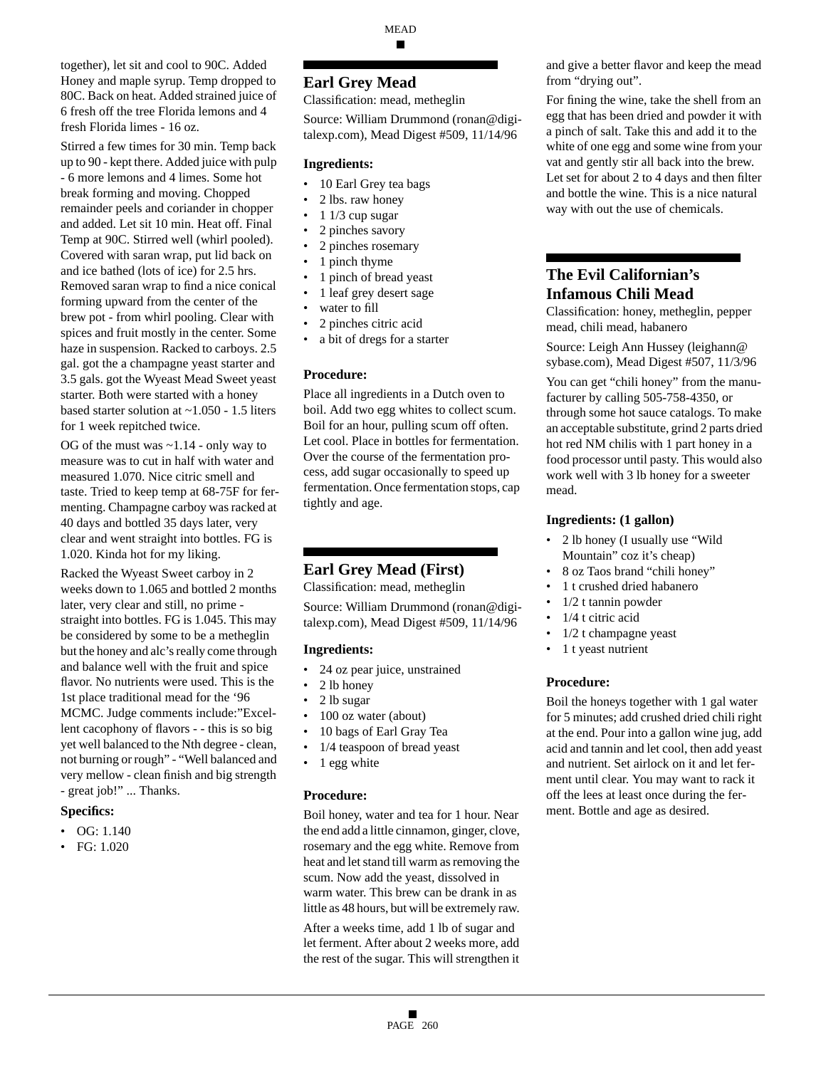together), let sit and cool to 90C. Added Honey and maple syrup. Temp dropped to 80C. Back on heat. Added strained juice of 6 fresh off the tree Florida lemons and 4 fresh Florida limes - 16 oz.

Stirred a few times for 30 min. Temp back up to 90 - kept there. Added juice with pulp - 6 more lemons and 4 limes. Some hot break forming and moving. Chopped remainder peels and coriander in chopper and added. Let sit 10 min. Heat off. Final Temp at 90C. Stirred well (whirl pooled). Covered with saran wrap, put lid back on and ice bathed (lots of ice) for 2.5 hrs. Removed saran wrap to find a nice conical forming upward from the center of the brew pot - from whirl pooling. Clear with spices and fruit mostly in the center. Some haze in suspension. Racked to carboys. 2.5 gal. got the a champagne yeast starter and 3.5 gals. got the Wyeast Mead Sweet yeast starter. Both were started with a honey based starter solution at ~1.050 - 1.5 liters for 1 week repitched twice.

OG of the must was ~1.14 - only way to measure was to cut in half with water and measured 1.070. Nice citric smell and taste. Tried to keep temp at 68-75F for fermenting. Champagne carboy was racked at 40 days and bottled 35 days later, very clear and went straight into bottles. FG is 1.020. Kinda hot for my liking.

Racked the Wyeast Sweet carboy in 2 weeks down to 1.065 and bottled 2 months later, very clear and still, no prime - straight into bottles. FG is 1.045. This may be considered by some to be a metheglin but the honey and alc's really come through and balance well with the fruit and spice flavor. No nutrients were used. This is the 1st place traditional mead for the '96 MCMC. Judge comments include:"Excellent cacophony of flavors - - this is so big yet well balanced to the Nth degree - clean, not burning or rough" - "Well balanced and very mellow - clean finish and big strength - great job!" ... Thanks.

**Specifics:**

- OG: 1.140
- FG: 1.020

## Earl Grey Mead

Classification: mead, metheglin

Source: William Drummond (ronan@digitalexp.com), Mead Digest #509, 11/14/96

**Ingredients:**

- 10 Earl Grey tea bags
- 2 lbs. raw honey
- 1 1/3 cup sugar
- 2 pinches savory
- 2 pinches rosemary
- 1 pinch thyme
- 1 pinch of bread yeast
- 1 leaf grey desert sage
- water to fill
- 2 pinches citric acid
- a bit of dregs for a starter

**Procedure:**

Place all ingredients in a Dutch oven to boil. Add two egg whites to collect scum. Boil for an hour, pulling scum off often. Let cool. Place in bottles for fermentation. Over the course of the fermentation process, add sugar occasionally to speed up fermentation. Once fermentation stops, cap tightly and age.

## Earl Grey Mead (First)

Classification: mead, metheglin

Source: William Drummond (ronan@digitalexp.com), Mead Digest #509, 11/14/96

**Ingredients:**

- 24 oz pear juice, unstrained
- 2 lb honey
- 2 lb sugar
- 100 oz water (about)
- 10 bags of Earl Gray Tea
- 1/4 teaspoon of bread yeast
- 1 egg white

**Procedure:**

Boil honey, water and tea for 1 hour. Near the end add a little cinnamon, ginger, clove, rosemary and the egg white. Remove from heat and let stand till warm as removing the scum. Now add the yeast, dissolved in warm water. This brew can be drank in as little as 48 hours, but will be extremely raw.

After a weeks time, add 1 lb of sugar and let ferment. After about 2 weeks more, add the rest of the sugar. This will strengthen it and give a better flavor and keep the mead from "drying out".

For fining the wine, take the shell from an egg that has been dried and powder it with a pinch of salt. Take this and add it to the white of one egg and some wine from your vat and gently stir all back into the brew. Let set for about 2 to 4 days and then filter and bottle the wine. This is a nice natural way with out the use of chemicals.

## The Evil Californian's Infamous Chili Mead

Classification: honey, metheglin, pepper mead, chili mead, habanero

Source: Leigh Ann Hussey (leighann@sybase.com), Mead Digest #507, 11/3/96

You can get "chili honey" from the manufacturer by calling 505-758-4350, or through some hot sauce catalogs. To make an acceptable substitute, grind 2 parts dried hot red NM chilis with 1 part honey in a food processor until pasty. This would also work well with 3 lb honey for a sweeter mead.

**Ingredients: (1 gallon)**

- 2 lb honey (I usually use "Wild Mountain" coz it's cheap)
- 8 oz Taos brand "chili honey"
- 1 t crushed dried habanero
- 1/2 t tannin powder
- 1/4 t citric acid
- 1/2 t champagne yeast
- 1 t yeast nutrient

**Procedure:**

Boil the honeys together with 1 gal water for 5 minutes; add crushed dried chili right at the end. Pour into a gallon wine jug, add acid and tannin and let cool, then add yeast and nutrient. Set airlock on it and let ferment until clear. You may want to rack it off the lees at least once during the ferment. Bottle and age as desired.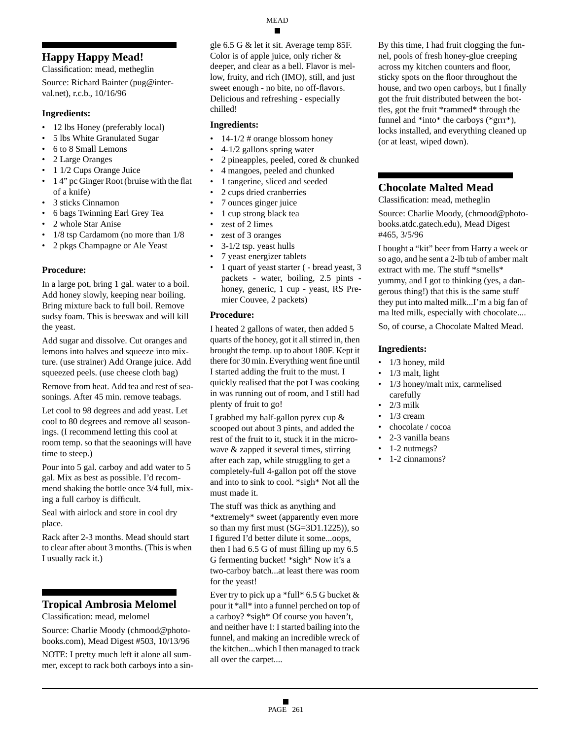## Happy Happy Mead!

Classification: mead, metheglin

Source: Richard Bainter (pug@interval.net), r.c.b., 10/16/96

### Ingredients:

- 12 lbs Honey (preferably local)
- 5 lbs White Granulated Sugar
- 6 to 8 Small Lemons
- 2 Large Oranges
- 1 1/2 Cups Orange Juice
- 1 4" pc Ginger Root (bruise with the flat of a knife)
- 3 sticks Cinnamon
- 6 bags Twinning Earl Grey Tea
- 2 whole Star Anise
- 1/8 tsp Cardamom (no more than 1/8
- 2 pkgs Champagne or Ale Yeast

### Procedure:

In a large pot, bring 1 gal. water to a boil. Add honey slowly, keeping near boiling. Bring mixture back to full boil. Remove sudsy foam. This is beeswax and will kill the yeast.

Add sugar and dissolve. Cut oranges and lemons into halves and squeeze into mixture. (use strainer) Add Orange juice. Add squeezed peels. (use cheese cloth bag)

Remove from heat. Add tea and rest of seasonings. After 45 min. remove teabags.

Let cool to 98 degrees and add yeast. Let cool to 80 degrees and remove all seasonings. (I recommend letting this cool at room temp. so that the seaonings will have time to steep.)

Pour into 5 gal. carboy and add water to 5 gal. Mix as best as possible. I'd recommend shaking the bottle once 3/4 full, mixing a full carboy is difficult.

Seal with airlock and store in cool dry place.

Rack after 2-3 months. Mead should start to clear after about 3 months. (This is when I usually rack it.)

## Tropical Ambrosia Melomel

Classification: mead, melomel

Source: Charlie Moody (chmood@photobooks.com), Mead Digest #503, 10/13/96

NOTE: I pretty much left it alone all summer, except to rack both carboys into a single 6.5 G & let it sit. Average temp 85F. Color is of apple juice, only richer & deeper, and clear as a bell. Flavor is mellow, fruity, and rich (IMO), still, and just sweet enough - no bite, no off-flavors. Delicious and refreshing - especially chilled!

### Ingredients:

- 14-1/2 # orange blossom honey
- 4-1/2 gallons spring water
- 2 pineapples, peeled, cored & chunked
- 4 mangoes, peeled and chunked
- 1 tangerine, sliced and seeded
- 2 cups dried cranberries
- 7 ounces ginger juice
- 1 cup strong black tea
- zest of 2 limes
- zest of 3 oranges
- 3-1/2 tsp. yeast hulls
- 7 yeast energizer tablets
- 1 quart of yeast starter ( - bread yeast, 3 packets - water, boiling, 2.5 pints - honey, generic, 1 cup - yeast, RS Premier Couvee, 2 packets)

### Procedure:

I heated 2 gallons of water, then added 5 quarts of the honey, got it all stirred in, then brought the temp. up to about 180F. Kept it there for 30 min. Everything went fine until I started adding the fruit to the must. I quickly realised that the pot I was cooking in was running out of room, and I still had plenty of fruit to go!

I grabbed my half-gallon pyrex cup & scooped out about 3 pints, and added the rest of the fruit to it, stuck it in the microwave & zapped it several times, stirring after each zap, while struggling to get a completely-full 4-gallon pot off the stove and into to sink to cool. *sigh* Not all the must made it.

The stuff was thick as anything and *extremely* sweet (apparently even more so than my first must (SG=3D1.1225)), so I figured I'd better dilute it some...oops, then I had 6.5 G of must filling up my 6.5 G fermenting bucket! *sigh* Now it's a two-carboy batch...at least there was room for the yeast!

Ever try to pick up a *full* 6.5 G bucket & pour it *all* into a funnel perched on top of a carboy? *sigh* Of course you haven't, and neither have I: I started bailing into the funnel, and making an incredible wreck of the kitchen...which I then managed to track all over the carpet....

By this time, I had fruit clogging the funnel, pools of fresh honey-glue creeping across my kitchen counters and floor, sticky spots on the floor throughout the house, and two open carboys, but I finally got the fruit distributed between the bottles, got the fruit *rammed* through the funnel and *into* the carboys (*grrr*), locks installed, and everything cleaned up (or at least, wiped down).

## Chocolate Malted Mead

Classification: mead, metheglin

Source: Charlie Moody, (chmood@photobooks.atdc.gatech.edu), Mead Digest #465, 3/5/96

I bought a "kit" beer from Harry a week or so ago, and he sent a 2-lb tub of amber malt extract with me. The stuff *smells* yummy, and I got to thinking (yes, a dangerous thing!) that this is the same stuff they put into malted milk...I'm a big fan of ma lted milk, especially with chocolate....

So, of course, a Chocolate Malted Mead.

### Ingredients:

- 1/3 honey, mild
- 1/3 malt, light
- 1/3 honey/malt mix, carmelised carefully
- 2/3 milk
- 1/3 cream
- chocolate / cocoa
- 2-3 vanilla beans
- 1-2 nutmegs?
- 1-2 cinnamons?